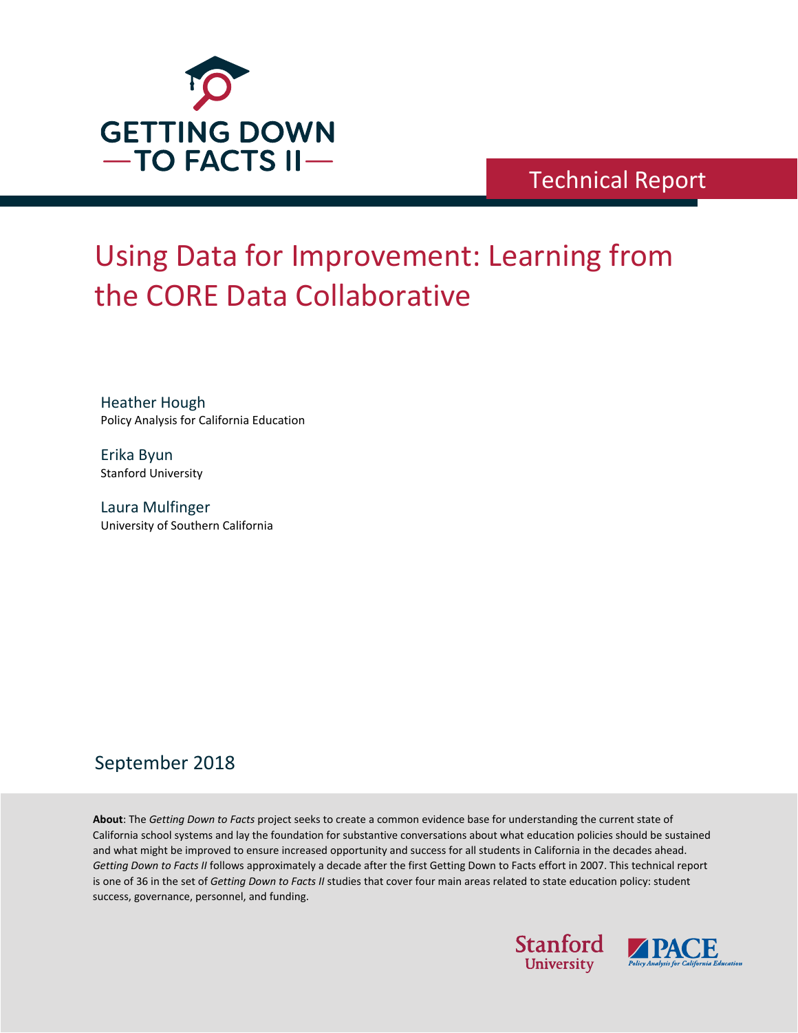GETTING DOWN TO FACTS II

Technical Report

# Using Data for Improvement: Learning from the CORE Data Collaborative

Heather Hough
Policy Analysis for California Education

Erika Byun
Stanford University

Laura Mulfinger
University of Southern California

September 2018

**About**: The *Getting Down to Facts* project seeks to create a common evidence base for understanding the current state of California school systems and lay the foundation for substantive conversations about what education policies should be sustained and what might be improved to ensure increased opportunity and success for all students in California in the decades ahead. *Getting Down to Facts II* follows approximately a decade after the first Getting Down to Facts effort in 2007. This technical report is one of 36 in the set of *Getting Down to Facts II* studies that cover four main areas related to state education policy: student success, governance, personnel, and funding.

Stanford University

PACE Policy Analysis for California Education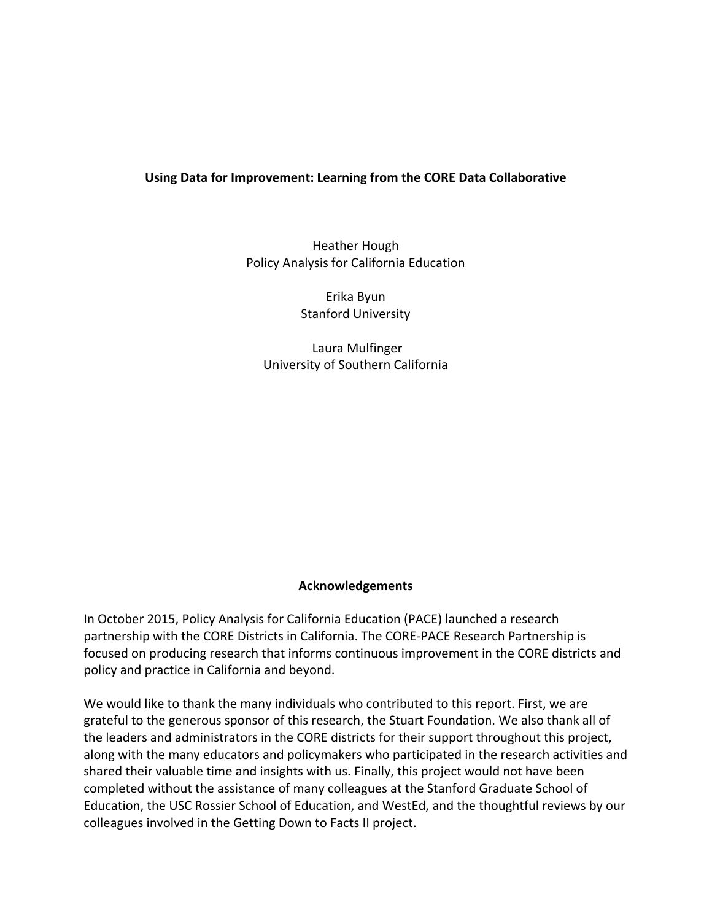# Using Data for Improvement: Learning from the CORE Data Collaborative

Heather Hough
Policy Analysis for California Education

Erika Byun
Stanford University

Laura Mulfinger
University of Southern California

## Acknowledgements

In October 2015, Policy Analysis for California Education (PACE) launched a research partnership with the CORE Districts in California. The CORE-PACE Research Partnership is focused on producing research that informs continuous improvement in the CORE districts and policy and practice in California and beyond.

We would like to thank the many individuals who contributed to this report. First, we are grateful to the generous sponsor of this research, the Stuart Foundation. We also thank all of the leaders and administrators in the CORE districts for their support throughout this project, along with the many educators and policymakers who participated in the research activities and shared their valuable time and insights with us. Finally, this project would not have been completed without the assistance of many colleagues at the Stanford Graduate School of Education, the USC Rossier School of Education, and WestEd, and the thoughtful reviews by our colleagues involved in the Getting Down to Facts II project.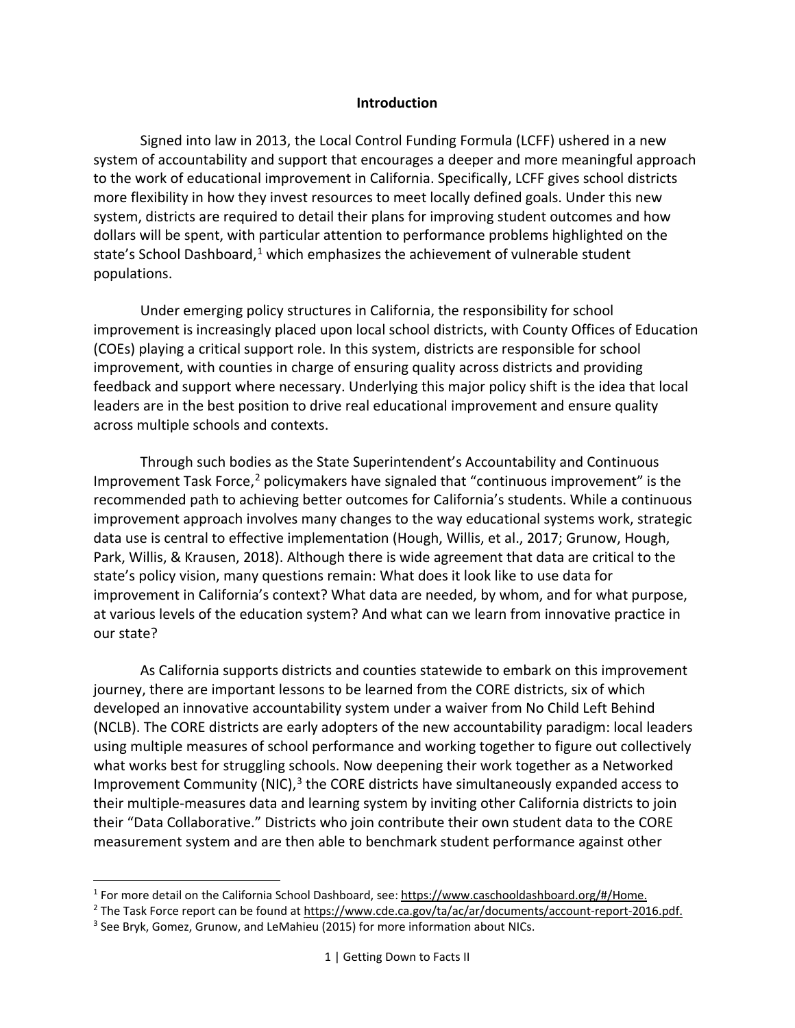## Introduction

Signed into law in 2013, the Local Control Funding Formula (LCFF) ushered in a new system of accountability and support that encourages a deeper and more meaningful approach to the work of educational improvement in California. Specifically, LCFF gives school districts more flexibility in how they invest resources to meet locally defined goals. Under this new system, districts are required to detail their plans for improving student outcomes and how dollars will be spent, with particular attention to performance problems highlighted on the state's School Dashboard,[1] which emphasizes the achievement of vulnerable student populations.

Under emerging policy structures in California, the responsibility for school improvement is increasingly placed upon local school districts, with County Offices of Education (COEs) playing a critical support role. In this system, districts are responsible for school improvement, with counties in charge of ensuring quality across districts and providing feedback and support where necessary. Underlying this major policy shift is the idea that local leaders are in the best position to drive real educational improvement and ensure quality across multiple schools and contexts.

Through such bodies as the State Superintendent's Accountability and Continuous Improvement Task Force,[2] policymakers have signaled that "continuous improvement" is the recommended path to achieving better outcomes for California's students. While a continuous improvement approach involves many changes to the way educational systems work, strategic data use is central to effective implementation (Hough, Willis, et al., 2017; Grunow, Hough, Park, Willis, & Krausen, 2018). Although there is wide agreement that data are critical to the state's policy vision, many questions remain: What does it look like to use data for improvement in California's context? What data are needed, by whom, and for what purpose, at various levels of the education system? And what can we learn from innovative practice in our state?

As California supports districts and counties statewide to embark on this improvement journey, there are important lessons to be learned from the CORE districts, six of which developed an innovative accountability system under a waiver from No Child Left Behind (NCLB). The CORE districts are early adopters of the new accountability paradigm: local leaders using multiple measures of school performance and working together to figure out collectively what works best for struggling schools. Now deepening their work together as a Networked Improvement Community (NIC),[3] the CORE districts have simultaneously expanded access to their multiple-measures data and learning system by inviting other California districts to join their "Data Collaborative." Districts who join contribute their own student data to the CORE measurement system and are then able to benchmark student performance against other

---

[1] For more detail on the California School Dashboard, see: https://www.caschooldashboard.org/#/Home.

[2] The Task Force report can be found at https://www.cde.ca.gov/ta/ac/ar/documents/account-report-2016.pdf.

[3] See Bryk, Gomez, Grunow, and LeMahieu (2015) for more information about NICs.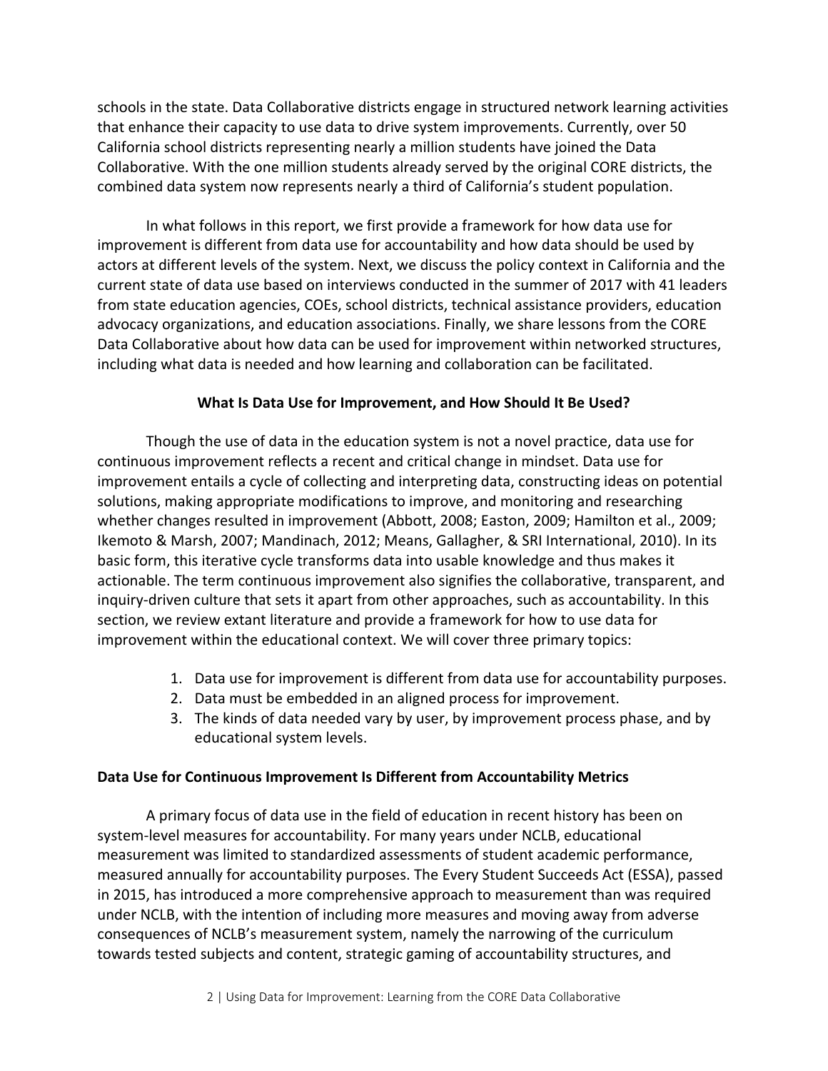schools in the state. Data Collaborative districts engage in structured network learning activities that enhance their capacity to use data to drive system improvements. Currently, over 50 California school districts representing nearly a million students have joined the Data Collaborative. With the one million students already served by the original CORE districts, the combined data system now represents nearly a third of California's student population.

In what follows in this report, we first provide a framework for how data use for improvement is different from data use for accountability and how data should be used by actors at different levels of the system. Next, we discuss the policy context in California and the current state of data use based on interviews conducted in the summer of 2017 with 41 leaders from state education agencies, COEs, school districts, technical assistance providers, education advocacy organizations, and education associations. Finally, we share lessons from the CORE Data Collaborative about how data can be used for improvement within networked structures, including what data is needed and how learning and collaboration can be facilitated.

## What Is Data Use for Improvement, and How Should It Be Used?

Though the use of data in the education system is not a novel practice, data use for continuous improvement reflects a recent and critical change in mindset. Data use for improvement entails a cycle of collecting and interpreting data, constructing ideas on potential solutions, making appropriate modifications to improve, and monitoring and researching whether changes resulted in improvement (Abbott, 2008; Easton, 2009; Hamilton et al., 2009; Ikemoto & Marsh, 2007; Mandinach, 2012; Means, Gallagher, & SRI International, 2010). In its basic form, this iterative cycle transforms data into usable knowledge and thus makes it actionable. The term continuous improvement also signifies the collaborative, transparent, and inquiry-driven culture that sets it apart from other approaches, such as accountability. In this section, we review extant literature and provide a framework for how to use data for improvement within the educational context. We will cover three primary topics:

1. Data use for improvement is different from data use for accountability purposes.
2. Data must be embedded in an aligned process for improvement.
3. The kinds of data needed vary by user, by improvement process phase, and by educational system levels.

### Data Use for Continuous Improvement Is Different from Accountability Metrics

A primary focus of data use in the field of education in recent history has been on system-level measures for accountability. For many years under NCLB, educational measurement was limited to standardized assessments of student academic performance, measured annually for accountability purposes. The Every Student Succeeds Act (ESSA), passed in 2015, has introduced a more comprehensive approach to measurement than was required under NCLB, with the intention of including more measures and moving away from adverse consequences of NCLB's measurement system, namely the narrowing of the curriculum towards tested subjects and content, strategic gaming of accountability structures, and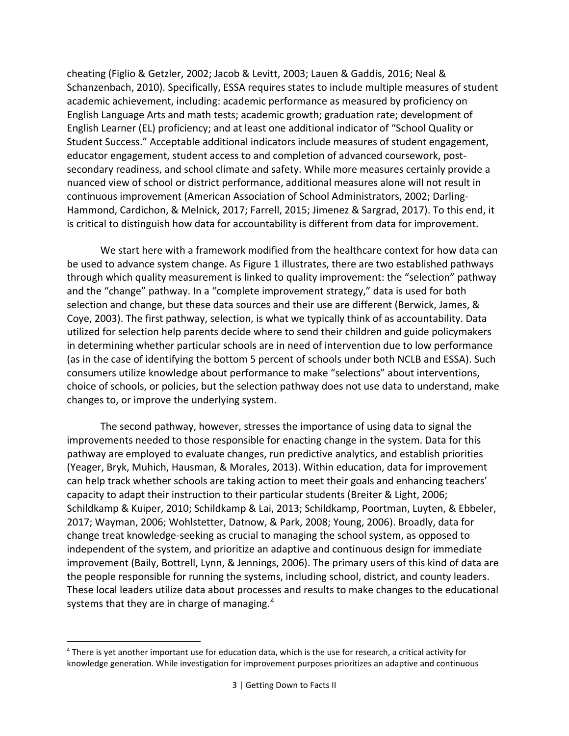cheating (Figlio & Getzler, 2002; Jacob & Levitt, 2003; Lauen & Gaddis, 2016; Neal & Schanzenbach, 2010). Specifically, ESSA requires states to include multiple measures of student academic achievement, including: academic performance as measured by proficiency on English Language Arts and math tests; academic growth; graduation rate; development of English Learner (EL) proficiency; and at least one additional indicator of "School Quality or Student Success." Acceptable additional indicators include measures of student engagement, educator engagement, student access to and completion of advanced coursework, post-secondary readiness, and school climate and safety. While more measures certainly provide a nuanced view of school or district performance, additional measures alone will not result in continuous improvement (American Association of School Administrators, 2002; Darling-Hammond, Cardichon, & Melnick, 2017; Farrell, 2015; Jimenez & Sargrad, 2017). To this end, it is critical to distinguish how data for accountability is different from data for improvement.

We start here with a framework modified from the healthcare context for how data can be used to advance system change. As Figure 1 illustrates, there are two established pathways through which quality measurement is linked to quality improvement: the "selection" pathway and the "change" pathway. In a "complete improvement strategy," data is used for both selection and change, but these data sources and their use are different (Berwick, James, & Coye, 2003). The first pathway, selection, is what we typically think of as accountability. Data utilized for selection help parents decide where to send their children and guide policymakers in determining whether particular schools are in need of intervention due to low performance (as in the case of identifying the bottom 5 percent of schools under both NCLB and ESSA). Such consumers utilize knowledge about performance to make "selections" about interventions, choice of schools, or policies, but the selection pathway does not use data to understand, make changes to, or improve the underlying system.

The second pathway, however, stresses the importance of using data to signal the improvements needed to those responsible for enacting change in the system. Data for this pathway are employed to evaluate changes, run predictive analytics, and establish priorities (Yeager, Bryk, Muhich, Hausman, & Morales, 2013). Within education, data for improvement can help track whether schools are taking action to meet their goals and enhancing teachers' capacity to adapt their instruction to their particular students (Breiter & Light, 2006; Schildkamp & Kuiper, 2010; Schildkamp & Lai, 2013; Schildkamp, Poortman, Luyten, & Ebbeler, 2017; Wayman, 2006; Wohlstetter, Datnow, & Park, 2008; Young, 2006). Broadly, data for change treat knowledge-seeking as crucial to managing the school system, as opposed to independent of the system, and prioritize an adaptive and continuous design for immediate improvement (Baily, Bottrell, Lynn, & Jennings, 2006). The primary users of this kind of data are the people responsible for running the systems, including school, district, and county leaders. These local leaders utilize data about processes and results to make changes to the educational systems that they are in charge of managing.[4]

[4] There is yet another important use for education data, which is the use for research, a critical activity for knowledge generation. While investigation for improvement purposes prioritizes an adaptive and continuous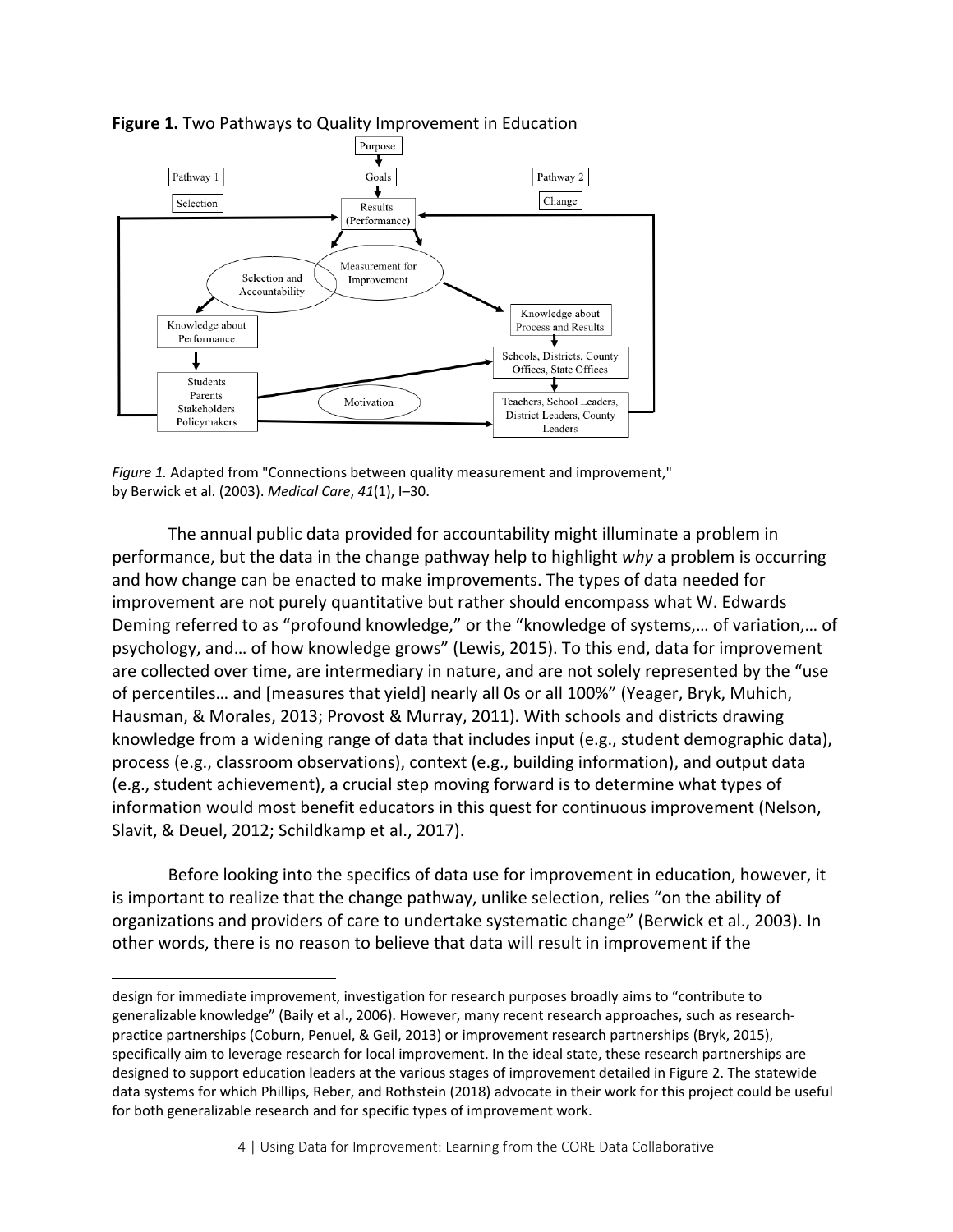**Figure 1.** Two Pathways to Quality Improvement in Education

Purpose

Goals

Pathway 1

Selection

Pathway 2

Change

Results (Performance)

Selection and Accountability

Measurement for Improvement

Knowledge about Performance

Knowledge about Process and Results

Schools, Districts, County Offices, State Offices

Students Parents Stakeholders Policymakers

Motivation

Teachers, School Leaders, District Leaders, County Leaders

*Figure 1.* Adapted from "Connections between quality measurement and improvement," by Berwick et al. (2003). *Medical Care*, *41*(1), I–30.

The annual public data provided for accountability might illuminate a problem in performance, but the data in the change pathway help to highlight *why* a problem is occurring and how change can be enacted to make improvements. The types of data needed for improvement are not purely quantitative but rather should encompass what W. Edwards Deming referred to as "profound knowledge," or the "knowledge of systems,… of variation,… of psychology, and… of how knowledge grows" (Lewis, 2015). To this end, data for improvement are collected over time, are intermediary in nature, and are not solely represented by the "use of percentiles… and [measures that yield] nearly all 0s or all 100%" (Yeager, Bryk, Muhich, Hausman, & Morales, 2013; Provost & Murray, 2011). With schools and districts drawing knowledge from a widening range of data that includes input (e.g., student demographic data), process (e.g., classroom observations), context (e.g., building information), and output data (e.g., student achievement), a crucial step moving forward is to determine what types of information would most benefit educators in this quest for continuous improvement (Nelson, Slavit, & Deuel, 2012; Schildkamp et al., 2017).

Before looking into the specifics of data use for improvement in education, however, it is important to realize that the change pathway, unlike selection, relies "on the ability of organizations and providers of care to undertake systematic change" (Berwick et al., 2003). In other words, there is no reason to believe that data will result in improvement if the

---

design for immediate improvement, investigation for research purposes broadly aims to "contribute to generalizable knowledge" (Baily et al., 2006). However, many recent research approaches, such as research-practice partnerships (Coburn, Penuel, & Geil, 2013) or improvement research partnerships (Bryk, 2015), specifically aim to leverage research for local improvement. In the ideal state, these research partnerships are designed to support education leaders at the various stages of improvement detailed in Figure 2. The statewide data systems for which Phillips, Reber, and Rothstein (2018) advocate in their work for this project could be useful for both generalizable research and for specific types of improvement work.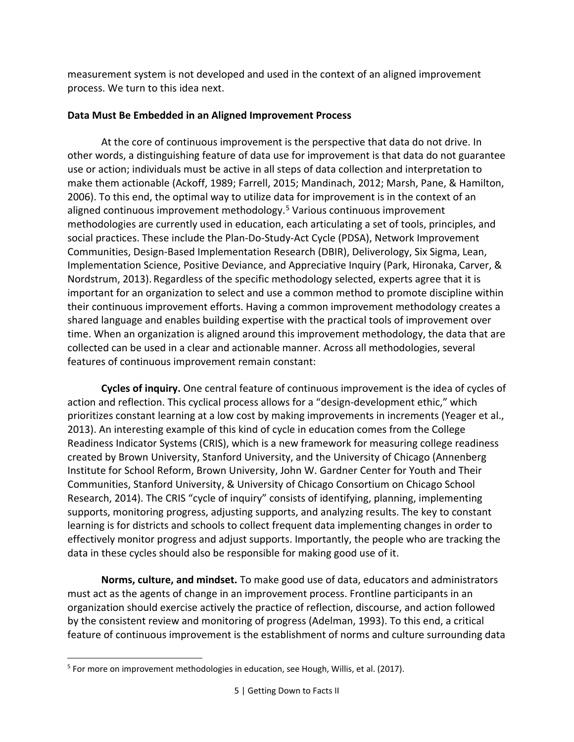measurement system is not developed and used in the context of an aligned improvement process. We turn to this idea next.

### Data Must Be Embedded in an Aligned Improvement Process

At the core of continuous improvement is the perspective that data do not drive. In other words, a distinguishing feature of data use for improvement is that data do not guarantee use or action; individuals must be active in all steps of data collection and interpretation to make them actionable (Ackoff, 1989; Farrell, 2015; Mandinach, 2012; Marsh, Pane, & Hamilton, 2006). To this end, the optimal way to utilize data for improvement is in the context of an aligned continuous improvement methodology.[5] Various continuous improvement methodologies are currently used in education, each articulating a set of tools, principles, and social practices. These include the Plan-Do-Study-Act Cycle (PDSA), Network Improvement Communities, Design-Based Implementation Research (DBIR), Deliverology, Six Sigma, Lean, Implementation Science, Positive Deviance, and Appreciative Inquiry (Park, Hironaka, Carver, & Nordstrum, 2013). Regardless of the specific methodology selected, experts agree that it is important for an organization to select and use a common method to promote discipline within their continuous improvement efforts. Having a common improvement methodology creates a shared language and enables building expertise with the practical tools of improvement over time. When an organization is aligned around this improvement methodology, the data that are collected can be used in a clear and actionable manner. Across all methodologies, several features of continuous improvement remain constant:

**Cycles of inquiry.** One central feature of continuous improvement is the idea of cycles of action and reflection. This cyclical process allows for a "design-development ethic," which prioritizes constant learning at a low cost by making improvements in increments (Yeager et al., 2013). An interesting example of this kind of cycle in education comes from the College Readiness Indicator Systems (CRIS), which is a new framework for measuring college readiness created by Brown University, Stanford University, and the University of Chicago (Annenberg Institute for School Reform, Brown University, John W. Gardner Center for Youth and Their Communities, Stanford University, & University of Chicago Consortium on Chicago School Research, 2014). The CRIS "cycle of inquiry" consists of identifying, planning, implementing supports, monitoring progress, adjusting supports, and analyzing results. The key to constant learning is for districts and schools to collect frequent data implementing changes in order to effectively monitor progress and adjust supports. Importantly, the people who are tracking the data in these cycles should also be responsible for making good use of it.

**Norms, culture, and mindset.** To make good use of data, educators and administrators must act as the agents of change in an improvement process. Frontline participants in an organization should exercise actively the practice of reflection, discourse, and action followed by the consistent review and monitoring of progress (Adelman, 1993). To this end, a critical feature of continuous improvement is the establishment of norms and culture surrounding data

[5] For more on improvement methodologies in education, see Hough, Willis, et al. (2017).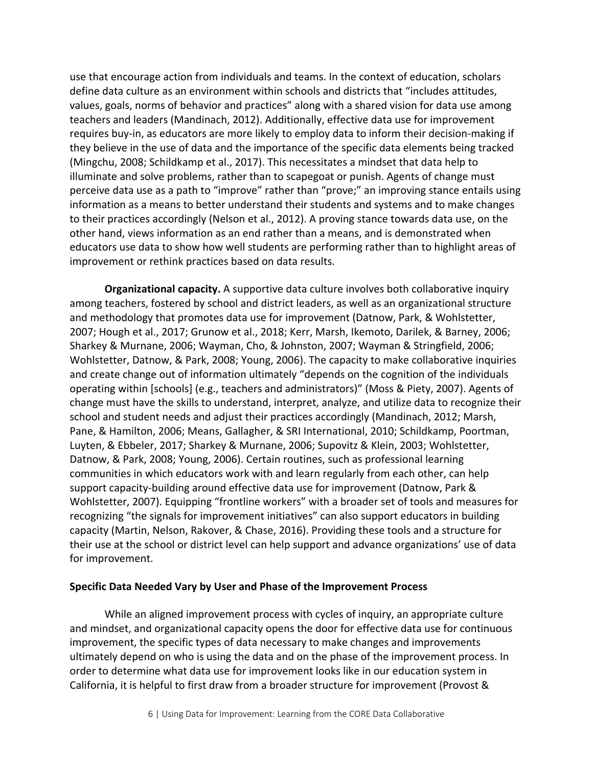use that encourage action from individuals and teams. In the context of education, scholars define data culture as an environment within schools and districts that "includes attitudes, values, goals, norms of behavior and practices" along with a shared vision for data use among teachers and leaders (Mandinach, 2012). Additionally, effective data use for improvement requires buy-in, as educators are more likely to employ data to inform their decision-making if they believe in the use of data and the importance of the specific data elements being tracked (Mingchu, 2008; Schildkamp et al., 2017). This necessitates a mindset that data help to illuminate and solve problems, rather than to scapegoat or punish. Agents of change must perceive data use as a path to "improve" rather than "prove;" an improving stance entails using information as a means to better understand their students and systems and to make changes to their practices accordingly (Nelson et al., 2012). A proving stance towards data use, on the other hand, views information as an end rather than a means, and is demonstrated when educators use data to show how well students are performing rather than to highlight areas of improvement or rethink practices based on data results.

**Organizational capacity.** A supportive data culture involves both collaborative inquiry among teachers, fostered by school and district leaders, as well as an organizational structure and methodology that promotes data use for improvement (Datnow, Park, & Wohlstetter, 2007; Hough et al., 2017; Grunow et al., 2018; Kerr, Marsh, Ikemoto, Darilek, & Barney, 2006; Sharkey & Murnane, 2006; Wayman, Cho, & Johnston, 2007; Wayman & Stringfield, 2006; Wohlstetter, Datnow, & Park, 2008; Young, 2006). The capacity to make collaborative inquiries and create change out of information ultimately "depends on the cognition of the individuals operating within [schools] (e.g., teachers and administrators)" (Moss & Piety, 2007). Agents of change must have the skills to understand, interpret, analyze, and utilize data to recognize their school and student needs and adjust their practices accordingly (Mandinach, 2012; Marsh, Pane, & Hamilton, 2006; Means, Gallagher, & SRI International, 2010; Schildkamp, Poortman, Luyten, & Ebbeler, 2017; Sharkey & Murnane, 2006; Supovitz & Klein, 2003; Wohlstetter, Datnow, & Park, 2008; Young, 2006). Certain routines, such as professional learning communities in which educators work with and learn regularly from each other, can help support capacity-building around effective data use for improvement (Datnow, Park & Wohlstetter, 2007). Equipping "frontline workers" with a broader set of tools and measures for recognizing "the signals for improvement initiatives" can also support educators in building capacity (Martin, Nelson, Rakover, & Chase, 2016). Providing these tools and a structure for their use at the school or district level can help support and advance organizations' use of data for improvement.

### Specific Data Needed Vary by User and Phase of the Improvement Process

While an aligned improvement process with cycles of inquiry, an appropriate culture and mindset, and organizational capacity opens the door for effective data use for continuous improvement, the specific types of data necessary to make changes and improvements ultimately depend on who is using the data and on the phase of the improvement process. In order to determine what data use for improvement looks like in our education system in California, it is helpful to first draw from a broader structure for improvement (Provost &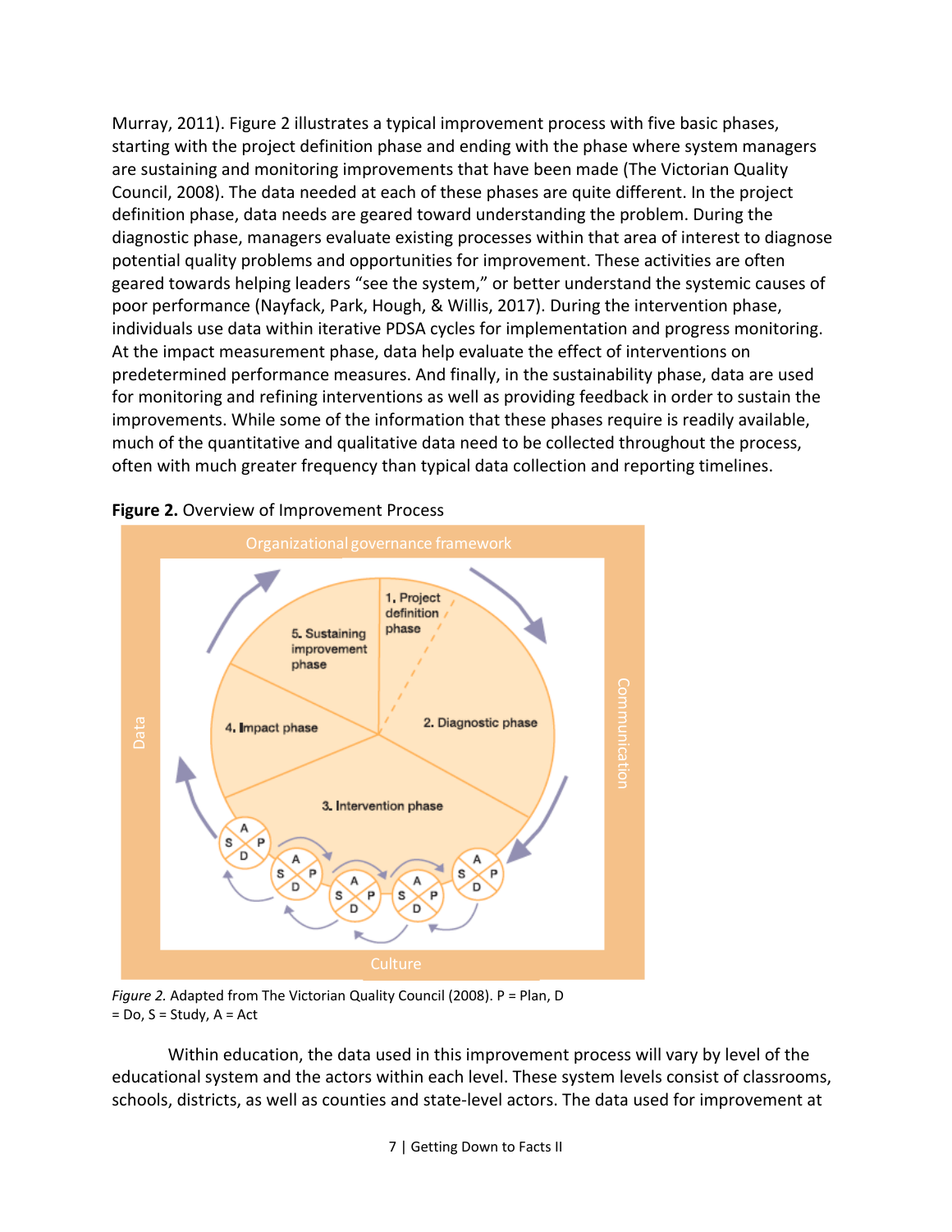Murray, 2011). Figure 2 illustrates a typical improvement process with five basic phases, starting with the project definition phase and ending with the phase where system managers are sustaining and monitoring improvements that have been made (The Victorian Quality Council, 2008). The data needed at each of these phases are quite different. In the project definition phase, data needs are geared toward understanding the problem. During the diagnostic phase, managers evaluate existing processes within that area of interest to diagnose potential quality problems and opportunities for improvement. These activities are often geared towards helping leaders "see the system," or better understand the systemic causes of poor performance (Nayfack, Park, Hough, & Willis, 2017). During the intervention phase, individuals use data within iterative PDSA cycles for implementation and progress monitoring. At the impact measurement phase, data help evaluate the effect of interventions on predetermined performance measures. And finally, in the sustainability phase, data are used for monitoring and refining interventions as well as providing feedback in order to sustain the improvements. While some of the information that these phases require is readily available, much of the quantitative and qualitative data need to be collected throughout the process, often with much greater frequency than typical data collection and reporting timelines.

**Figure 2.** Overview of Improvement Process

Organizational governance framework

1. Project definition phase
2. Diagnostic phase
3. Intervention phase
4. Impact phase
5. Sustaining improvement phase

Data — Communication — Culture

*Figure 2.* Adapted from The Victorian Quality Council (2008). P = Plan, D = Do, S = Study, A = Act

Within education, the data used in this improvement process will vary by level of the educational system and the actors within each level. These system levels consist of classrooms, schools, districts, as well as counties and state-level actors. The data used for improvement at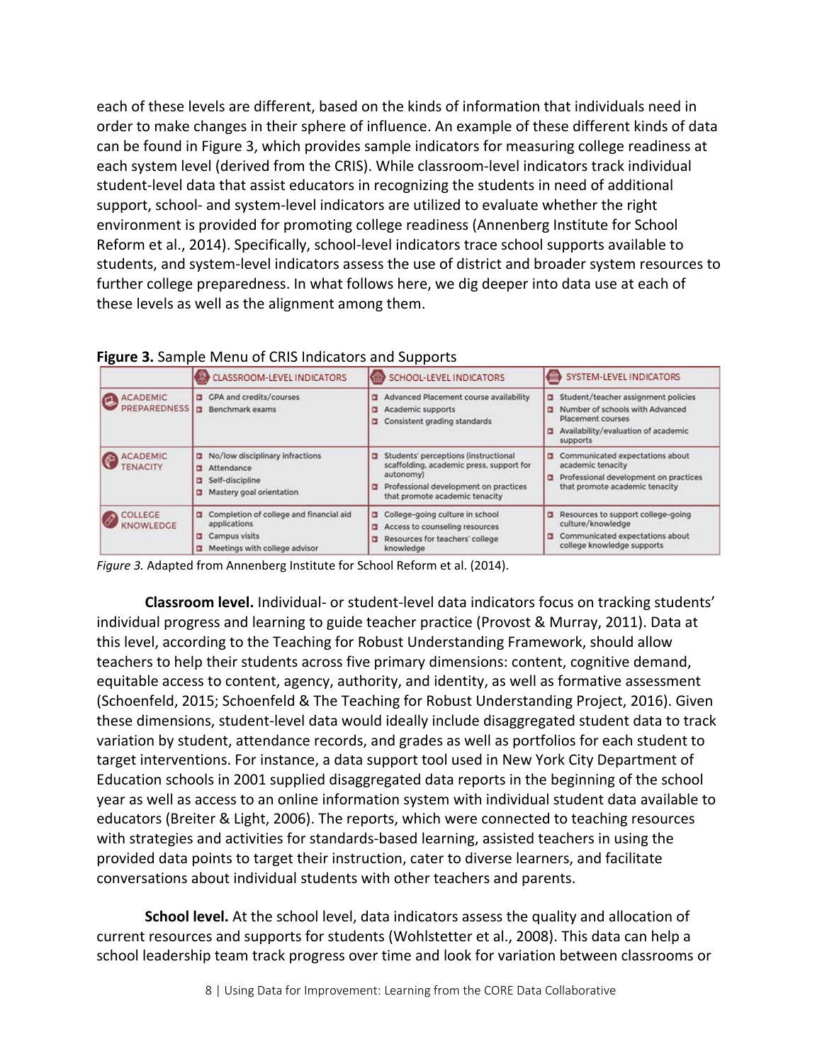each of these levels are different, based on the kinds of information that individuals need in order to make changes in their sphere of influence. An example of these different kinds of data can be found in Figure 3, which provides sample indicators for measuring college readiness at each system level (derived from the CRIS). While classroom-level indicators track individual student-level data that assist educators in recognizing the students in need of additional support, school- and system-level indicators are utilized to evaluate whether the right environment is provided for promoting college readiness (Annenberg Institute for School Reform et al., 2014). Specifically, school-level indicators trace school supports available to students, and system-level indicators assess the use of district and broader system resources to further college preparedness. In what follows here, we dig deeper into data use at each of these levels as well as the alignment among them.

**Figure 3.** Sample Menu of CRIS Indicators and Supports

| | CLASSROOM-LEVEL INDICATORS | SCHOOL-LEVEL INDICATORS | SYSTEM-LEVEL INDICATORS |
|---|---|---|---|
| ACADEMIC PREPAREDNESS | GPA and credits/courses<br>Benchmark exams | Advanced Placement course availability<br>Academic supports<br>Consistent grading standards | Student/teacher assignment policies<br>Number of schools with Advanced Placement courses<br>Availability/evaluation of academic supports |
| ACADEMIC TENACITY | No/low disciplinary infractions<br>Attendance<br>Self-discipline<br>Mastery goal orientation | Students' perceptions (instructional scaffolding, academic press, support for autonomy)<br>Professional development on practices that promote academic tenacity | Communicated expectations about academic tenacity<br>Professional development on practices that promote academic tenacity |
| COLLEGE KNOWLEDGE | Completion of college and financial aid applications<br>Campus visits<br>Meetings with college advisor | College-going culture in school<br>Access to counseling resources<br>Resources for teachers' college knowledge | Resources to support college-going culture/knowledge<br>Communicated expectations about college knowledge supports |

*Figure 3.* Adapted from Annenberg Institute for School Reform et al. (2014).

**Classroom level.** Individual- or student-level data indicators focus on tracking students' individual progress and learning to guide teacher practice (Provost & Murray, 2011). Data at this level, according to the Teaching for Robust Understanding Framework, should allow teachers to help their students across five primary dimensions: content, cognitive demand, equitable access to content, agency, authority, and identity, as well as formative assessment (Schoenfeld, 2015; Schoenfeld & The Teaching for Robust Understanding Project, 2016). Given these dimensions, student-level data would ideally include disaggregated student data to track variation by student, attendance records, and grades as well as portfolios for each student to target interventions. For instance, a data support tool used in New York City Department of Education schools in 2001 supplied disaggregated data reports in the beginning of the school year as well as access to an online information system with individual student data available to educators (Breiter & Light, 2006). The reports, which were connected to teaching resources with strategies and activities for standards-based learning, assisted teachers in using the provided data points to target their instruction, cater to diverse learners, and facilitate conversations about individual students with other teachers and parents.

**School level.** At the school level, data indicators assess the quality and allocation of current resources and supports for students (Wohlstetter et al., 2008). This data can help a school leadership team track progress over time and look for variation between classrooms or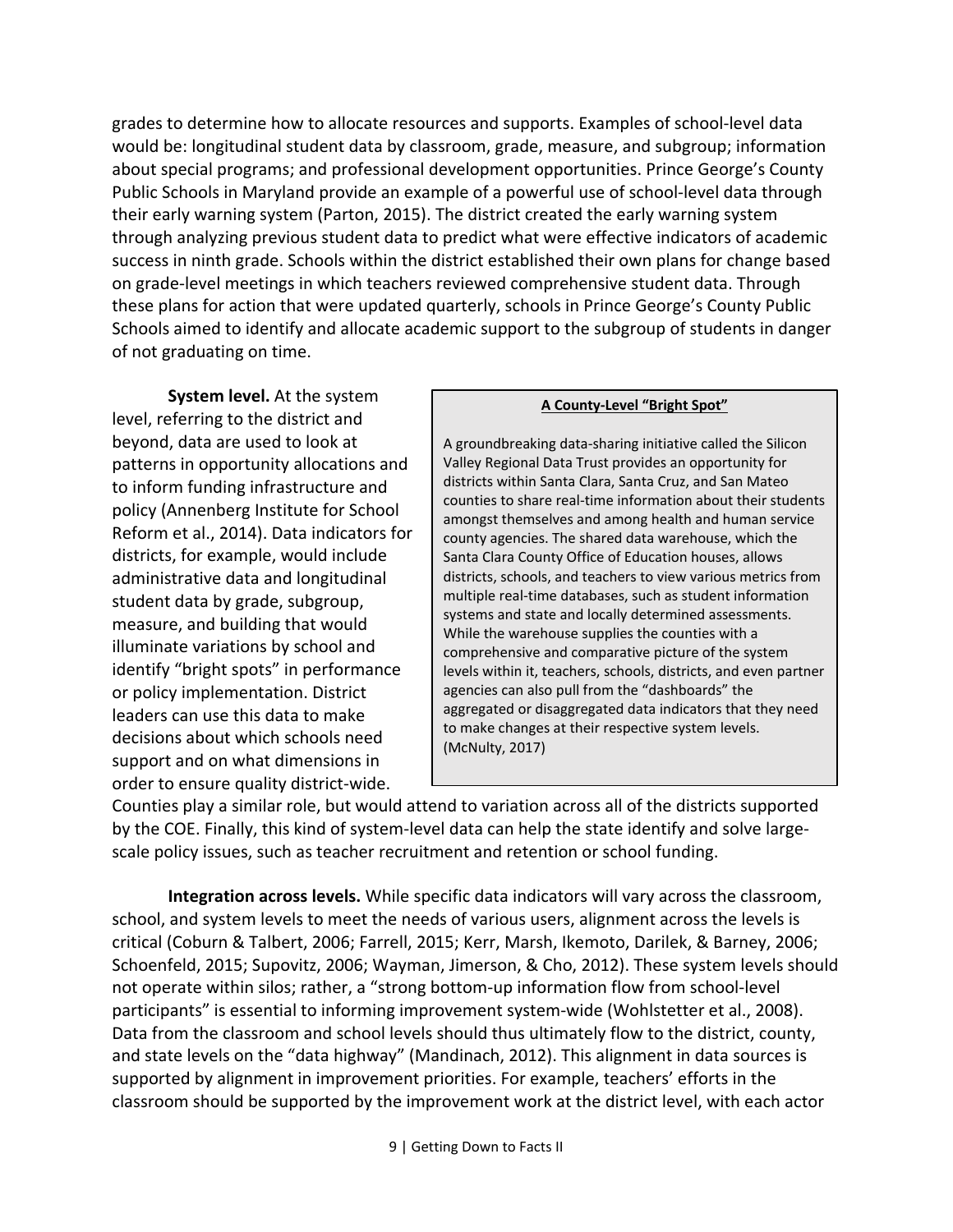grades to determine how to allocate resources and supports. Examples of school-level data would be: longitudinal student data by classroom, grade, measure, and subgroup; information about special programs; and professional development opportunities. Prince George's County Public Schools in Maryland provide an example of a powerful use of school-level data through their early warning system (Parton, 2015). The district created the early warning system through analyzing previous student data to predict what were effective indicators of academic success in ninth grade. Schools within the district established their own plans for change based on grade-level meetings in which teachers reviewed comprehensive student data. Through these plans for action that were updated quarterly, schools in Prince George's County Public Schools aimed to identify and allocate academic support to the subgroup of students in danger of not graduating on time.

**System level.** At the system level, referring to the district and beyond, data are used to look at patterns in opportunity allocations and to inform funding infrastructure and policy (Annenberg Institute for School Reform et al., 2014). Data indicators for districts, for example, would include administrative data and longitudinal student data by grade, subgroup, measure, and building that would illuminate variations by school and identify "bright spots" in performance or policy implementation. District leaders can use this data to make decisions about which schools need support and on what dimensions in order to ensure quality district-wide. Counties play a similar role, but would attend to variation across all of the districts supported by the COE. Finally, this kind of system-level data can help the state identify and solve large-scale policy issues, such as teacher recruitment and retention or school funding.

> **A County-Level "Bright Spot"**
>
> A groundbreaking data-sharing initiative called the Silicon Valley Regional Data Trust provides an opportunity for districts within Santa Clara, Santa Cruz, and San Mateo counties to share real-time information about their students amongst themselves and among health and human service county agencies. The shared data warehouse, which the Santa Clara County Office of Education houses, allows districts, schools, and teachers to view various metrics from multiple real-time databases, such as student information systems and state and locally determined assessments. While the warehouse supplies the counties with a comprehensive and comparative picture of the system levels within it, teachers, schools, districts, and even partner agencies can also pull from the "dashboards" the aggregated or disaggregated data indicators that they need to make changes at their respective system levels. (McNulty, 2017)

**Integration across levels.** While specific data indicators will vary across the classroom, school, and system levels to meet the needs of various users, alignment across the levels is critical (Coburn & Talbert, 2006; Farrell, 2015; Kerr, Marsh, Ikemoto, Darilek, & Barney, 2006; Schoenfeld, 2015; Supovitz, 2006; Wayman, Jimerson, & Cho, 2012). These system levels should not operate within silos; rather, a "strong bottom-up information flow from school-level participants" is essential to informing improvement system-wide (Wohlstetter et al., 2008). Data from the classroom and school levels should thus ultimately flow to the district, county, and state levels on the "data highway" (Mandinach, 2012). This alignment in data sources is supported by alignment in improvement priorities. For example, teachers' efforts in the classroom should be supported by the improvement work at the district level, with each actor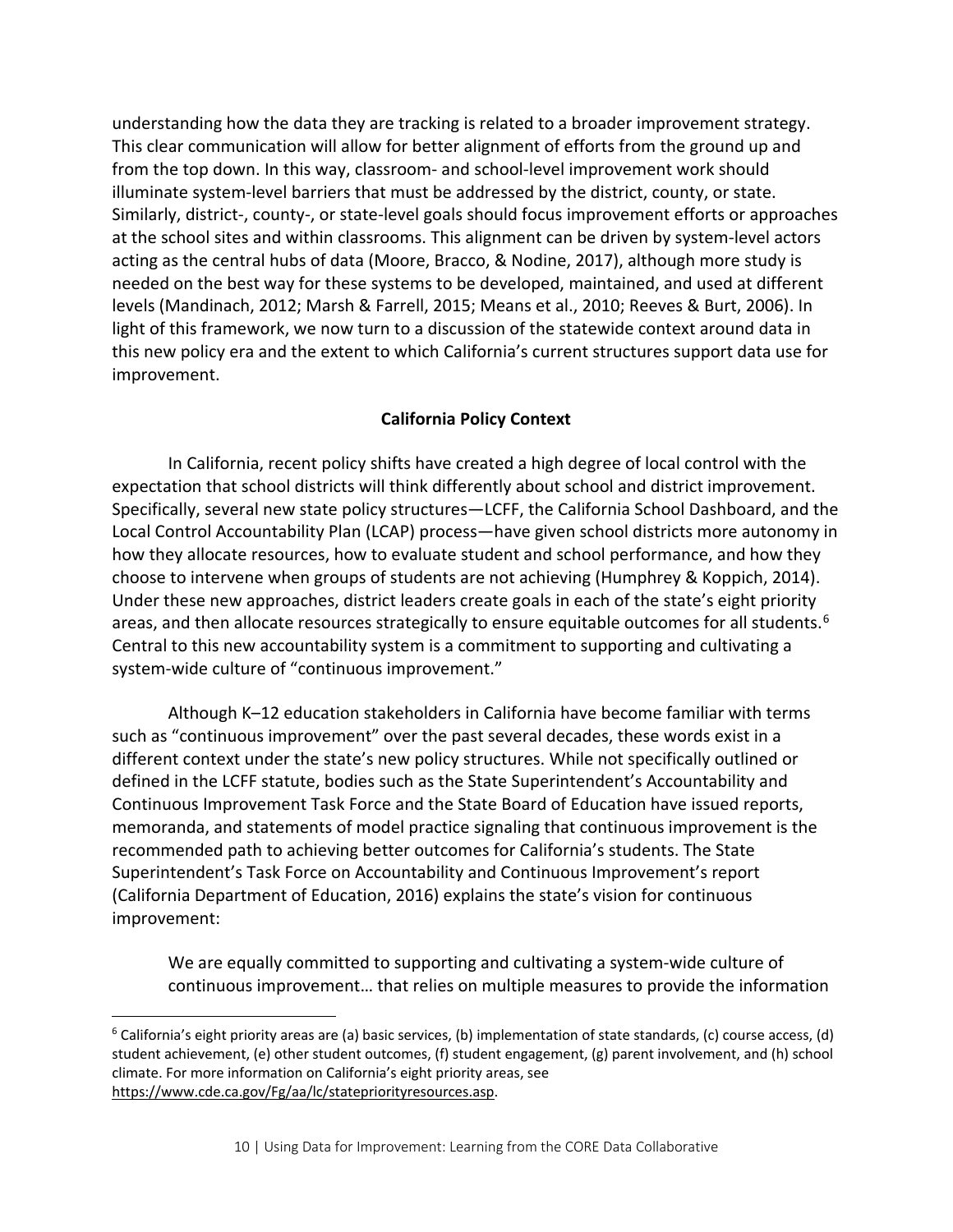understanding how the data they are tracking is related to a broader improvement strategy. This clear communication will allow for better alignment of efforts from the ground up and from the top down. In this way, classroom- and school-level improvement work should illuminate system-level barriers that must be addressed by the district, county, or state. Similarly, district-, county-, or state-level goals should focus improvement efforts or approaches at the school sites and within classrooms. This alignment can be driven by system-level actors acting as the central hubs of data (Moore, Bracco, & Nodine, 2017), although more study is needed on the best way for these systems to be developed, maintained, and used at different levels (Mandinach, 2012; Marsh & Farrell, 2015; Means et al., 2010; Reeves & Burt, 2006). In light of this framework, we now turn to a discussion of the statewide context around data in this new policy era and the extent to which California's current structures support data use for improvement.

## California Policy Context

In California, recent policy shifts have created a high degree of local control with the expectation that school districts will think differently about school and district improvement. Specifically, several new state policy structures—LCFF, the California School Dashboard, and the Local Control Accountability Plan (LCAP) process—have given school districts more autonomy in how they allocate resources, how to evaluate student and school performance, and how they choose to intervene when groups of students are not achieving (Humphrey & Koppich, 2014). Under these new approaches, district leaders create goals in each of the state's eight priority areas, and then allocate resources strategically to ensure equitable outcomes for all students.[6] Central to this new accountability system is a commitment to supporting and cultivating a system-wide culture of "continuous improvement."

Although K–12 education stakeholders in California have become familiar with terms such as "continuous improvement" over the past several decades, these words exist in a different context under the state's new policy structures. While not specifically outlined or defined in the LCFF statute, bodies such as the State Superintendent's Accountability and Continuous Improvement Task Force and the State Board of Education have issued reports, memoranda, and statements of model practice signaling that continuous improvement is the recommended path to achieving better outcomes for California's students. The State Superintendent's Task Force on Accountability and Continuous Improvement's report (California Department of Education, 2016) explains the state's vision for continuous improvement:

> We are equally committed to supporting and cultivating a system-wide culture of continuous improvement… that relies on multiple measures to provide the information

[6] California's eight priority areas are (a) basic services, (b) implementation of state standards, (c) course access, (d) student achievement, (e) other student outcomes, (f) student engagement, (g) parent involvement, and (h) school climate. For more information on California's eight priority areas, see https://www.cde.ca.gov/Fg/aa/lc/statepriorityresources.asp.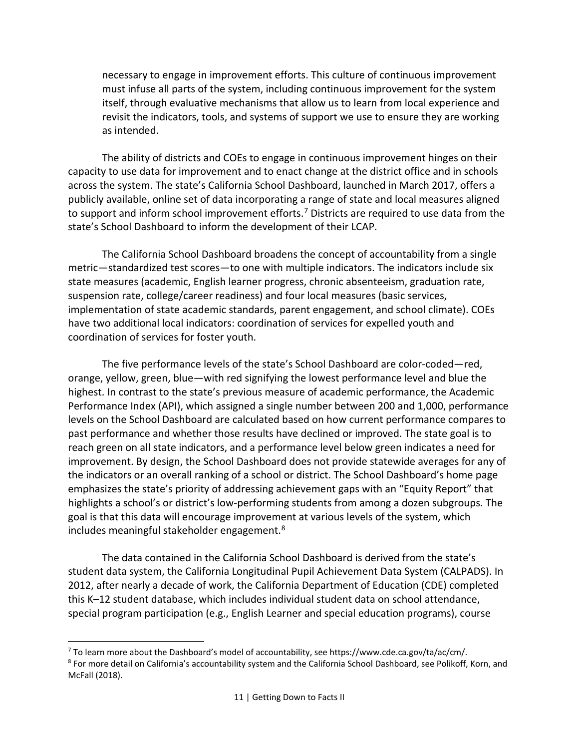necessary to engage in improvement efforts. This culture of continuous improvement must infuse all parts of the system, including continuous improvement for the system itself, through evaluative mechanisms that allow us to learn from local experience and revisit the indicators, tools, and systems of support we use to ensure they are working as intended.

The ability of districts and COEs to engage in continuous improvement hinges on their capacity to use data for improvement and to enact change at the district office and in schools across the system. The state's California School Dashboard, launched in March 2017, offers a publicly available, online set of data incorporating a range of state and local measures aligned to support and inform school improvement efforts.[7] Districts are required to use data from the state's School Dashboard to inform the development of their LCAP.

The California School Dashboard broadens the concept of accountability from a single metric—standardized test scores—to one with multiple indicators. The indicators include six state measures (academic, English learner progress, chronic absenteeism, graduation rate, suspension rate, college/career readiness) and four local measures (basic services, implementation of state academic standards, parent engagement, and school climate). COEs have two additional local indicators: coordination of services for expelled youth and coordination of services for foster youth.

The five performance levels of the state's School Dashboard are color-coded—red, orange, yellow, green, blue—with red signifying the lowest performance level and blue the highest. In contrast to the state's previous measure of academic performance, the Academic Performance Index (API), which assigned a single number between 200 and 1,000, performance levels on the School Dashboard are calculated based on how current performance compares to past performance and whether those results have declined or improved. The state goal is to reach green on all state indicators, and a performance level below green indicates a need for improvement. By design, the School Dashboard does not provide statewide averages for any of the indicators or an overall ranking of a school or district. The School Dashboard's home page emphasizes the state's priority of addressing achievement gaps with an "Equity Report" that highlights a school's or district's low-performing students from among a dozen subgroups. The goal is that this data will encourage improvement at various levels of the system, which includes meaningful stakeholder engagement.[8]

The data contained in the California School Dashboard is derived from the state's student data system, the California Longitudinal Pupil Achievement Data System (CALPADS). In 2012, after nearly a decade of work, the California Department of Education (CDE) completed this K–12 student database, which includes individual student data on school attendance, special program participation (e.g., English Learner and special education programs), course

---

[7] To learn more about the Dashboard's model of accountability, see https://www.cde.ca.gov/ta/ac/cm/.

[8] For more detail on California's accountability system and the California School Dashboard, see Polikoff, Korn, and McFall (2018).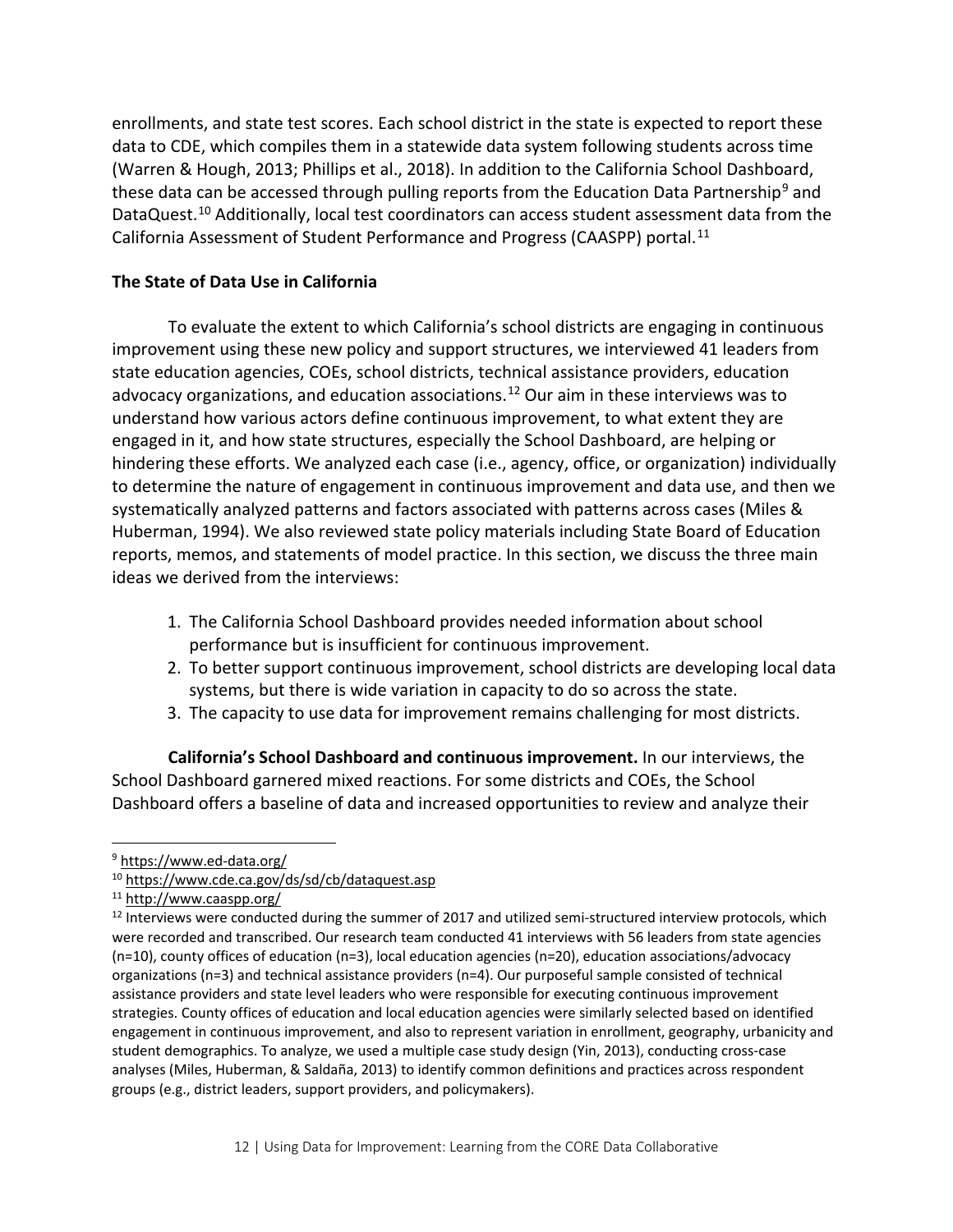enrollments, and state test scores. Each school district in the state is expected to report these data to CDE, which compiles them in a statewide data system following students across time (Warren & Hough, 2013; Phillips et al., 2018). In addition to the California School Dashboard, these data can be accessed through pulling reports from the Education Data Partnership[9] and DataQuest.[10] Additionally, local test coordinators can access student assessment data from the California Assessment of Student Performance and Progress (CAASPP) portal.[11]

**The State of Data Use in California**

To evaluate the extent to which California's school districts are engaging in continuous improvement using these new policy and support structures, we interviewed 41 leaders from state education agencies, COEs, school districts, technical assistance providers, education advocacy organizations, and education associations.[12] Our aim in these interviews was to understand how various actors define continuous improvement, to what extent they are engaged in it, and how state structures, especially the School Dashboard, are helping or hindering these efforts. We analyzed each case (i.e., agency, office, or organization) individually to determine the nature of engagement in continuous improvement and data use, and then we systematically analyzed patterns and factors associated with patterns across cases (Miles & Huberman, 1994). We also reviewed state policy materials including State Board of Education reports, memos, and statements of model practice. In this section, we discuss the three main ideas we derived from the interviews:

1. The California School Dashboard provides needed information about school performance but is insufficient for continuous improvement.
2. To better support continuous improvement, school districts are developing local data systems, but there is wide variation in capacity to do so across the state.
3. The capacity to use data for improvement remains challenging for most districts.

**California's School Dashboard and continuous improvement.** In our interviews, the School Dashboard garnered mixed reactions. For some districts and COEs, the School Dashboard offers a baseline of data and increased opportunities to review and analyze their

---

[9] https://www.ed-data.org/

[10] https://www.cde.ca.gov/ds/sd/cb/dataquest.asp

[11] http://www.caaspp.org/

[12] Interviews were conducted during the summer of 2017 and utilized semi-structured interview protocols, which were recorded and transcribed. Our research team conducted 41 interviews with 56 leaders from state agencies (n=10), county offices of education (n=3), local education agencies (n=20), education associations/advocacy organizations (n=3) and technical assistance providers (n=4). Our purposeful sample consisted of technical assistance providers and state level leaders who were responsible for executing continuous improvement strategies. County offices of education and local education agencies were similarly selected based on identified engagement in continuous improvement, and also to represent variation in enrollment, geography, urbanicity and student demographics. To analyze, we used a multiple case study design (Yin, 2013), conducting cross-case analyses (Miles, Huberman, & Saldaña, 2013) to identify common definitions and practices across respondent groups (e.g., district leaders, support providers, and policymakers).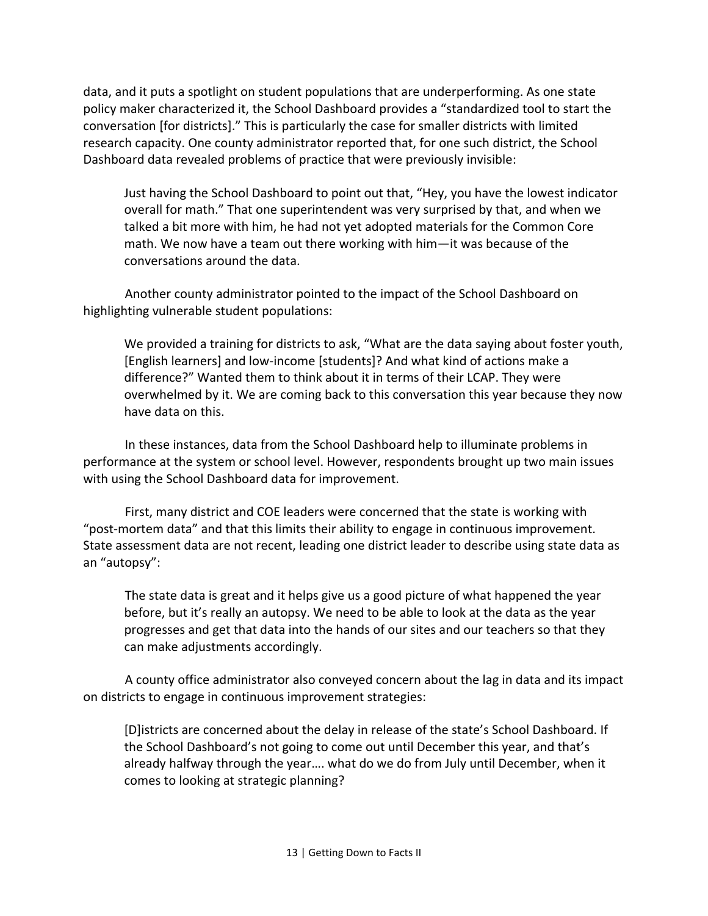data, and it puts a spotlight on student populations that are underperforming. As one state policy maker characterized it, the School Dashboard provides a "standardized tool to start the conversation [for districts]." This is particularly the case for smaller districts with limited research capacity. One county administrator reported that, for one such district, the School Dashboard data revealed problems of practice that were previously invisible:

> Just having the School Dashboard to point out that, "Hey, you have the lowest indicator overall for math." That one superintendent was very surprised by that, and when we talked a bit more with him, he had not yet adopted materials for the Common Core math. We now have a team out there working with him—it was because of the conversations around the data.

Another county administrator pointed to the impact of the School Dashboard on highlighting vulnerable student populations:

> We provided a training for districts to ask, "What are the data saying about foster youth, [English learners] and low-income [students]? And what kind of actions make a difference?" Wanted them to think about it in terms of their LCAP. They were overwhelmed by it. We are coming back to this conversation this year because they now have data on this.

In these instances, data from the School Dashboard help to illuminate problems in performance at the system or school level. However, respondents brought up two main issues with using the School Dashboard data for improvement.

First, many district and COE leaders were concerned that the state is working with "post-mortem data" and that this limits their ability to engage in continuous improvement. State assessment data are not recent, leading one district leader to describe using state data as an "autopsy":

> The state data is great and it helps give us a good picture of what happened the year before, but it's really an autopsy. We need to be able to look at the data as the year progresses and get that data into the hands of our sites and our teachers so that they can make adjustments accordingly.

A county office administrator also conveyed concern about the lag in data and its impact on districts to engage in continuous improvement strategies:

> [D]istricts are concerned about the delay in release of the state's School Dashboard. If the School Dashboard's not going to come out until December this year, and that's already halfway through the year…. what do we do from July until December, when it comes to looking at strategic planning?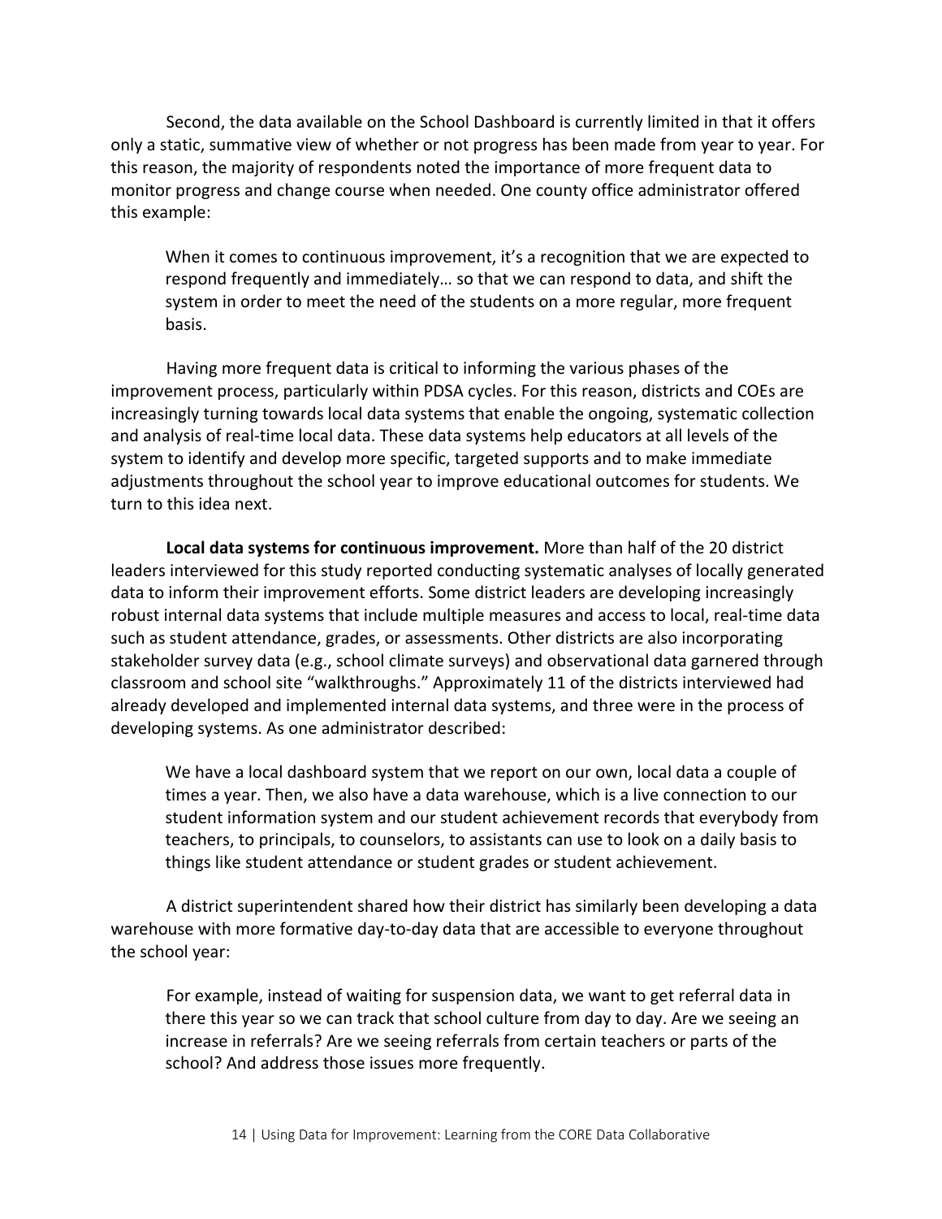Second, the data available on the School Dashboard is currently limited in that it offers only a static, summative view of whether or not progress has been made from year to year. For this reason, the majority of respondents noted the importance of more frequent data to monitor progress and change course when needed. One county office administrator offered this example:

> When it comes to continuous improvement, it's a recognition that we are expected to respond frequently and immediately… so that we can respond to data, and shift the system in order to meet the need of the students on a more regular, more frequent basis.

Having more frequent data is critical to informing the various phases of the improvement process, particularly within PDSA cycles. For this reason, districts and COEs are increasingly turning towards local data systems that enable the ongoing, systematic collection and analysis of real-time local data. These data systems help educators at all levels of the system to identify and develop more specific, targeted supports and to make immediate adjustments throughout the school year to improve educational outcomes for students. We turn to this idea next.

**Local data systems for continuous improvement.** More than half of the 20 district leaders interviewed for this study reported conducting systematic analyses of locally generated data to inform their improvement efforts. Some district leaders are developing increasingly robust internal data systems that include multiple measures and access to local, real-time data such as student attendance, grades, or assessments. Other districts are also incorporating stakeholder survey data (e.g., school climate surveys) and observational data garnered through classroom and school site "walkthroughs." Approximately 11 of the districts interviewed had already developed and implemented internal data systems, and three were in the process of developing systems. As one administrator described:

> We have a local dashboard system that we report on our own, local data a couple of times a year. Then, we also have a data warehouse, which is a live connection to our student information system and our student achievement records that everybody from teachers, to principals, to counselors, to assistants can use to look on a daily basis to things like student attendance or student grades or student achievement.

A district superintendent shared how their district has similarly been developing a data warehouse with more formative day-to-day data that are accessible to everyone throughout the school year:

> For example, instead of waiting for suspension data, we want to get referral data in there this year so we can track that school culture from day to day. Are we seeing an increase in referrals? Are we seeing referrals from certain teachers or parts of the school? And address those issues more frequently.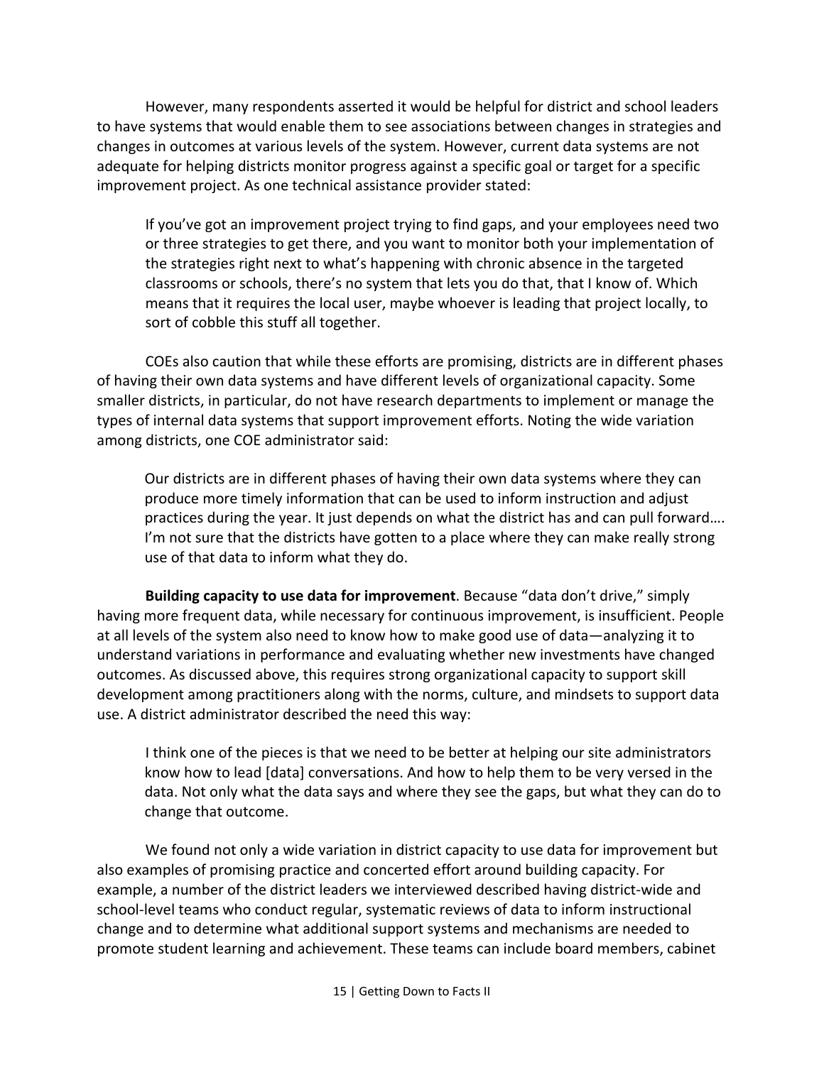However, many respondents asserted it would be helpful for district and school leaders to have systems that would enable them to see associations between changes in strategies and changes in outcomes at various levels of the system. However, current data systems are not adequate for helping districts monitor progress against a specific goal or target for a specific improvement project. As one technical assistance provider stated:

> If you've got an improvement project trying to find gaps, and your employees need two or three strategies to get there, and you want to monitor both your implementation of the strategies right next to what's happening with chronic absence in the targeted classrooms or schools, there's no system that lets you do that, that I know of. Which means that it requires the local user, maybe whoever is leading that project locally, to sort of cobble this stuff all together.

COEs also caution that while these efforts are promising, districts are in different phases of having their own data systems and have different levels of organizational capacity. Some smaller districts, in particular, do not have research departments to implement or manage the types of internal data systems that support improvement efforts. Noting the wide variation among districts, one COE administrator said:

> Our districts are in different phases of having their own data systems where they can produce more timely information that can be used to inform instruction and adjust practices during the year. It just depends on what the district has and can pull forward…. I'm not sure that the districts have gotten to a place where they can make really strong use of that data to inform what they do.

**Building capacity to use data for improvement**. Because "data don't drive," simply having more frequent data, while necessary for continuous improvement, is insufficient. People at all levels of the system also need to know how to make good use of data—analyzing it to understand variations in performance and evaluating whether new investments have changed outcomes. As discussed above, this requires strong organizational capacity to support skill development among practitioners along with the norms, culture, and mindsets to support data use. A district administrator described the need this way:

> I think one of the pieces is that we need to be better at helping our site administrators know how to lead [data] conversations. And how to help them to be very versed in the data. Not only what the data says and where they see the gaps, but what they can do to change that outcome.

We found not only a wide variation in district capacity to use data for improvement but also examples of promising practice and concerted effort around building capacity. For example, a number of the district leaders we interviewed described having district-wide and school-level teams who conduct regular, systematic reviews of data to inform instructional change and to determine what additional support systems and mechanisms are needed to promote student learning and achievement. These teams can include board members, cabinet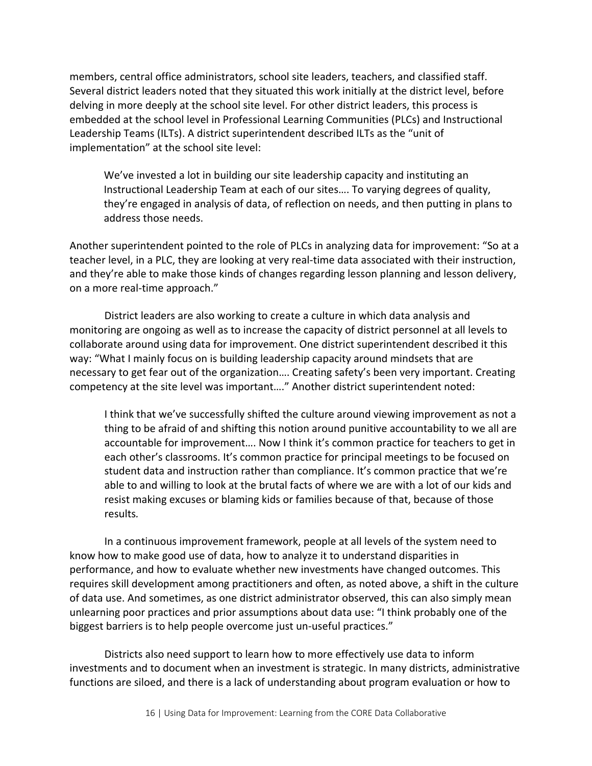members, central office administrators, school site leaders, teachers, and classified staff. Several district leaders noted that they situated this work initially at the district level, before delving in more deeply at the school site level. For other district leaders, this process is embedded at the school level in Professional Learning Communities (PLCs) and Instructional Leadership Teams (ILTs). A district superintendent described ILTs as the "unit of implementation" at the school site level:

> We've invested a lot in building our site leadership capacity and instituting an Instructional Leadership Team at each of our sites…. To varying degrees of quality, they're engaged in analysis of data, of reflection on needs, and then putting in plans to address those needs.

Another superintendent pointed to the role of PLCs in analyzing data for improvement: "So at a teacher level, in a PLC, they are looking at very real-time data associated with their instruction, and they're able to make those kinds of changes regarding lesson planning and lesson delivery, on a more real-time approach."

District leaders are also working to create a culture in which data analysis and monitoring are ongoing as well as to increase the capacity of district personnel at all levels to collaborate around using data for improvement. One district superintendent described it this way: "What I mainly focus on is building leadership capacity around mindsets that are necessary to get fear out of the organization…. Creating safety's been very important. Creating competency at the site level was important…." Another district superintendent noted:

> I think that we've successfully shifted the culture around viewing improvement as not a thing to be afraid of and shifting this notion around punitive accountability to we all are accountable for improvement…. Now I think it's common practice for teachers to get in each other's classrooms. It's common practice for principal meetings to be focused on student data and instruction rather than compliance. It's common practice that we're able to and willing to look at the brutal facts of where we are with a lot of our kids and resist making excuses or blaming kids or families because of that, because of those results.

In a continuous improvement framework, people at all levels of the system need to know how to make good use of data, how to analyze it to understand disparities in performance, and how to evaluate whether new investments have changed outcomes. This requires skill development among practitioners and often, as noted above, a shift in the culture of data use. And sometimes, as one district administrator observed, this can also simply mean unlearning poor practices and prior assumptions about data use: "I think probably one of the biggest barriers is to help people overcome just un-useful practices."

Districts also need support to learn how to more effectively use data to inform investments and to document when an investment is strategic. In many districts, administrative functions are siloed, and there is a lack of understanding about program evaluation or how to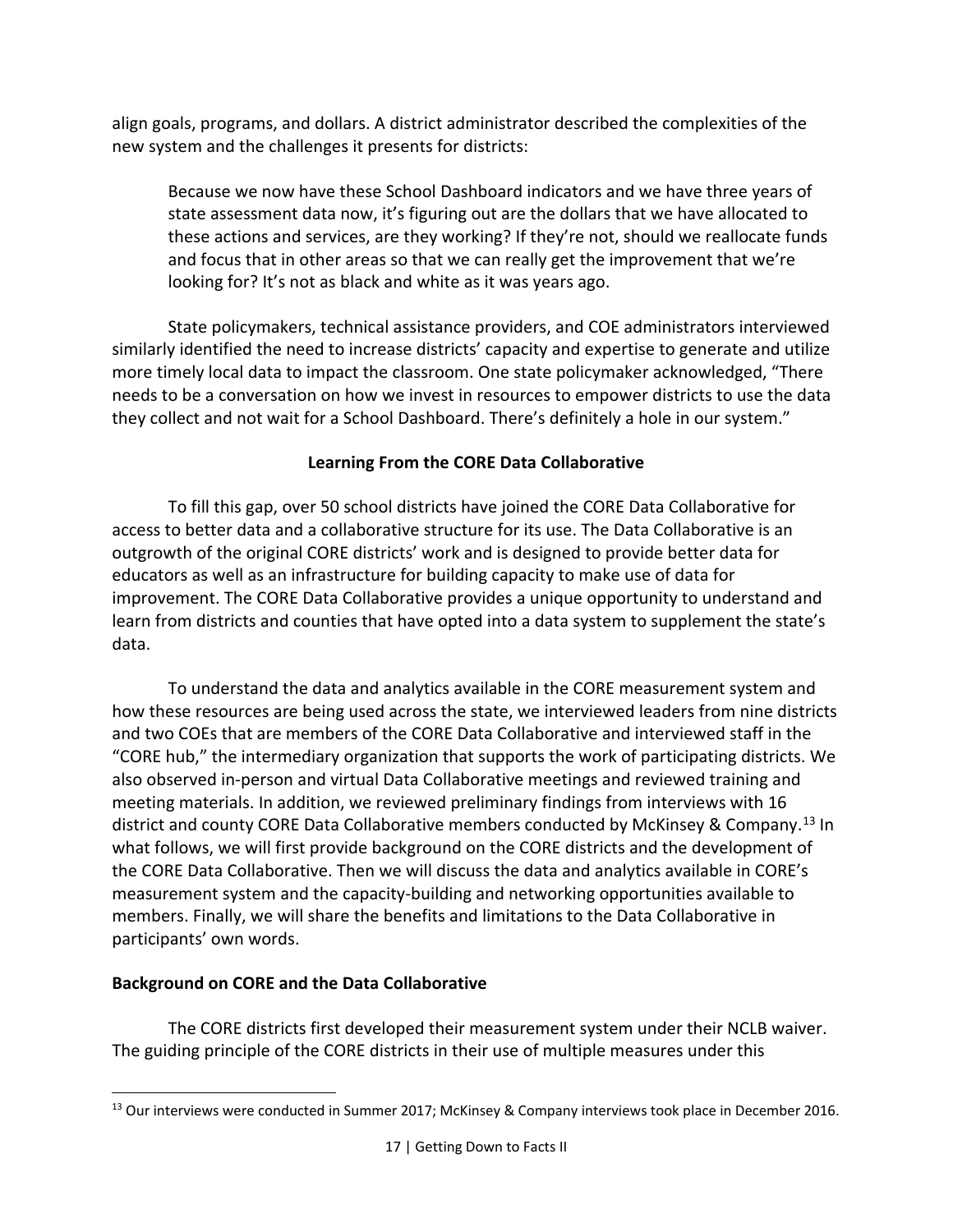align goals, programs, and dollars. A district administrator described the complexities of the new system and the challenges it presents for districts:

> Because we now have these School Dashboard indicators and we have three years of state assessment data now, it's figuring out are the dollars that we have allocated to these actions and services, are they working? If they're not, should we reallocate funds and focus that in other areas so that we can really get the improvement that we're looking for? It's not as black and white as it was years ago.

State policymakers, technical assistance providers, and COE administrators interviewed similarly identified the need to increase districts' capacity and expertise to generate and utilize more timely local data to impact the classroom. One state policymaker acknowledged, "There needs to be a conversation on how we invest in resources to empower districts to use the data they collect and not wait for a School Dashboard. There's definitely a hole in our system."

## Learning From the CORE Data Collaborative

To fill this gap, over 50 school districts have joined the CORE Data Collaborative for access to better data and a collaborative structure for its use. The Data Collaborative is an outgrowth of the original CORE districts' work and is designed to provide better data for educators as well as an infrastructure for building capacity to make use of data for improvement. The CORE Data Collaborative provides a unique opportunity to understand and learn from districts and counties that have opted into a data system to supplement the state's data.

To understand the data and analytics available in the CORE measurement system and how these resources are being used across the state, we interviewed leaders from nine districts and two COEs that are members of the CORE Data Collaborative and interviewed staff in the "CORE hub," the intermediary organization that supports the work of participating districts. We also observed in-person and virtual Data Collaborative meetings and reviewed training and meeting materials. In addition, we reviewed preliminary findings from interviews with 16 district and county CORE Data Collaborative members conducted by McKinsey & Company.[13] In what follows, we will first provide background on the CORE districts and the development of the CORE Data Collaborative. Then we will discuss the data and analytics available in CORE's measurement system and the capacity-building and networking opportunities available to members. Finally, we will share the benefits and limitations to the Data Collaborative in participants' own words.

### Background on CORE and the Data Collaborative

The CORE districts first developed their measurement system under their NCLB waiver. The guiding principle of the CORE districts in their use of multiple measures under this

[13] Our interviews were conducted in Summer 2017; McKinsey & Company interviews took place in December 2016.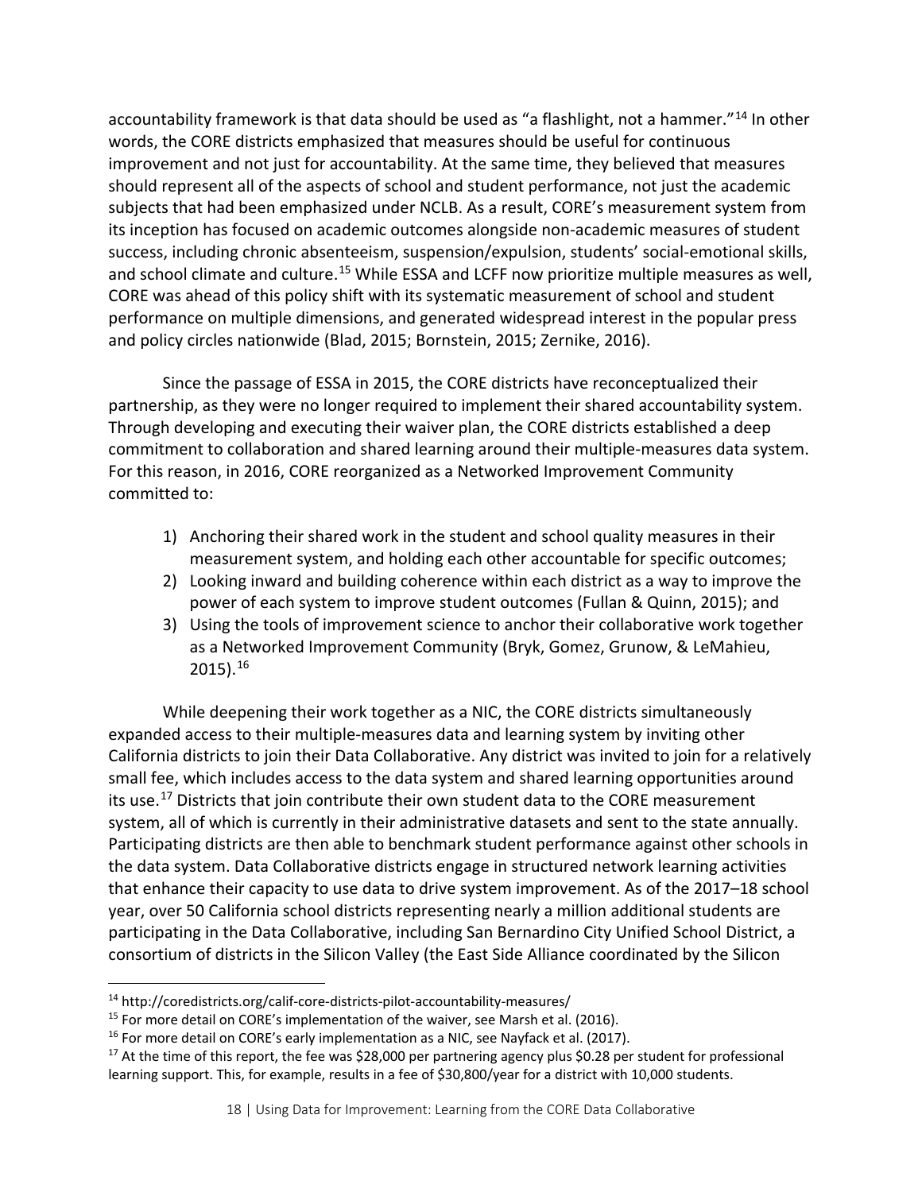accountability framework is that data should be used as "a flashlight, not a hammer."[14] In other words, the CORE districts emphasized that measures should be useful for continuous improvement and not just for accountability. At the same time, they believed that measures should represent all of the aspects of school and student performance, not just the academic subjects that had been emphasized under NCLB. As a result, CORE's measurement system from its inception has focused on academic outcomes alongside non-academic measures of student success, including chronic absenteeism, suspension/expulsion, students' social-emotional skills, and school climate and culture.[15] While ESSA and LCFF now prioritize multiple measures as well, CORE was ahead of this policy shift with its systematic measurement of school and student performance on multiple dimensions, and generated widespread interest in the popular press and policy circles nationwide (Blad, 2015; Bornstein, 2015; Zernike, 2016).

Since the passage of ESSA in 2015, the CORE districts have reconceptualized their partnership, as they were no longer required to implement their shared accountability system. Through developing and executing their waiver plan, the CORE districts established a deep commitment to collaboration and shared learning around their multiple-measures data system. For this reason, in 2016, CORE reorganized as a Networked Improvement Community committed to:

1) Anchoring their shared work in the student and school quality measures in their measurement system, and holding each other accountable for specific outcomes;
2) Looking inward and building coherence within each district as a way to improve the power of each system to improve student outcomes (Fullan & Quinn, 2015); and
3) Using the tools of improvement science to anchor their collaborative work together as a Networked Improvement Community (Bryk, Gomez, Grunow, & LeMahieu, 2015).[16]

While deepening their work together as a NIC, the CORE districts simultaneously expanded access to their multiple-measures data and learning system by inviting other California districts to join their Data Collaborative. Any district was invited to join for a relatively small fee, which includes access to the data system and shared learning opportunities around its use.[17] Districts that join contribute their own student data to the CORE measurement system, all of which is currently in their administrative datasets and sent to the state annually. Participating districts are then able to benchmark student performance against other schools in the data system. Data Collaborative districts engage in structured network learning activities that enhance their capacity to use data to drive system improvement. As of the 2017–18 school year, over 50 California school districts representing nearly a million additional students are participating in the Data Collaborative, including San Bernardino City Unified School District, a consortium of districts in the Silicon Valley (the East Side Alliance coordinated by the Silicon

---

[14] http://coredistricts.org/calif-core-districts-pilot-accountability-measures/

[15] For more detail on CORE's implementation of the waiver, see Marsh et al. (2016).

[16] For more detail on CORE's early implementation as a NIC, see Nayfack et al. (2017).

[17] At the time of this report, the fee was $28,000 per partnering agency plus $0.28 per student for professional learning support. This, for example, results in a fee of $30,800/year for a district with 10,000 students.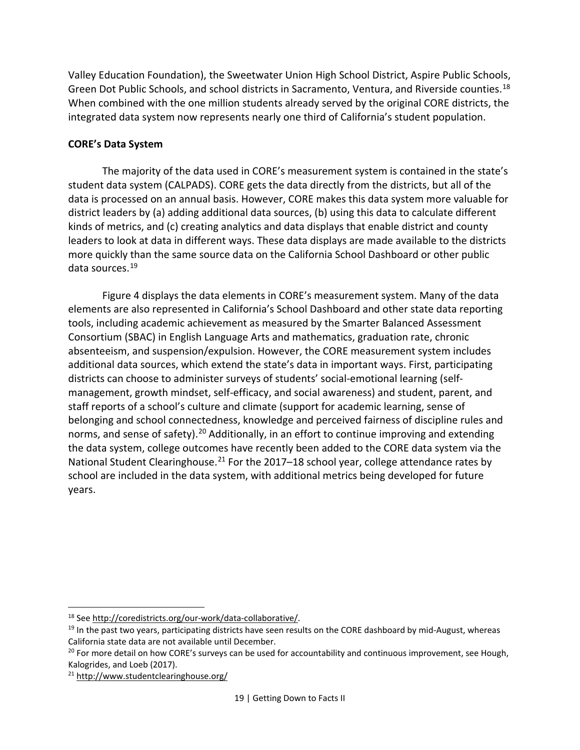Valley Education Foundation), the Sweetwater Union High School District, Aspire Public Schools, Green Dot Public Schools, and school districts in Sacramento, Ventura, and Riverside counties.[18] When combined with the one million students already served by the original CORE districts, the integrated data system now represents nearly one third of California's student population.

**CORE's Data System**

The majority of the data used in CORE's measurement system is contained in the state's student data system (CALPADS). CORE gets the data directly from the districts, but all of the data is processed on an annual basis. However, CORE makes this data system more valuable for district leaders by (a) adding additional data sources, (b) using this data to calculate different kinds of metrics, and (c) creating analytics and data displays that enable district and county leaders to look at data in different ways. These data displays are made available to the districts more quickly than the same source data on the California School Dashboard or other public data sources.[19]

Figure 4 displays the data elements in CORE's measurement system. Many of the data elements are also represented in California's School Dashboard and other state data reporting tools, including academic achievement as measured by the Smarter Balanced Assessment Consortium (SBAC) in English Language Arts and mathematics, graduation rate, chronic absenteeism, and suspension/expulsion. However, the CORE measurement system includes additional data sources, which extend the state's data in important ways. First, participating districts can choose to administer surveys of students' social-emotional learning (self-management, growth mindset, self-efficacy, and social awareness) and student, parent, and staff reports of a school's culture and climate (support for academic learning, sense of belonging and school connectedness, knowledge and perceived fairness of discipline rules and norms, and sense of safety).[20] Additionally, in an effort to continue improving and extending the data system, college outcomes have recently been added to the CORE data system via the National Student Clearinghouse.[21] For the 2017–18 school year, college attendance rates by school are included in the data system, with additional metrics being developed for future years.

---

[18] See http://coredistricts.org/our-work/data-collaborative/.

[19] In the past two years, participating districts have seen results on the CORE dashboard by mid-August, whereas California state data are not available until December.

[20] For more detail on how CORE's surveys can be used for accountability and continuous improvement, see Hough, Kalogrides, and Loeb (2017).

[21] http://www.studentclearinghouse.org/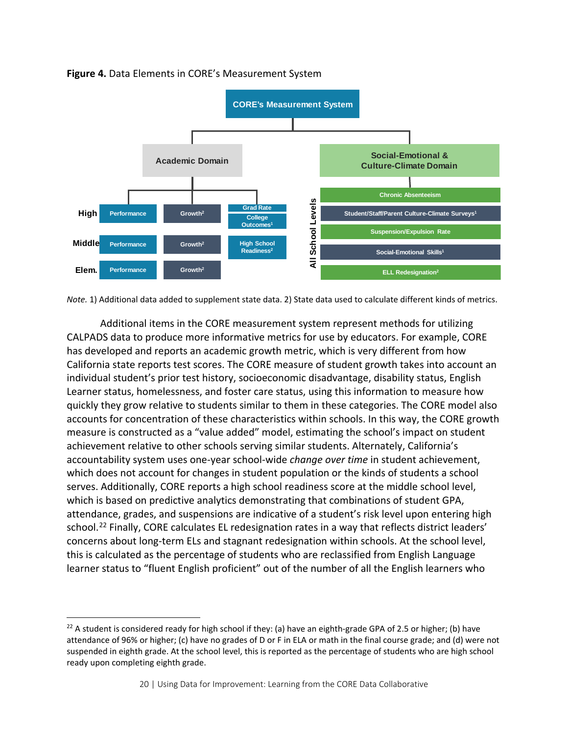**Figure 4.** Data Elements in CORE's Measurement System

CORE's Measurement System

Academic Domain

| | | | |
|---|---|---|---|
| High | Performance | Growth[2] | Grad Rate; College Outcomes[1] |
| Middle | Performance | Growth[2] | High School Readiness[2] |
| Elem. | Performance | Growth[2] | |

Social-Emotional & Culture-Climate Domain (All School Levels)

- Chronic Absenteeism
- Student/Staff/Parent Culture-Climate Surveys[1]
- Suspension/Expulsion Rate
- Social-Emotional Skills[1]
- ELL Redesignation[2]

*Note.* 1) Additional data added to supplement state data. 2) State data used to calculate different kinds of metrics.

Additional items in the CORE measurement system represent methods for utilizing CALPADS data to produce more informative metrics for use by educators. For example, CORE has developed and reports an academic growth metric, which is very different from how California state reports test scores. The CORE measure of student growth takes into account an individual student's prior test history, socioeconomic disadvantage, disability status, English Learner status, homelessness, and foster care status, using this information to measure how quickly they grow relative to students similar to them in these categories. The CORE model also accounts for concentration of these characteristics within schools. In this way, the CORE growth measure is constructed as a "value added" model, estimating the school's impact on student achievement relative to other schools serving similar students. Alternately, California's accountability system uses one-year school-wide *change over time* in student achievement, which does not account for changes in student population or the kinds of students a school serves. Additionally, CORE reports a high school readiness score at the middle school level, which is based on predictive analytics demonstrating that combinations of student GPA, attendance, grades, and suspensions are indicative of a student's risk level upon entering high school.[22] Finally, CORE calculates EL redesignation rates in a way that reflects district leaders' concerns about long-term ELs and stagnant redesignation within schools. At the school level, this is calculated as the percentage of students who are reclassified from English Language learner status to "fluent English proficient" out of the number of all the English learners who

[22] A student is considered ready for high school if they: (a) have an eighth-grade GPA of 2.5 or higher; (b) have attendance of 96% or higher; (c) have no grades of D or F in ELA or math in the final course grade; and (d) were not suspended in eighth grade. At the school level, this is reported as the percentage of students who are high school ready upon completing eighth grade.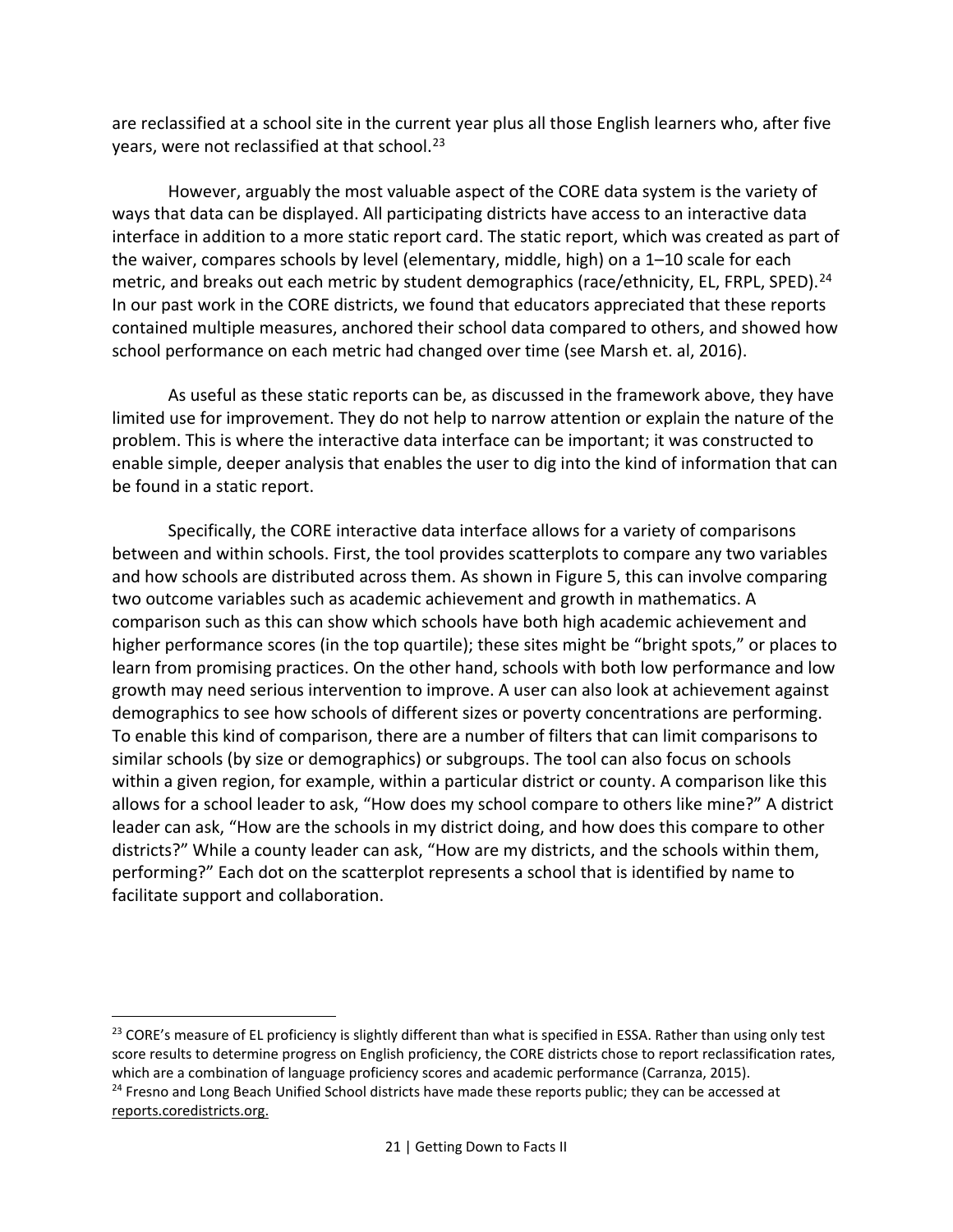are reclassified at a school site in the current year plus all those English learners who, after five years, were not reclassified at that school.[23]

However, arguably the most valuable aspect of the CORE data system is the variety of ways that data can be displayed. All participating districts have access to an interactive data interface in addition to a more static report card. The static report, which was created as part of the waiver, compares schools by level (elementary, middle, high) on a 1–10 scale for each metric, and breaks out each metric by student demographics (race/ethnicity, EL, FRPL, SPED).[24] In our past work in the CORE districts, we found that educators appreciated that these reports contained multiple measures, anchored their school data compared to others, and showed how school performance on each metric had changed over time (see Marsh et. al, 2016).

As useful as these static reports can be, as discussed in the framework above, they have limited use for improvement. They do not help to narrow attention or explain the nature of the problem. This is where the interactive data interface can be important; it was constructed to enable simple, deeper analysis that enables the user to dig into the kind of information that can be found in a static report.

Specifically, the CORE interactive data interface allows for a variety of comparisons between and within schools. First, the tool provides scatterplots to compare any two variables and how schools are distributed across them. As shown in Figure 5, this can involve comparing two outcome variables such as academic achievement and growth in mathematics. A comparison such as this can show which schools have both high academic achievement and higher performance scores (in the top quartile); these sites might be "bright spots," or places to learn from promising practices. On the other hand, schools with both low performance and low growth may need serious intervention to improve. A user can also look at achievement against demographics to see how schools of different sizes or poverty concentrations are performing. To enable this kind of comparison, there are a number of filters that can limit comparisons to similar schools (by size or demographics) or subgroups. The tool can also focus on schools within a given region, for example, within a particular district or county. A comparison like this allows for a school leader to ask, "How does my school compare to others like mine?" A district leader can ask, "How are the schools in my district doing, and how does this compare to other districts?" While a county leader can ask, "How are my districts, and the schools within them, performing?" Each dot on the scatterplot represents a school that is identified by name to facilitate support and collaboration.

---

[23] CORE's measure of EL proficiency is slightly different than what is specified in ESSA. Rather than using only test score results to determine progress on English proficiency, the CORE districts chose to report reclassification rates, which are a combination of language proficiency scores and academic performance (Carranza, 2015).

[24] Fresno and Long Beach Unified School districts have made these reports public; they can be accessed at reports.coredistricts.org.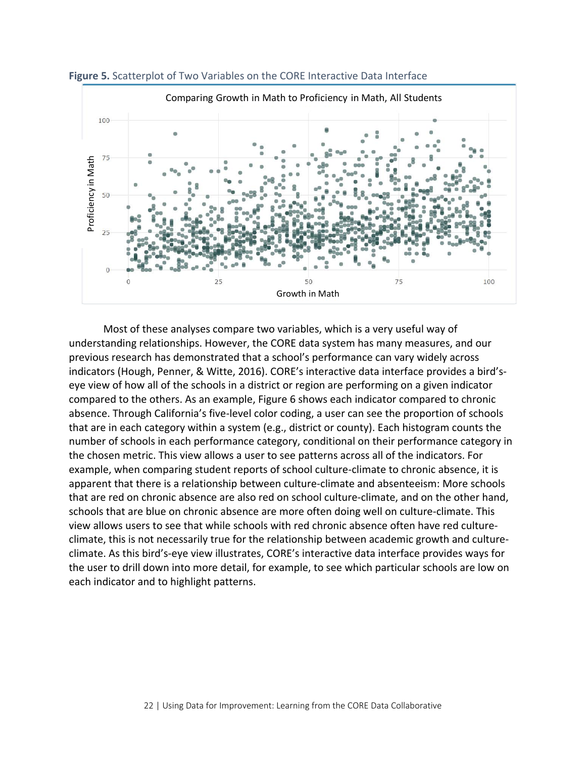**Figure 5.** Scatterplot of Two Variables on the CORE Interactive Data Interface

Most of these analyses compare two variables, which is a very useful way of understanding relationships. However, the CORE data system has many measures, and our previous research has demonstrated that a school's performance can vary widely across indicators (Hough, Penner, & Witte, 2016). CORE's interactive data interface provides a bird's-eye view of how all of the schools in a district or region are performing on a given indicator compared to the others. As an example, Figure 6 shows each indicator compared to chronic absence. Through California's five-level color coding, a user can see the proportion of schools that are in each category within a system (e.g., district or county). Each histogram counts the number of schools in each performance category, conditional on their performance category in the chosen metric. This view allows a user to see patterns across all of the indicators. For example, when comparing student reports of school culture-climate to chronic absence, it is apparent that there is a relationship between culture-climate and absenteeism: More schools that are red on chronic absence are also red on school culture-climate, and on the other hand, schools that are blue on chronic absence are more often doing well on culture-climate. This view allows users to see that while schools with red chronic absence often have red culture-climate, this is not necessarily true for the relationship between academic growth and culture-climate. As this bird's-eye view illustrates, CORE's interactive data interface provides ways for the user to drill down into more detail, for example, to see which particular schools are low on each indicator and to highlight patterns.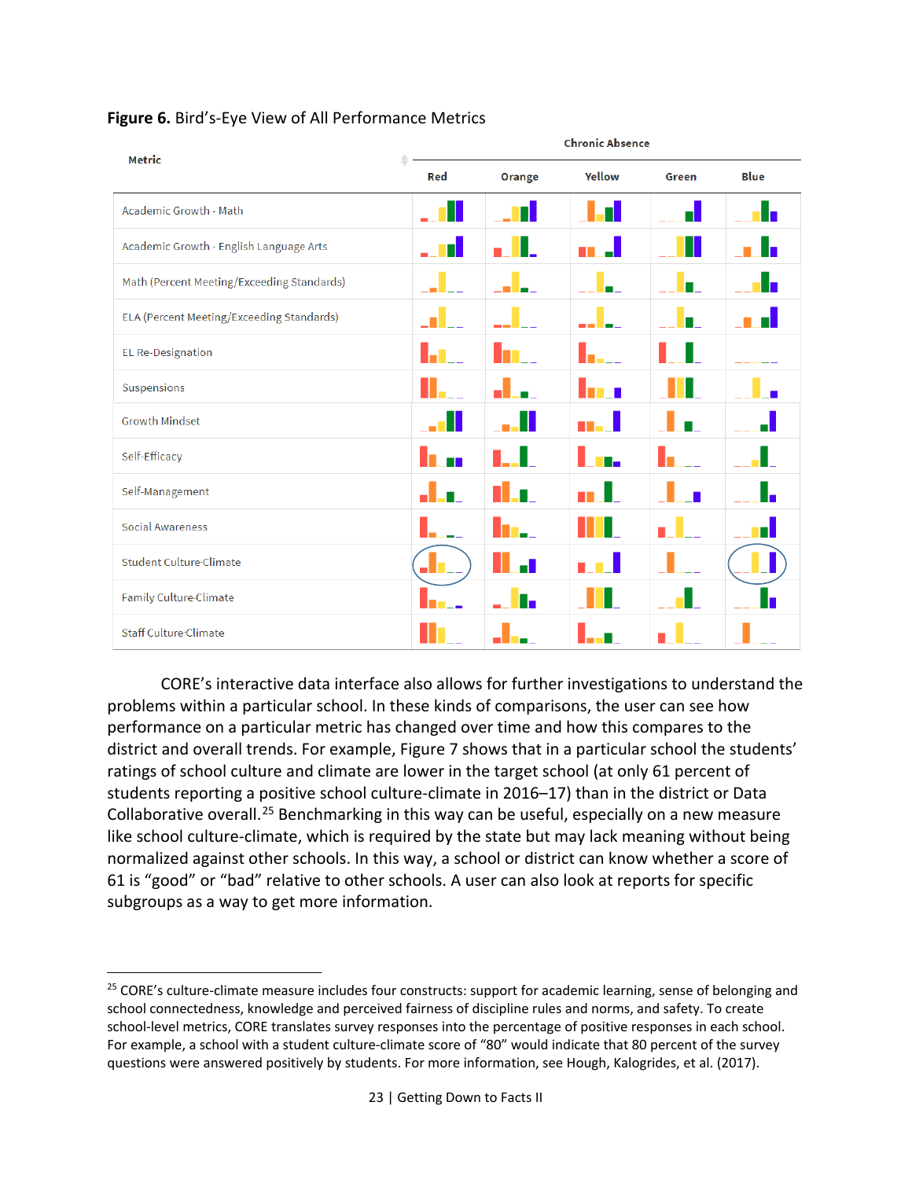**Figure 6.** Bird's-Eye View of All Performance Metrics

| Metric | Chronic Absence | | | | |
|---|---|---|---|---|---|
| | Red | Orange | Yellow | Green | Blue |
| Academic Growth - Math | | | | | |
| Academic Growth - English Language Arts | | | | | |
| Math (Percent Meeting/Exceeding Standards) | | | | | |
| ELA (Percent Meeting/Exceeding Standards) | | | | | |
| EL Re-Designation | | | | | |
| Suspensions | | | | | |
| Growth Mindset | | | | | |
| Self-Efficacy | | | | | |
| Self-Management | | | | | |
| Social Awareness | | | | | |
| Student Culture-Climate | | | | | |
| Family Culture-Climate | | | | | |
| Staff Culture-Climate | | | | | |

CORE's interactive data interface also allows for further investigations to understand the problems within a particular school. In these kinds of comparisons, the user can see how performance on a particular metric has changed over time and how this compares to the district and overall trends. For example, Figure 7 shows that in a particular school the students' ratings of school culture and climate are lower in the target school (at only 61 percent of students reporting a positive school culture-climate in 2016–17) than in the district or Data Collaborative overall.[25] Benchmarking in this way can be useful, especially on a new measure like school culture-climate, which is required by the state but may lack meaning without being normalized against other schools. In this way, a school or district can know whether a score of 61 is "good" or "bad" relative to other schools. A user can also look at reports for specific subgroups as a way to get more information.

[25] CORE's culture-climate measure includes four constructs: support for academic learning, sense of belonging and school connectedness, knowledge and perceived fairness of discipline rules and norms, and safety. To create school-level metrics, CORE translates survey responses into the percentage of positive responses in each school. For example, a school with a student culture-climate score of "80" would indicate that 80 percent of the survey questions were answered positively by students. For more information, see Hough, Kalogrides, et al. (2017).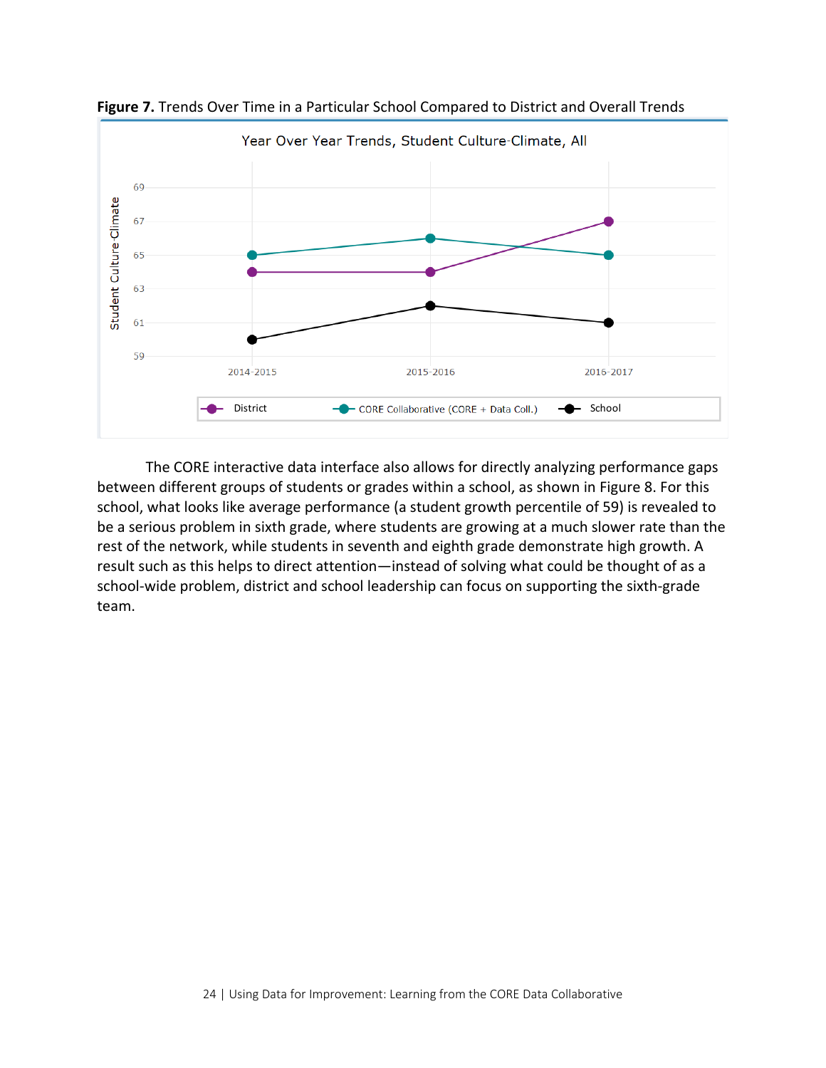**Figure 7.** Trends Over Time in a Particular School Compared to District and Overall Trends

The CORE interactive data interface also allows for directly analyzing performance gaps between different groups of students or grades within a school, as shown in Figure 8. For this school, what looks like average performance (a student growth percentile of 59) is revealed to be a serious problem in sixth grade, where students are growing at a much slower rate than the rest of the network, while students in seventh and eighth grade demonstrate high growth. A result such as this helps to direct attention—instead of solving what could be thought of as a school-wide problem, district and school leadership can focus on supporting the sixth-grade team.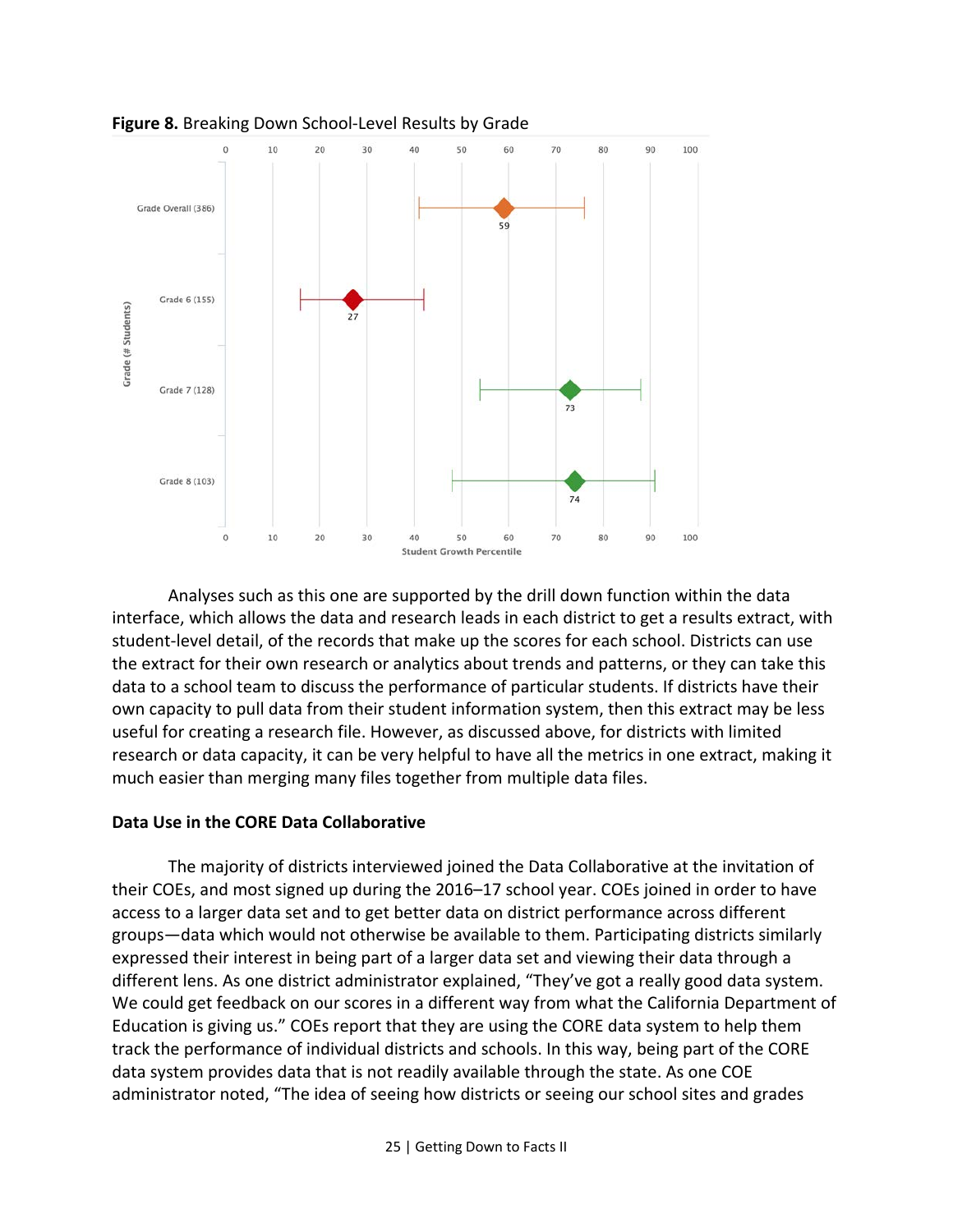**Figure 8.** Breaking Down School-Level Results by Grade

Analyses such as this one are supported by the drill down function within the data interface, which allows the data and research leads in each district to get a results extract, with student-level detail, of the records that make up the scores for each school. Districts can use the extract for their own research or analytics about trends and patterns, or they can take this data to a school team to discuss the performance of particular students. If districts have their own capacity to pull data from their student information system, then this extract may be less useful for creating a research file. However, as discussed above, for districts with limited research or data capacity, it can be very helpful to have all the metrics in one extract, making it much easier than merging many files together from multiple data files.

## Data Use in the CORE Data Collaborative

The majority of districts interviewed joined the Data Collaborative at the invitation of their COEs, and most signed up during the 2016–17 school year. COEs joined in order to have access to a larger data set and to get better data on district performance across different groups—data which would not otherwise be available to them. Participating districts similarly expressed their interest in being part of a larger data set and viewing their data through a different lens. As one district administrator explained, "They've got a really good data system. We could get feedback on our scores in a different way from what the California Department of Education is giving us." COEs report that they are using the CORE data system to help them track the performance of individual districts and schools. In this way, being part of the CORE data system provides data that is not readily available through the state. As one COE administrator noted, "The idea of seeing how districts or seeing our school sites and grades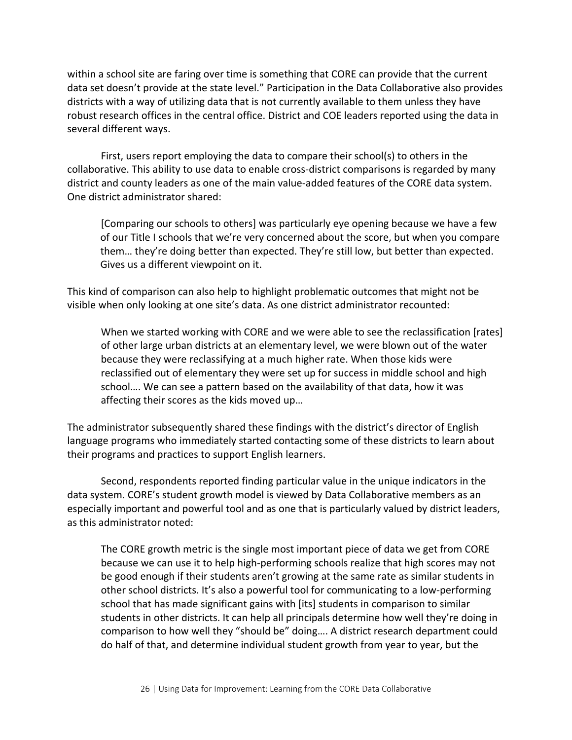within a school site are faring over time is something that CORE can provide that the current data set doesn't provide at the state level." Participation in the Data Collaborative also provides districts with a way of utilizing data that is not currently available to them unless they have robust research offices in the central office. District and COE leaders reported using the data in several different ways.

First, users report employing the data to compare their school(s) to others in the collaborative. This ability to use data to enable cross-district comparisons is regarded by many district and county leaders as one of the main value-added features of the CORE data system. One district administrator shared:

> [Comparing our schools to others] was particularly eye opening because we have a few of our Title I schools that we're very concerned about the score, but when you compare them… they're doing better than expected. They're still low, but better than expected. Gives us a different viewpoint on it.

This kind of comparison can also help to highlight problematic outcomes that might not be visible when only looking at one site's data. As one district administrator recounted:

> When we started working with CORE and we were able to see the reclassification [rates] of other large urban districts at an elementary level, we were blown out of the water because they were reclassifying at a much higher rate. When those kids were reclassified out of elementary they were set up for success in middle school and high school…. We can see a pattern based on the availability of that data, how it was affecting their scores as the kids moved up…

The administrator subsequently shared these findings with the district's director of English language programs who immediately started contacting some of these districts to learn about their programs and practices to support English learners.

Second, respondents reported finding particular value in the unique indicators in the data system. CORE's student growth model is viewed by Data Collaborative members as an especially important and powerful tool and as one that is particularly valued by district leaders, as this administrator noted:

> The CORE growth metric is the single most important piece of data we get from CORE because we can use it to help high-performing schools realize that high scores may not be good enough if their students aren't growing at the same rate as similar students in other school districts. It's also a powerful tool for communicating to a low-performing school that has made significant gains with [its] students in comparison to similar students in other districts. It can help all principals determine how well they're doing in comparison to how well they "should be" doing…. A district research department could do half of that, and determine individual student growth from year to year, but the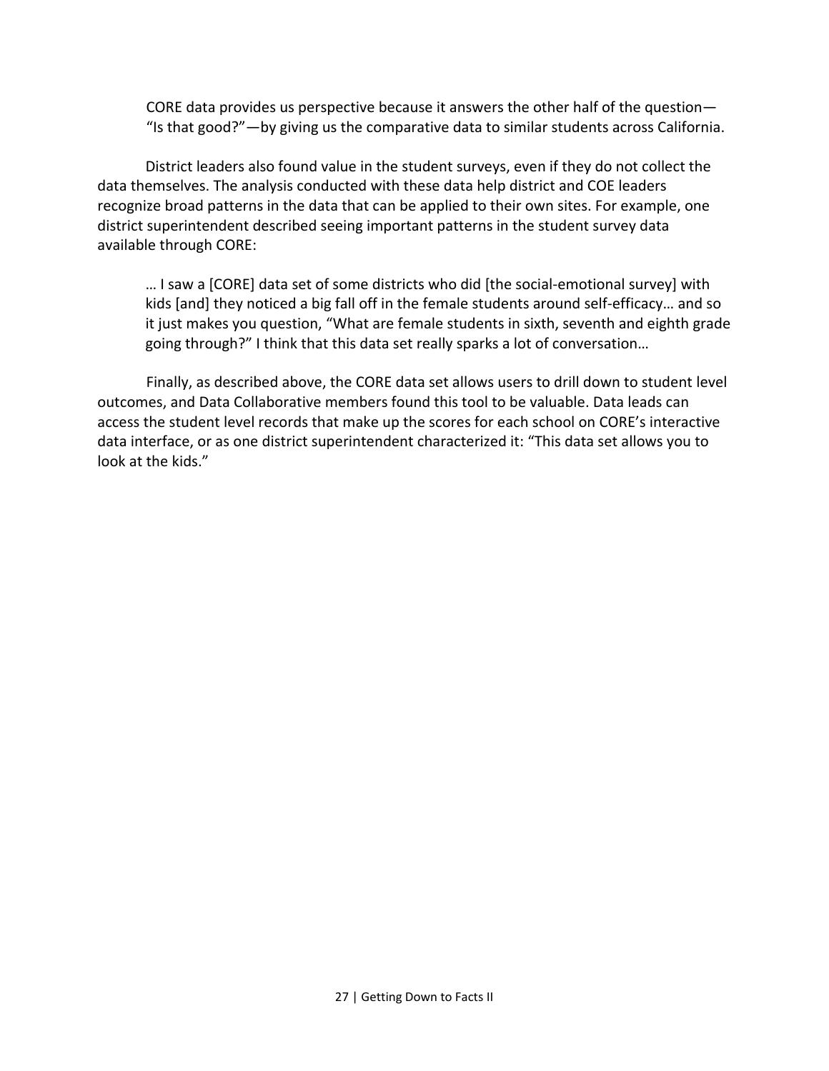> CORE data provides us perspective because it answers the other half of the question—"Is that good?"—by giving us the comparative data to similar students across California.

District leaders also found value in the student surveys, even if they do not collect the data themselves. The analysis conducted with these data help district and COE leaders recognize broad patterns in the data that can be applied to their own sites. For example, one district superintendent described seeing important patterns in the student survey data available through CORE:

> … I saw a [CORE] data set of some districts who did [the social-emotional survey] with kids [and] they noticed a big fall off in the female students around self-efficacy… and so it just makes you question, "What are female students in sixth, seventh and eighth grade going through?" I think that this data set really sparks a lot of conversation…

Finally, as described above, the CORE data set allows users to drill down to student level outcomes, and Data Collaborative members found this tool to be valuable. Data leads can access the student level records that make up the scores for each school on CORE's interactive data interface, or as one district superintendent characterized it: "This data set allows you to look at the kids."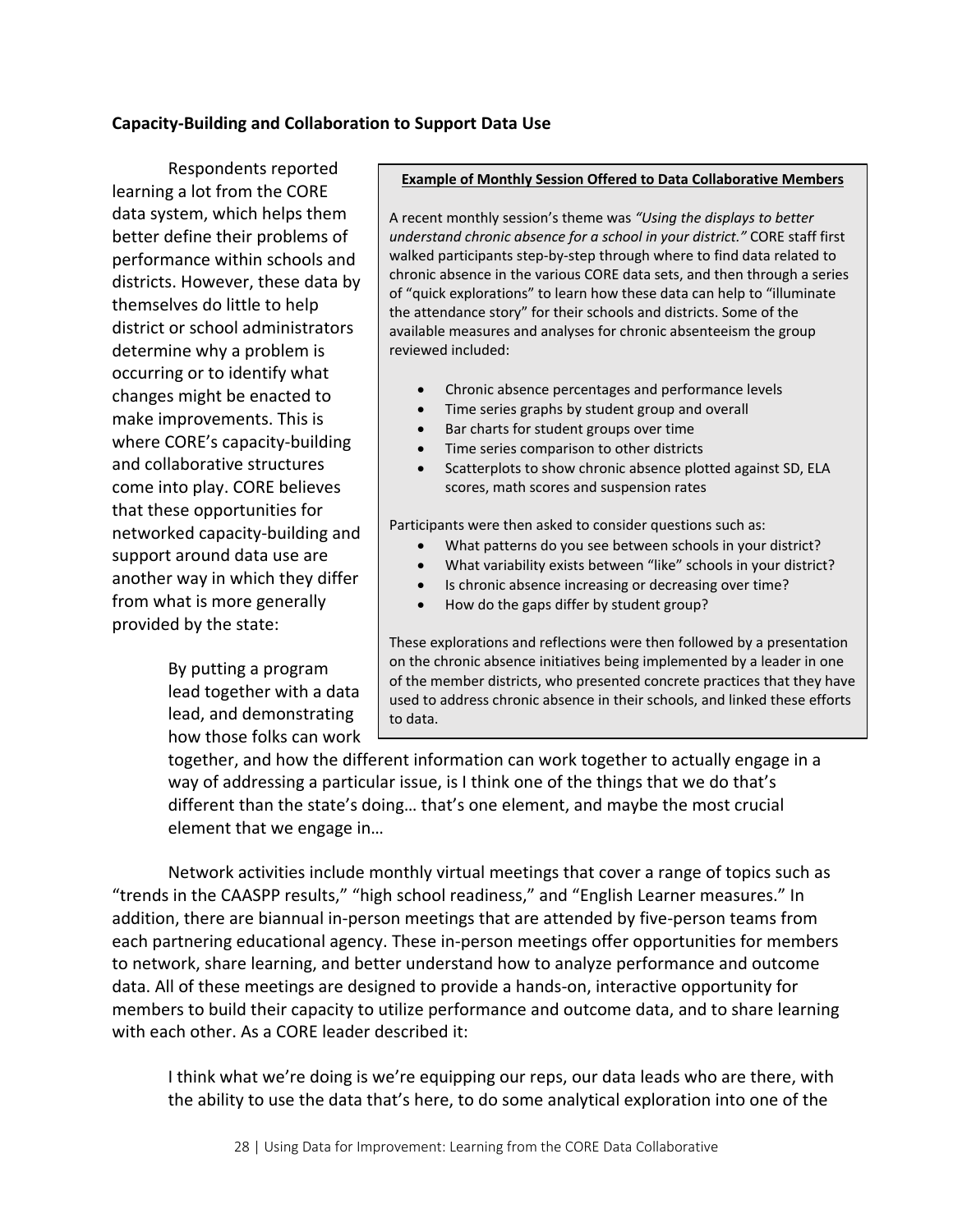### Capacity-Building and Collaboration to Support Data Use

Respondents reported learning a lot from the CORE data system, which helps them better define their problems of performance within schools and districts. However, these data by themselves do little to help district or school administrators determine why a problem is occurring or to identify what changes might be enacted to make improvements. This is where CORE's capacity-building and collaborative structures come into play. CORE believes that these opportunities for networked capacity-building and support around data use are another way in which they differ from what is more generally provided by the state:

> By putting a program lead together with a data lead, and demonstrating how those folks can work together, and how the different information can work together to actually engage in a way of addressing a particular issue, is I think one of the things that we do that's different than the state's doing… that's one element, and maybe the most crucial element that we engage in…

> **Example of Monthly Session Offered to Data Collaborative Members**
>
> A recent monthly session's theme was *"Using the displays to better understand chronic absence for a school in your district."* CORE staff first walked participants step-by-step through where to find data related to chronic absence in the various CORE data sets, and then through a series of "quick explorations" to learn how these data can help to "illuminate the attendance story" for their schools and districts. Some of the available measures and analyses for chronic absenteeism the group reviewed included:
>
> - Chronic absence percentages and performance levels
> - Time series graphs by student group and overall
> - Bar charts for student groups over time
> - Time series comparison to other districts
> - Scatterplots to show chronic absence plotted against SD, ELA scores, math scores and suspension rates
>
> Participants were then asked to consider questions such as:
>
> - What patterns do you see between schools in your district?
> - What variability exists between "like" schools in your district?
> - Is chronic absence increasing or decreasing over time?
> - How do the gaps differ by student group?
>
> These explorations and reflections were then followed by a presentation on the chronic absence initiatives being implemented by a leader in one of the member districts, who presented concrete practices that they have used to address chronic absence in their schools, and linked these efforts to data.

Network activities include monthly virtual meetings that cover a range of topics such as "trends in the CAASPP results," "high school readiness," and "English Learner measures." In addition, there are biannual in-person meetings that are attended by five-person teams from each partnering educational agency. These in-person meetings offer opportunities for members to network, share learning, and better understand how to analyze performance and outcome data. All of these meetings are designed to provide a hands-on, interactive opportunity for members to build their capacity to utilize performance and outcome data, and to share learning with each other. As a CORE leader described it:

> I think what we're doing is we're equipping our reps, our data leads who are there, with the ability to use the data that's here, to do some analytical exploration into one of the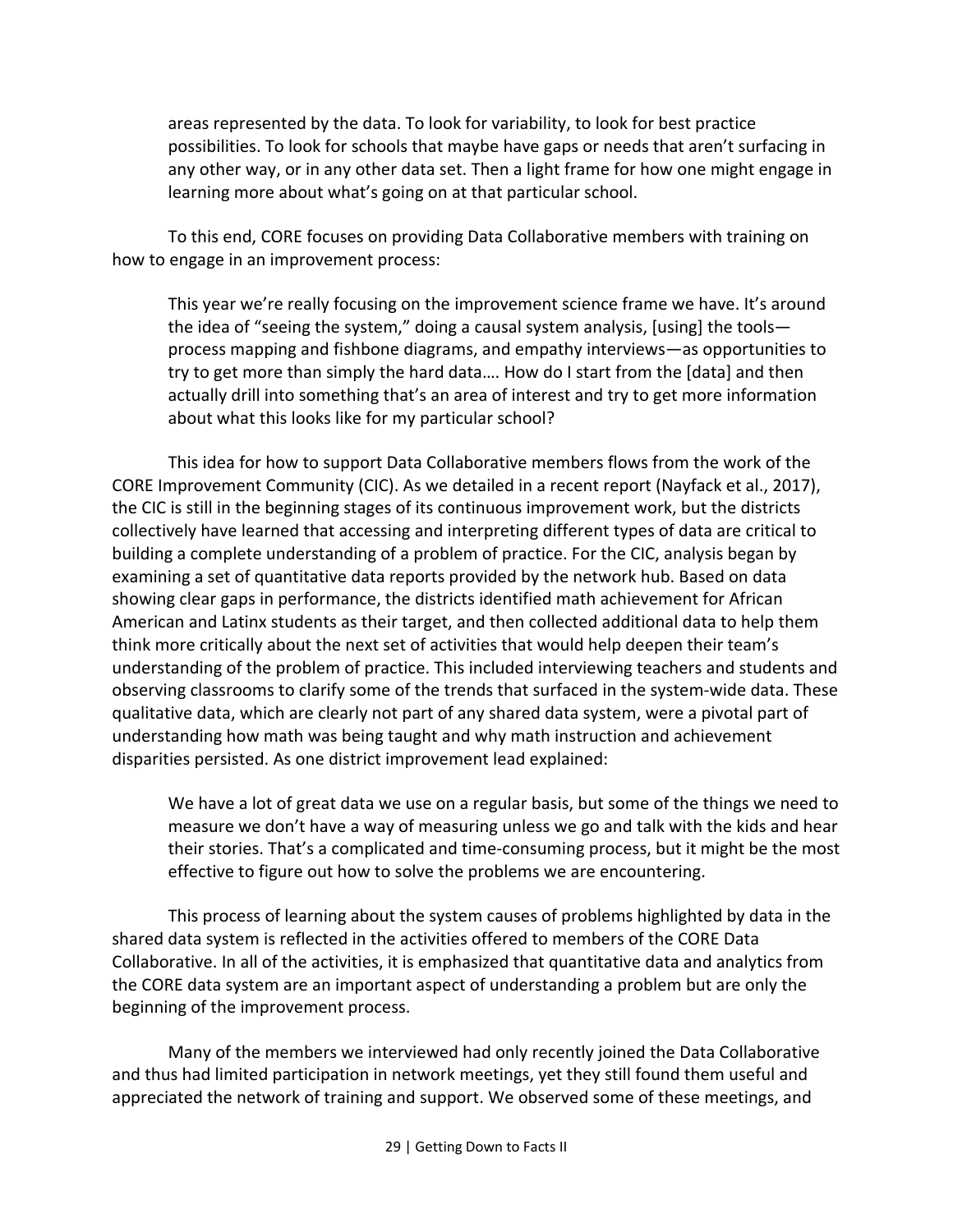> areas represented by the data. To look for variability, to look for best practice possibilities. To look for schools that maybe have gaps or needs that aren't surfacing in any other way, or in any other data set. Then a light frame for how one might engage in learning more about what's going on at that particular school.

To this end, CORE focuses on providing Data Collaborative members with training on how to engage in an improvement process:

> This year we're really focusing on the improvement science frame we have. It's around the idea of "seeing the system," doing a causal system analysis, [using] the tools—process mapping and fishbone diagrams, and empathy interviews—as opportunities to try to get more than simply the hard data…. How do I start from the [data] and then actually drill into something that's an area of interest and try to get more information about what this looks like for my particular school?

This idea for how to support Data Collaborative members flows from the work of the CORE Improvement Community (CIC). As we detailed in a recent report (Nayfack et al., 2017), the CIC is still in the beginning stages of its continuous improvement work, but the districts collectively have learned that accessing and interpreting different types of data are critical to building a complete understanding of a problem of practice. For the CIC, analysis began by examining a set of quantitative data reports provided by the network hub. Based on data showing clear gaps in performance, the districts identified math achievement for African American and Latinx students as their target, and then collected additional data to help them think more critically about the next set of activities that would help deepen their team's understanding of the problem of practice. This included interviewing teachers and students and observing classrooms to clarify some of the trends that surfaced in the system-wide data. These qualitative data, which are clearly not part of any shared data system, were a pivotal part of understanding how math was being taught and why math instruction and achievement disparities persisted. As one district improvement lead explained:

> We have a lot of great data we use on a regular basis, but some of the things we need to measure we don't have a way of measuring unless we go and talk with the kids and hear their stories. That's a complicated and time-consuming process, but it might be the most effective to figure out how to solve the problems we are encountering.

This process of learning about the system causes of problems highlighted by data in the shared data system is reflected in the activities offered to members of the CORE Data Collaborative. In all of the activities, it is emphasized that quantitative data and analytics from the CORE data system are an important aspect of understanding a problem but are only the beginning of the improvement process.

Many of the members we interviewed had only recently joined the Data Collaborative and thus had limited participation in network meetings, yet they still found them useful and appreciated the network of training and support. We observed some of these meetings, and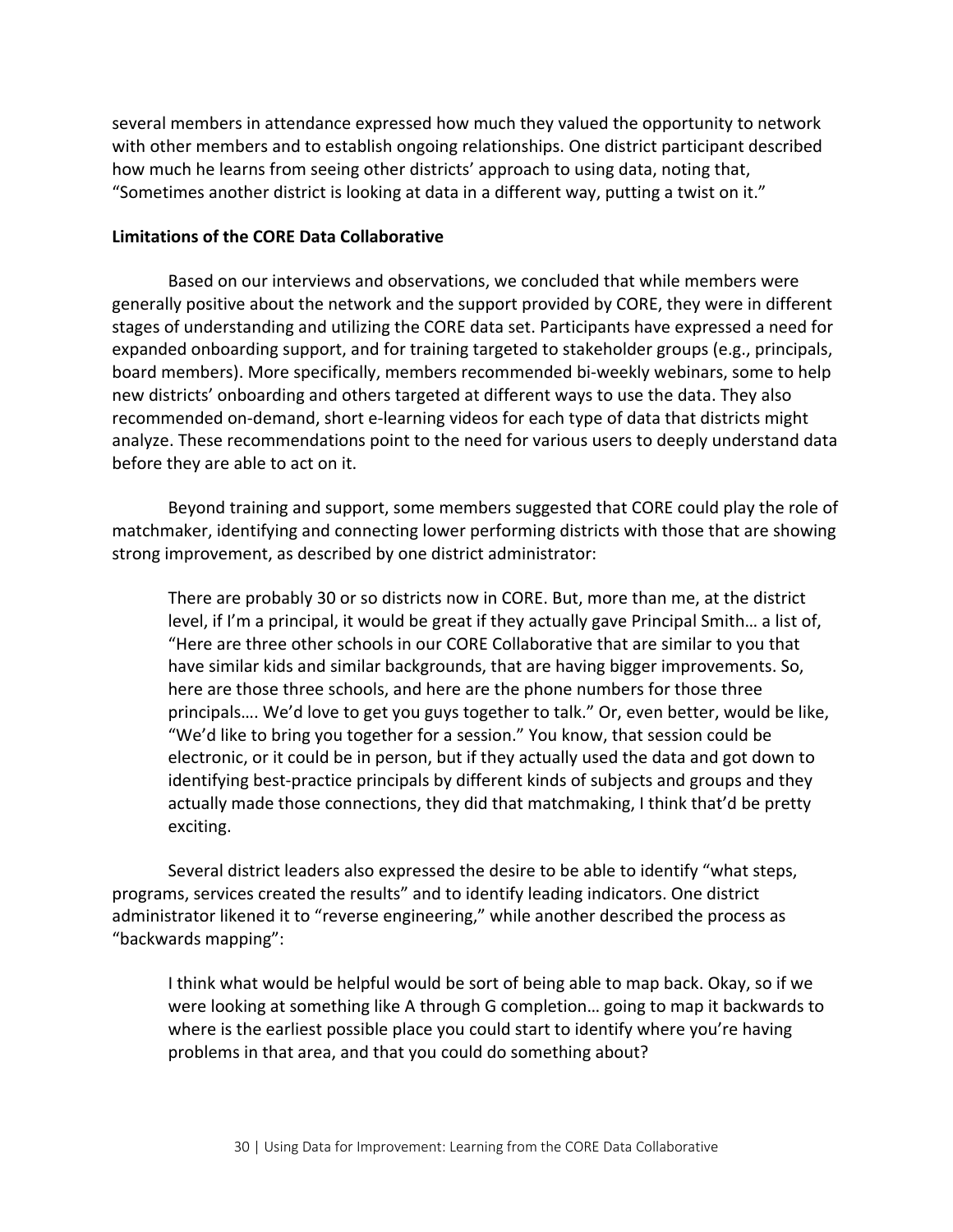several members in attendance expressed how much they valued the opportunity to network with other members and to establish ongoing relationships. One district participant described how much he learns from seeing other districts' approach to using data, noting that, "Sometimes another district is looking at data in a different way, putting a twist on it."

**Limitations of the CORE Data Collaborative**

Based on our interviews and observations, we concluded that while members were generally positive about the network and the support provided by CORE, they were in different stages of understanding and utilizing the CORE data set. Participants have expressed a need for expanded onboarding support, and for training targeted to stakeholder groups (e.g., principals, board members). More specifically, members recommended bi-weekly webinars, some to help new districts' onboarding and others targeted at different ways to use the data. They also recommended on-demand, short e-learning videos for each type of data that districts might analyze. These recommendations point to the need for various users to deeply understand data before they are able to act on it.

Beyond training and support, some members suggested that CORE could play the role of matchmaker, identifying and connecting lower performing districts with those that are showing strong improvement, as described by one district administrator:

> There are probably 30 or so districts now in CORE. But, more than me, at the district level, if I'm a principal, it would be great if they actually gave Principal Smith… a list of, "Here are three other schools in our CORE Collaborative that are similar to you that have similar kids and similar backgrounds, that are having bigger improvements. So, here are those three schools, and here are the phone numbers for those three principals…. We'd love to get you guys together to talk." Or, even better, would be like, "We'd like to bring you together for a session." You know, that session could be electronic, or it could be in person, but if they actually used the data and got down to identifying best-practice principals by different kinds of subjects and groups and they actually made those connections, they did that matchmaking, I think that'd be pretty exciting.

Several district leaders also expressed the desire to be able to identify "what steps, programs, services created the results" and to identify leading indicators. One district administrator likened it to "reverse engineering," while another described the process as "backwards mapping":

> I think what would be helpful would be sort of being able to map back. Okay, so if we were looking at something like A through G completion… going to map it backwards to where is the earliest possible place you could start to identify where you're having problems in that area, and that you could do something about?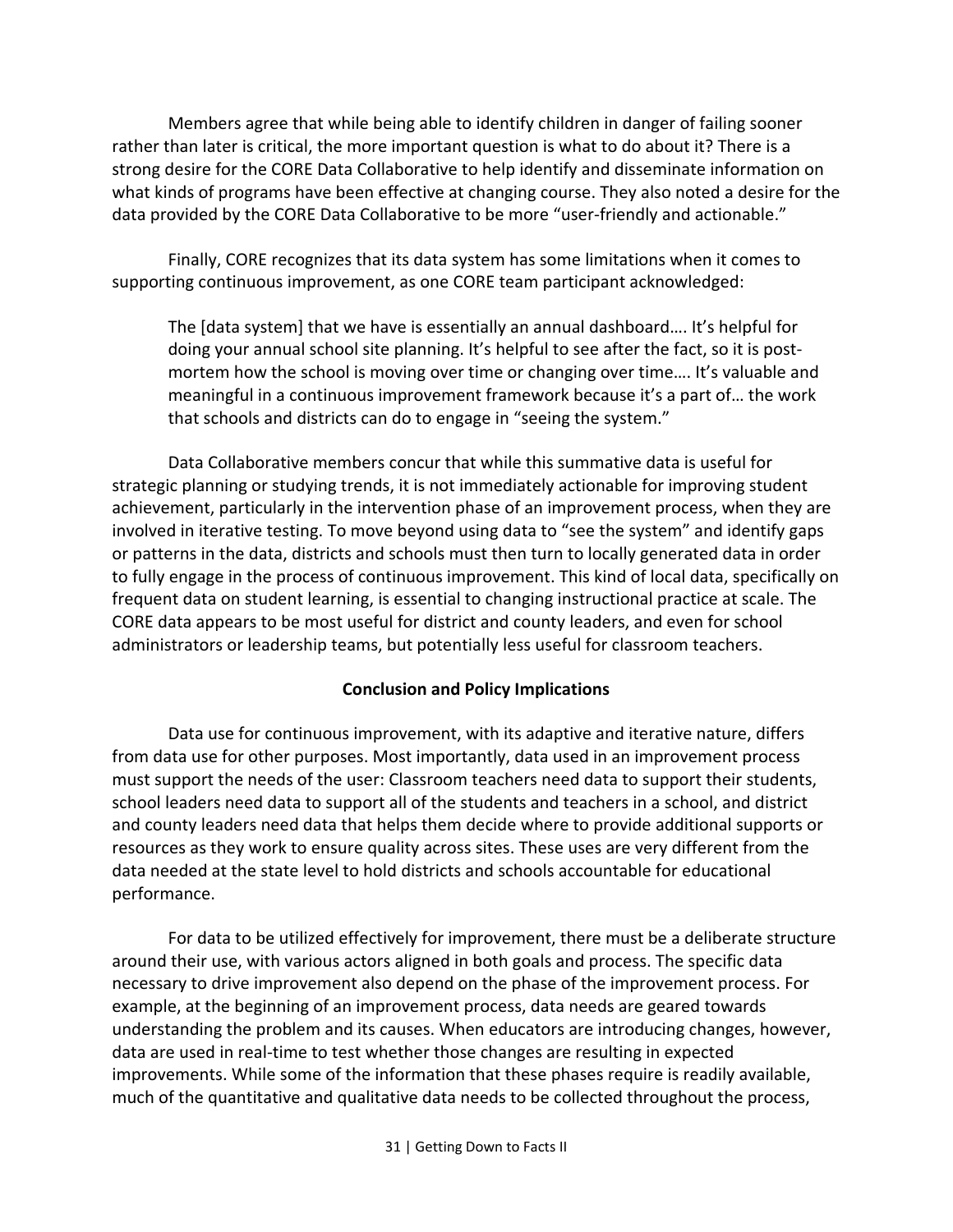Members agree that while being able to identify children in danger of failing sooner rather than later is critical, the more important question is what to do about it? There is a strong desire for the CORE Data Collaborative to help identify and disseminate information on what kinds of programs have been effective at changing course. They also noted a desire for the data provided by the CORE Data Collaborative to be more "user-friendly and actionable."

Finally, CORE recognizes that its data system has some limitations when it comes to supporting continuous improvement, as one CORE team participant acknowledged:

> The [data system] that we have is essentially an annual dashboard…. It's helpful for doing your annual school site planning. It's helpful to see after the fact, so it is post-mortem how the school is moving over time or changing over time…. It's valuable and meaningful in a continuous improvement framework because it's a part of… the work that schools and districts can do to engage in "seeing the system."

Data Collaborative members concur that while this summative data is useful for strategic planning or studying trends, it is not immediately actionable for improving student achievement, particularly in the intervention phase of an improvement process, when they are involved in iterative testing. To move beyond using data to "see the system" and identify gaps or patterns in the data, districts and schools must then turn to locally generated data in order to fully engage in the process of continuous improvement. This kind of local data, specifically on frequent data on student learning, is essential to changing instructional practice at scale. The CORE data appears to be most useful for district and county leaders, and even for school administrators or leadership teams, but potentially less useful for classroom teachers.

## Conclusion and Policy Implications

Data use for continuous improvement, with its adaptive and iterative nature, differs from data use for other purposes. Most importantly, data used in an improvement process must support the needs of the user: Classroom teachers need data to support their students, school leaders need data to support all of the students and teachers in a school, and district and county leaders need data that helps them decide where to provide additional supports or resources as they work to ensure quality across sites. These uses are very different from the data needed at the state level to hold districts and schools accountable for educational performance.

For data to be utilized effectively for improvement, there must be a deliberate structure around their use, with various actors aligned in both goals and process. The specific data necessary to drive improvement also depend on the phase of the improvement process. For example, at the beginning of an improvement process, data needs are geared towards understanding the problem and its causes. When educators are introducing changes, however, data are used in real-time to test whether those changes are resulting in expected improvements. While some of the information that these phases require is readily available, much of the quantitative and qualitative data needs to be collected throughout the process,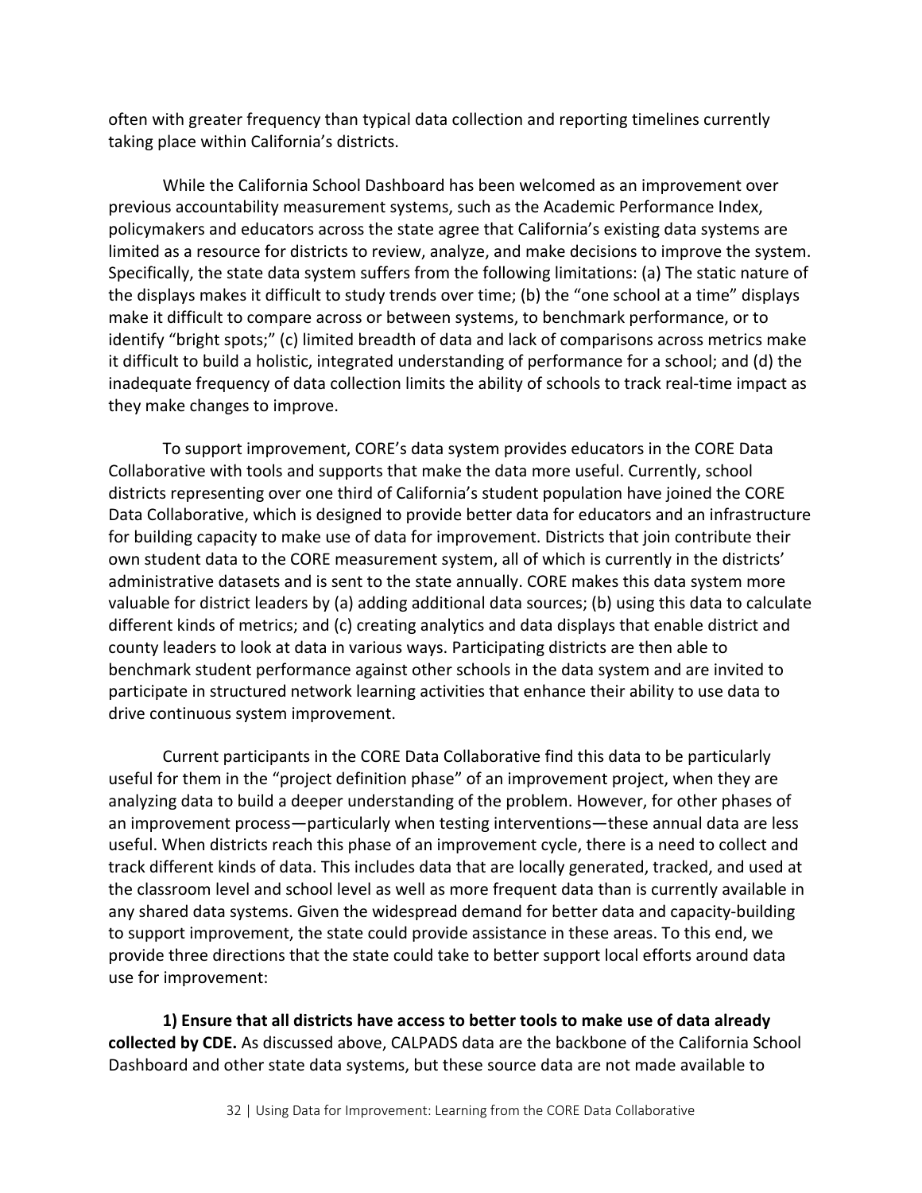often with greater frequency than typical data collection and reporting timelines currently taking place within California's districts.

While the California School Dashboard has been welcomed as an improvement over previous accountability measurement systems, such as the Academic Performance Index, policymakers and educators across the state agree that California's existing data systems are limited as a resource for districts to review, analyze, and make decisions to improve the system. Specifically, the state data system suffers from the following limitations: (a) The static nature of the displays makes it difficult to study trends over time; (b) the "one school at a time" displays make it difficult to compare across or between systems, to benchmark performance, or to identify "bright spots;" (c) limited breadth of data and lack of comparisons across metrics make it difficult to build a holistic, integrated understanding of performance for a school; and (d) the inadequate frequency of data collection limits the ability of schools to track real-time impact as they make changes to improve.

To support improvement, CORE's data system provides educators in the CORE Data Collaborative with tools and supports that make the data more useful. Currently, school districts representing over one third of California's student population have joined the CORE Data Collaborative, which is designed to provide better data for educators and an infrastructure for building capacity to make use of data for improvement. Districts that join contribute their own student data to the CORE measurement system, all of which is currently in the districts' administrative datasets and is sent to the state annually. CORE makes this data system more valuable for district leaders by (a) adding additional data sources; (b) using this data to calculate different kinds of metrics; and (c) creating analytics and data displays that enable district and county leaders to look at data in various ways. Participating districts are then able to benchmark student performance against other schools in the data system and are invited to participate in structured network learning activities that enhance their ability to use data to drive continuous system improvement.

Current participants in the CORE Data Collaborative find this data to be particularly useful for them in the "project definition phase" of an improvement project, when they are analyzing data to build a deeper understanding of the problem. However, for other phases of an improvement process—particularly when testing interventions—these annual data are less useful. When districts reach this phase of an improvement cycle, there is a need to collect and track different kinds of data. This includes data that are locally generated, tracked, and used at the classroom level and school level as well as more frequent data than is currently available in any shared data systems. Given the widespread demand for better data and capacity-building to support improvement, the state could provide assistance in these areas. To this end, we provide three directions that the state could take to better support local efforts around data use for improvement:

**1) Ensure that all districts have access to better tools to make use of data already collected by CDE.** As discussed above, CALPADS data are the backbone of the California School Dashboard and other state data systems, but these source data are not made available to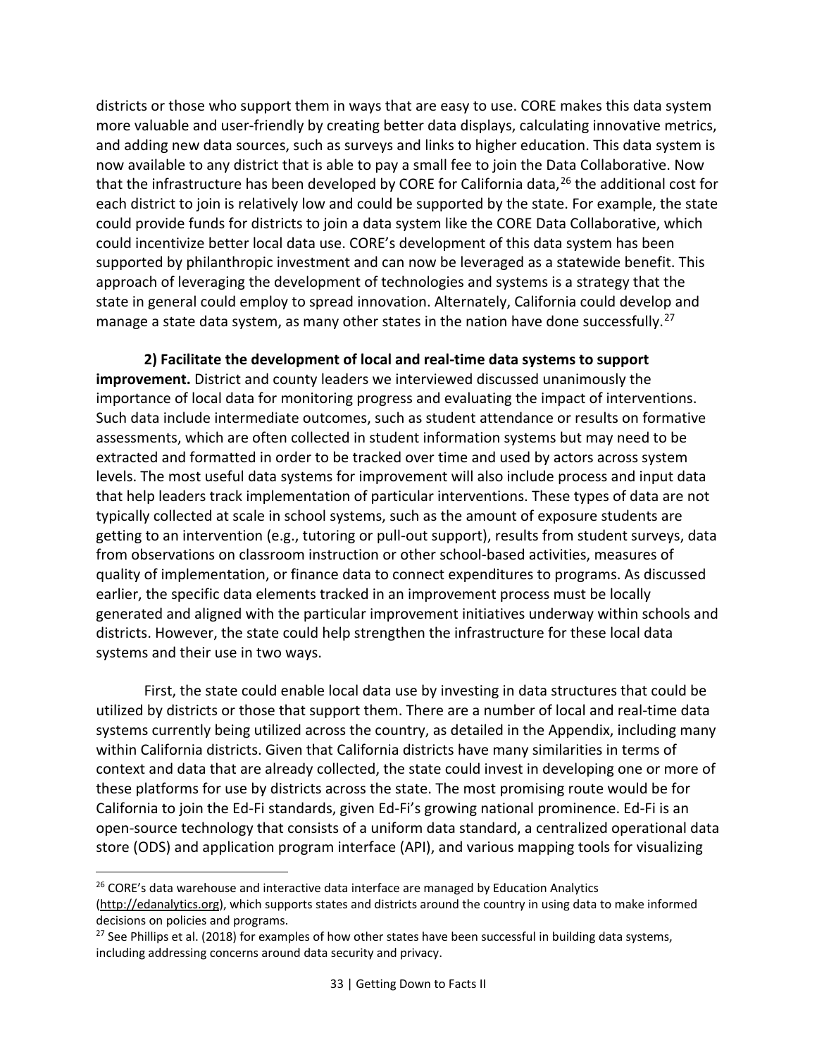districts or those who support them in ways that are easy to use. CORE makes this data system more valuable and user-friendly by creating better data displays, calculating innovative metrics, and adding new data sources, such as surveys and links to higher education. This data system is now available to any district that is able to pay a small fee to join the Data Collaborative. Now that the infrastructure has been developed by CORE for California data,[26] the additional cost for each district to join is relatively low and could be supported by the state. For example, the state could provide funds for districts to join a data system like the CORE Data Collaborative, which could incentivize better local data use. CORE's development of this data system has been supported by philanthropic investment and can now be leveraged as a statewide benefit. This approach of leveraging the development of technologies and systems is a strategy that the state in general could employ to spread innovation. Alternately, California could develop and manage a state data system, as many other states in the nation have done successfully.[27]

**2) Facilitate the development of local and real-time data systems to support improvement.** District and county leaders we interviewed discussed unanimously the importance of local data for monitoring progress and evaluating the impact of interventions. Such data include intermediate outcomes, such as student attendance or results on formative assessments, which are often collected in student information systems but may need to be extracted and formatted in order to be tracked over time and used by actors across system levels. The most useful data systems for improvement will also include process and input data that help leaders track implementation of particular interventions. These types of data are not typically collected at scale in school systems, such as the amount of exposure students are getting to an intervention (e.g., tutoring or pull-out support), results from student surveys, data from observations on classroom instruction or other school-based activities, measures of quality of implementation, or finance data to connect expenditures to programs. As discussed earlier, the specific data elements tracked in an improvement process must be locally generated and aligned with the particular improvement initiatives underway within schools and districts. However, the state could help strengthen the infrastructure for these local data systems and their use in two ways.

First, the state could enable local data use by investing in data structures that could be utilized by districts or those that support them. There are a number of local and real-time data systems currently being utilized across the country, as detailed in the Appendix, including many within California districts. Given that California districts have many similarities in terms of context and data that are already collected, the state could invest in developing one or more of these platforms for use by districts across the state. The most promising route would be for California to join the Ed-Fi standards, given Ed-Fi's growing national prominence. Ed-Fi is an open-source technology that consists of a uniform data standard, a centralized operational data store (ODS) and application program interface (API), and various mapping tools for visualizing

[26] CORE's data warehouse and interactive data interface are managed by Education Analytics (http://edanalytics.org), which supports states and districts around the country in using data to make informed decisions on policies and programs.

[27] See Phillips et al. (2018) for examples of how other states have been successful in building data systems, including addressing concerns around data security and privacy.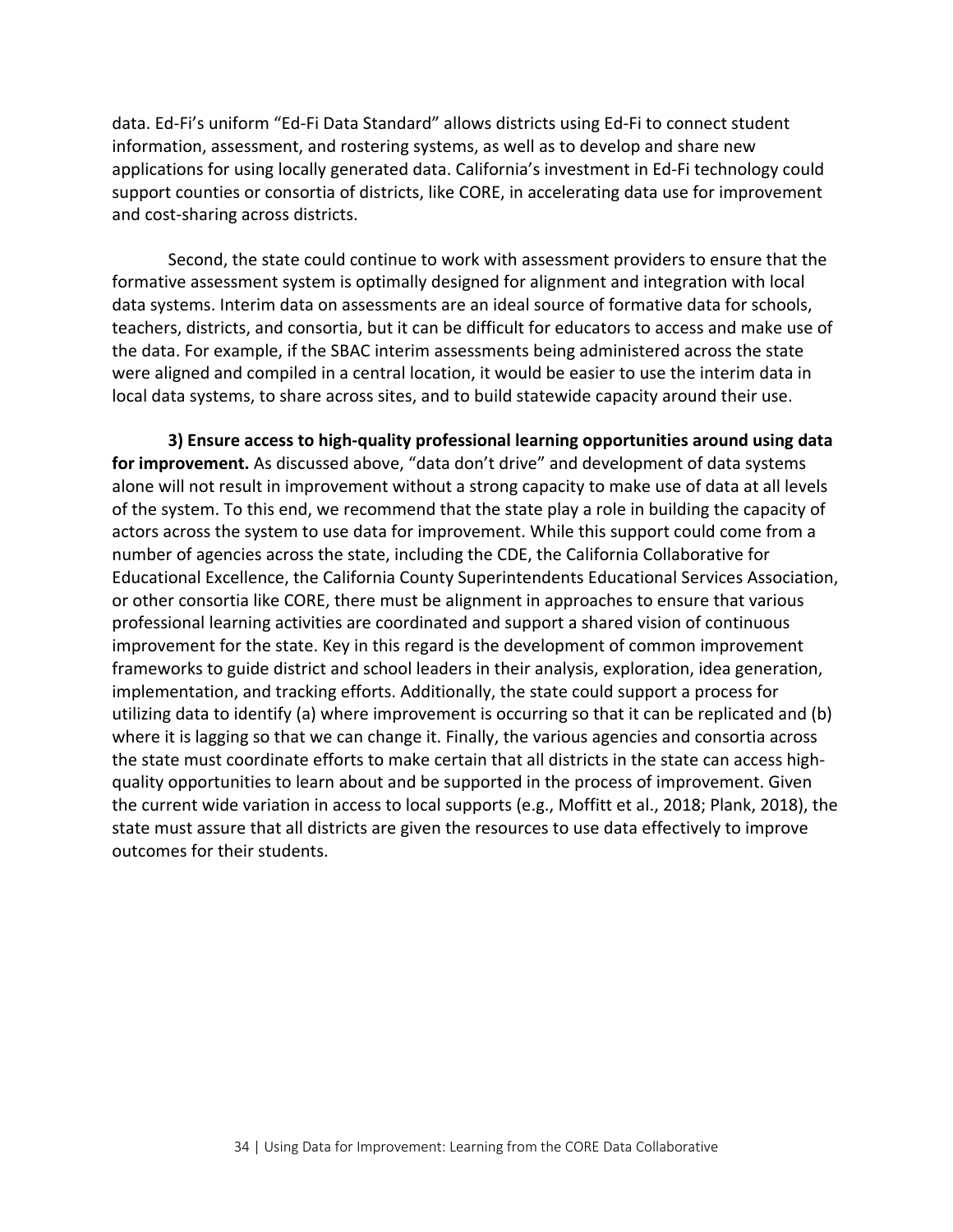data. Ed-Fi's uniform "Ed-Fi Data Standard" allows districts using Ed-Fi to connect student information, assessment, and rostering systems, as well as to develop and share new applications for using locally generated data. California's investment in Ed-Fi technology could support counties or consortia of districts, like CORE, in accelerating data use for improvement and cost-sharing across districts.

Second, the state could continue to work with assessment providers to ensure that the formative assessment system is optimally designed for alignment and integration with local data systems. Interim data on assessments are an ideal source of formative data for schools, teachers, districts, and consortia, but it can be difficult for educators to access and make use of the data. For example, if the SBAC interim assessments being administered across the state were aligned and compiled in a central location, it would be easier to use the interim data in local data systems, to share across sites, and to build statewide capacity around their use.

**3) Ensure access to high-quality professional learning opportunities around using data for improvement.** As discussed above, "data don't drive" and development of data systems alone will not result in improvement without a strong capacity to make use of data at all levels of the system. To this end, we recommend that the state play a role in building the capacity of actors across the system to use data for improvement. While this support could come from a number of agencies across the state, including the CDE, the California Collaborative for Educational Excellence, the California County Superintendents Educational Services Association, or other consortia like CORE, there must be alignment in approaches to ensure that various professional learning activities are coordinated and support a shared vision of continuous improvement for the state. Key in this regard is the development of common improvement frameworks to guide district and school leaders in their analysis, exploration, idea generation, implementation, and tracking efforts. Additionally, the state could support a process for utilizing data to identify (a) where improvement is occurring so that it can be replicated and (b) where it is lagging so that we can change it. Finally, the various agencies and consortia across the state must coordinate efforts to make certain that all districts in the state can access high-quality opportunities to learn about and be supported in the process of improvement. Given the current wide variation in access to local supports (e.g., Moffitt et al., 2018; Plank, 2018), the state must assure that all districts are given the resources to use data effectively to improve outcomes for their students.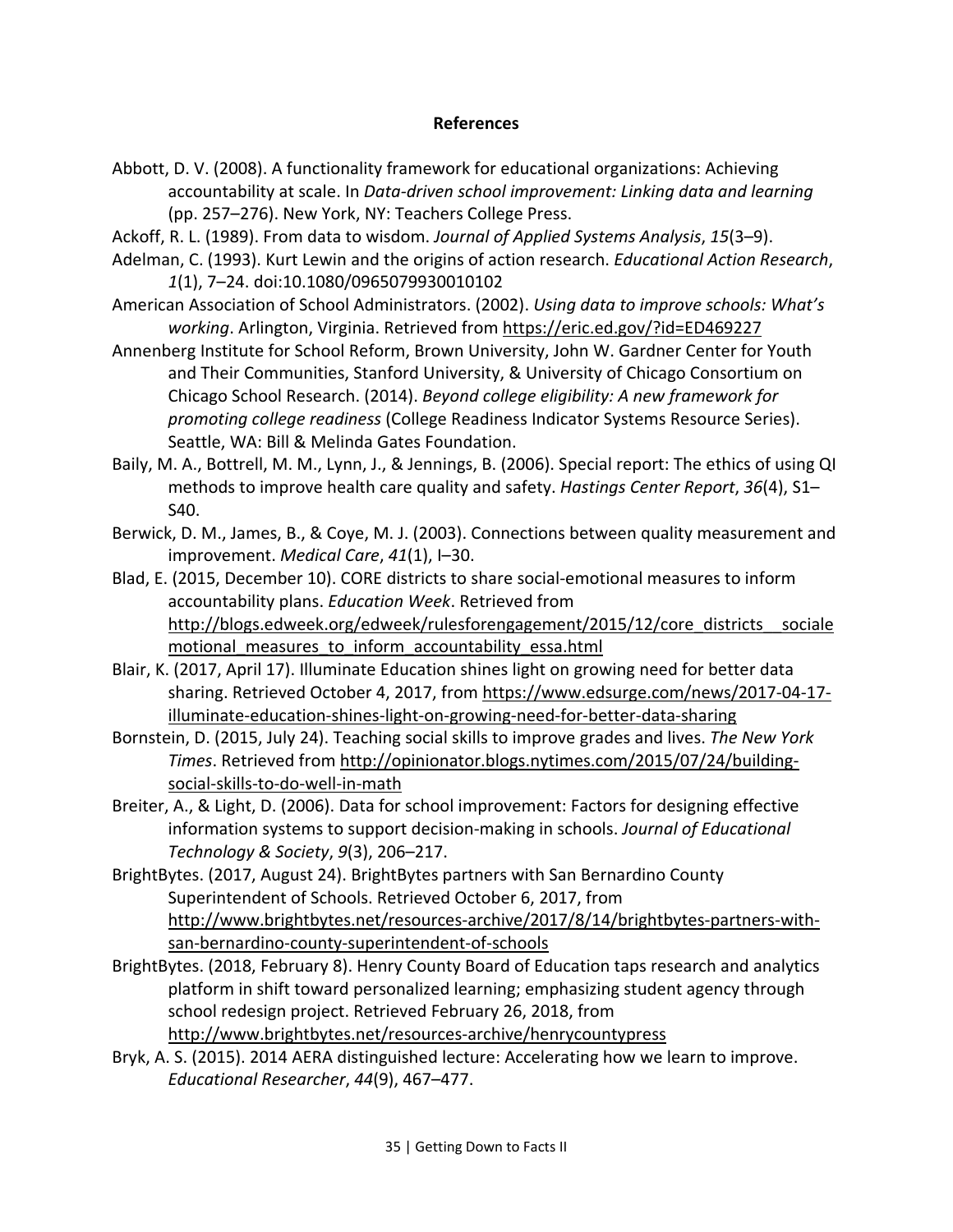## References

Abbott, D. V. (2008). A functionality framework for educational organizations: Achieving accountability at scale. In *Data-driven school improvement: Linking data and learning* (pp. 257–276). New York, NY: Teachers College Press.

Ackoff, R. L. (1989). From data to wisdom. *Journal of Applied Systems Analysis*, *15*(3–9).

Adelman, C. (1993). Kurt Lewin and the origins of action research. *Educational Action Research*, *1*(1), 7–24. doi:10.1080/0965079930010102

American Association of School Administrators. (2002). *Using data to improve schools: What's working*. Arlington, Virginia. Retrieved from https://eric.ed.gov/?id=ED469227

Annenberg Institute for School Reform, Brown University, John W. Gardner Center for Youth and Their Communities, Stanford University, & University of Chicago Consortium on Chicago School Research. (2014). *Beyond college eligibility: A new framework for promoting college readiness* (College Readiness Indicator Systems Resource Series). Seattle, WA: Bill & Melinda Gates Foundation.

Baily, M. A., Bottrell, M. M., Lynn, J., & Jennings, B. (2006). Special report: The ethics of using QI methods to improve health care quality and safety. *Hastings Center Report*, *36*(4), S1–S40.

Berwick, D. M., James, B., & Coye, M. J. (2003). Connections between quality measurement and improvement. *Medical Care*, *41*(1), I–30.

Blad, E. (2015, December 10). CORE districts to share social-emotional measures to inform accountability plans. *Education Week*. Retrieved from http://blogs.edweek.org/edweek/rulesforengagement/2015/12/core_districts__socialemotional_measures_to_inform_accountability_essa.html

Blair, K. (2017, April 17). Illuminate Education shines light on growing need for better data sharing. Retrieved October 4, 2017, from https://www.edsurge.com/news/2017-04-17-illuminate-education-shines-light-on-growing-need-for-better-data-sharing

Bornstein, D. (2015, July 24). Teaching social skills to improve grades and lives. *The New York Times*. Retrieved from http://opinionator.blogs.nytimes.com/2015/07/24/building-social-skills-to-do-well-in-math

Breiter, A., & Light, D. (2006). Data for school improvement: Factors for designing effective information systems to support decision-making in schools. *Journal of Educational Technology & Society*, *9*(3), 206–217.

BrightBytes. (2017, August 24). BrightBytes partners with San Bernardino County Superintendent of Schools. Retrieved October 6, 2017, from http://www.brightbytes.net/resources-archive/2017/8/14/brightbytes-partners-with-san-bernardino-county-superintendent-of-schools

BrightBytes. (2018, February 8). Henry County Board of Education taps research and analytics platform in shift toward personalized learning; emphasizing student agency through school redesign project. Retrieved February 26, 2018, from http://www.brightbytes.net/resources-archive/henrycountypress

Bryk, A. S. (2015). 2014 AERA distinguished lecture: Accelerating how we learn to improve. *Educational Researcher*, *44*(9), 467–477.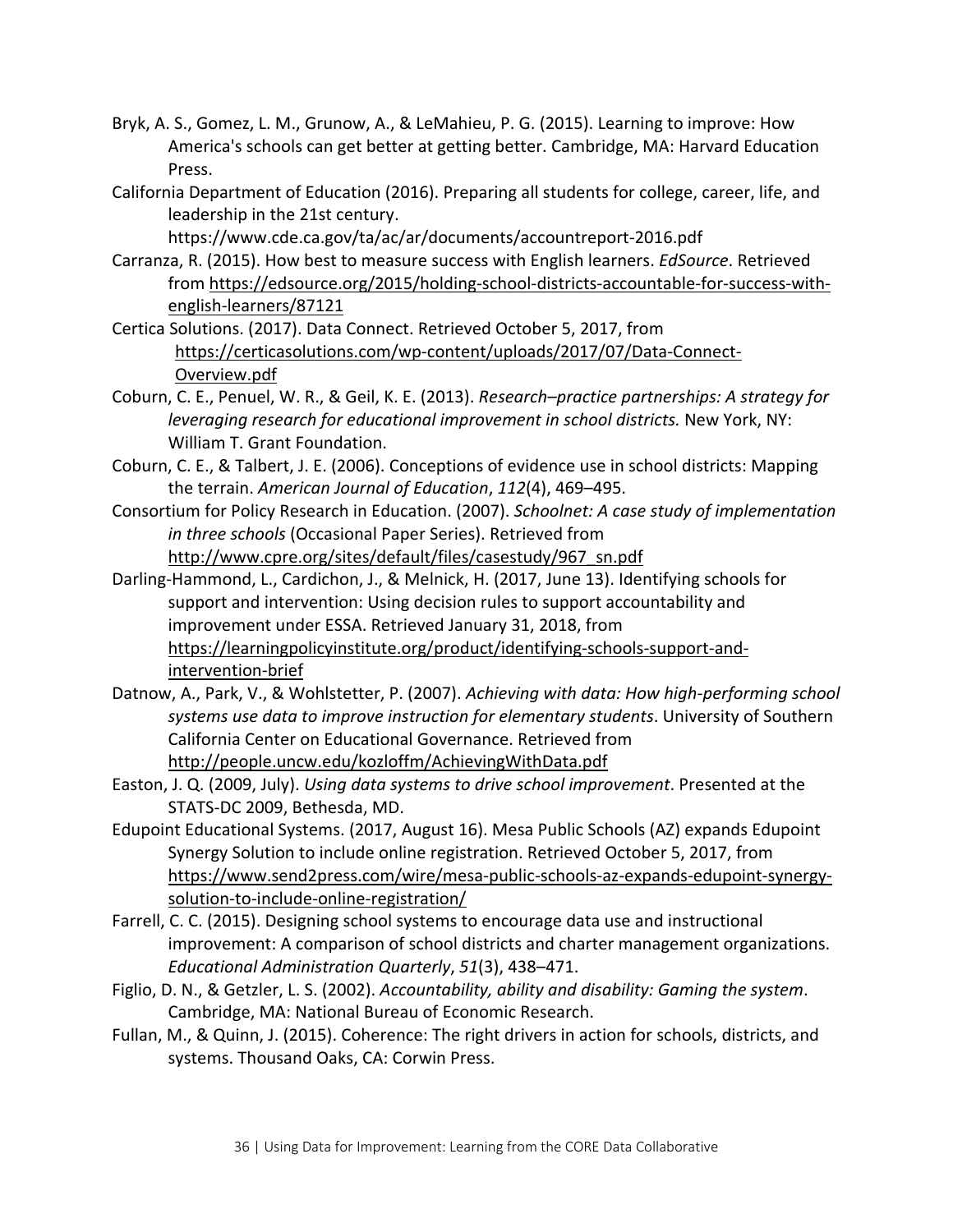Bryk, A. S., Gomez, L. M., Grunow, A., & LeMahieu, P. G. (2015). Learning to improve: How America's schools can get better at getting better. Cambridge, MA: Harvard Education Press.

California Department of Education (2016). Preparing all students for college, career, life, and leadership in the 21st century. https://www.cde.ca.gov/ta/ac/ar/documents/accountreport-2016.pdf

Carranza, R. (2015). How best to measure success with English learners. *EdSource*. Retrieved from https://edsource.org/2015/holding-school-districts-accountable-for-success-with-english-learners/87121

Certica Solutions. (2017). Data Connect. Retrieved October 5, 2017, from https://certicasolutions.com/wp-content/uploads/2017/07/Data-Connect-Overview.pdf

Coburn, C. E., Penuel, W. R., & Geil, K. E. (2013). *Research–practice partnerships: A strategy for leveraging research for educational improvement in school districts.* New York, NY: William T. Grant Foundation.

Coburn, C. E., & Talbert, J. E. (2006). Conceptions of evidence use in school districts: Mapping the terrain. *American Journal of Education*, *112*(4), 469–495.

Consortium for Policy Research in Education. (2007). *Schoolnet: A case study of implementation in three schools* (Occasional Paper Series). Retrieved from http://www.cpre.org/sites/default/files/casestudy/967_sn.pdf

Darling-Hammond, L., Cardichon, J., & Melnick, H. (2017, June 13). Identifying schools for support and intervention: Using decision rules to support accountability and improvement under ESSA. Retrieved January 31, 2018, from https://learningpolicyinstitute.org/product/identifying-schools-support-and-intervention-brief

Datnow, A., Park, V., & Wohlstetter, P. (2007). *Achieving with data: How high-performing school systems use data to improve instruction for elementary students*. University of Southern California Center on Educational Governance. Retrieved from http://people.uncw.edu/kozloffm/AchievingWithData.pdf

Easton, J. Q. (2009, July). *Using data systems to drive school improvement*. Presented at the STATS-DC 2009, Bethesda, MD.

Edupoint Educational Systems. (2017, August 16). Mesa Public Schools (AZ) expands Edupoint Synergy Solution to include online registration. Retrieved October 5, 2017, from https://www.send2press.com/wire/mesa-public-schools-az-expands-edupoint-synergy-solution-to-include-online-registration/

Farrell, C. C. (2015). Designing school systems to encourage data use and instructional improvement: A comparison of school districts and charter management organizations. *Educational Administration Quarterly*, *51*(3), 438–471.

Figlio, D. N., & Getzler, L. S. (2002). *Accountability, ability and disability: Gaming the system*. Cambridge, MA: National Bureau of Economic Research.

Fullan, M., & Quinn, J. (2015). Coherence: The right drivers in action for schools, districts, and systems. Thousand Oaks, CA: Corwin Press.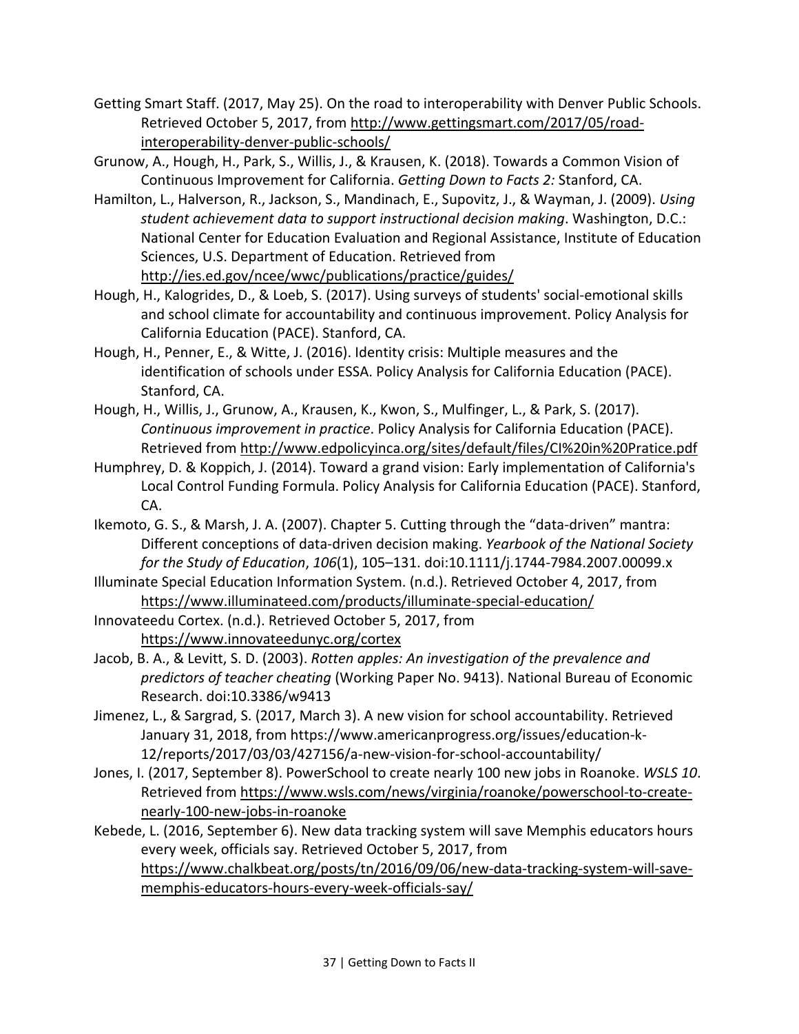Getting Smart Staff. (2017, May 25). On the road to interoperability with Denver Public Schools. Retrieved October 5, 2017, from http://www.gettingsmart.com/2017/05/road-interoperability-denver-public-schools/

Grunow, A., Hough, H., Park, S., Willis, J., & Krausen, K. (2018). Towards a Common Vision of Continuous Improvement for California. *Getting Down to Facts 2:* Stanford, CA.

Hamilton, L., Halverson, R., Jackson, S., Mandinach, E., Supovitz, J., & Wayman, J. (2009). *Using student achievement data to support instructional decision making*. Washington, D.C.: National Center for Education Evaluation and Regional Assistance, Institute of Education Sciences, U.S. Department of Education. Retrieved from http://ies.ed.gov/ncee/wwc/publications/practice/guides/

Hough, H., Kalogrides, D., & Loeb, S. (2017). Using surveys of students' social-emotional skills and school climate for accountability and continuous improvement. Policy Analysis for California Education (PACE). Stanford, CA.

Hough, H., Penner, E., & Witte, J. (2016). Identity crisis: Multiple measures and the identification of schools under ESSA. Policy Analysis for California Education (PACE). Stanford, CA.

Hough, H., Willis, J., Grunow, A., Krausen, K., Kwon, S., Mulfinger, L., & Park, S. (2017). *Continuous improvement in practice*. Policy Analysis for California Education (PACE). Retrieved from http://www.edpolicyinca.org/sites/default/files/CI%20in%20Pratice.pdf

Humphrey, D. & Koppich, J. (2014). Toward a grand vision: Early implementation of California's Local Control Funding Formula. Policy Analysis for California Education (PACE). Stanford, CA.

Ikemoto, G. S., & Marsh, J. A. (2007). Chapter 5. Cutting through the "data-driven" mantra: Different conceptions of data-driven decision making. *Yearbook of the National Society for the Study of Education*, *106*(1), 105–131. doi:10.1111/j.1744-7984.2007.00099.x

Illuminate Special Education Information System. (n.d.). Retrieved October 4, 2017, from https://www.illuminateed.com/products/illuminate-special-education/

Innovateedu Cortex. (n.d.). Retrieved October 5, 2017, from https://www.innovateedunyc.org/cortex

Jacob, B. A., & Levitt, S. D. (2003). *Rotten apples: An investigation of the prevalence and predictors of teacher cheating* (Working Paper No. 9413). National Bureau of Economic Research. doi:10.3386/w9413

Jimenez, L., & Sargrad, S. (2017, March 3). A new vision for school accountability. Retrieved January 31, 2018, from https://www.americanprogress.org/issues/education-k-12/reports/2017/03/03/427156/a-new-vision-for-school-accountability/

Jones, I. (2017, September 8). PowerSchool to create nearly 100 new jobs in Roanoke. *WSLS 10*. Retrieved from https://www.wsls.com/news/virginia/roanoke/powerschool-to-create-nearly-100-new-jobs-in-roanoke

Kebede, L. (2016, September 6). New data tracking system will save Memphis educators hours every week, officials say. Retrieved October 5, 2017, from https://www.chalkbeat.org/posts/tn/2016/09/06/new-data-tracking-system-will-save-memphis-educators-hours-every-week-officials-say/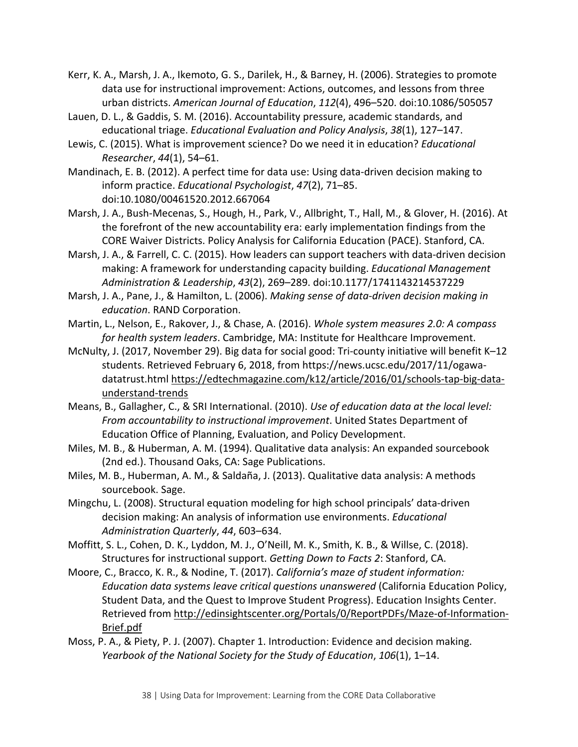Kerr, K. A., Marsh, J. A., Ikemoto, G. S., Darilek, H., & Barney, H. (2006). Strategies to promote data use for instructional improvement: Actions, outcomes, and lessons from three urban districts. *American Journal of Education*, *112*(4), 496–520. doi:10.1086/505057

Lauen, D. L., & Gaddis, S. M. (2016). Accountability pressure, academic standards, and educational triage. *Educational Evaluation and Policy Analysis*, *38*(1), 127–147.

Lewis, C. (2015). What is improvement science? Do we need it in education? *Educational Researcher*, *44*(1), 54–61.

Mandinach, E. B. (2012). A perfect time for data use: Using data-driven decision making to inform practice. *Educational Psychologist*, *47*(2), 71–85. doi:10.1080/00461520.2012.667064

Marsh, J. A., Bush-Mecenas, S., Hough, H., Park, V., Allbright, T., Hall, M., & Glover, H. (2016). At the forefront of the new accountability era: early implementation findings from the CORE Waiver Districts. Policy Analysis for California Education (PACE). Stanford, CA.

Marsh, J. A., & Farrell, C. C. (2015). How leaders can support teachers with data-driven decision making: A framework for understanding capacity building. *Educational Management Administration & Leadership*, *43*(2), 269–289. doi:10.1177/1741143214537229

Marsh, J. A., Pane, J., & Hamilton, L. (2006). *Making sense of data-driven decision making in education*. RAND Corporation.

Martin, L., Nelson, E., Rakover, J., & Chase, A. (2016). *Whole system measures 2.0: A compass for health system leaders*. Cambridge, MA: Institute for Healthcare Improvement.

McNulty, J. (2017, November 29). Big data for social good: Tri-county initiative will benefit K–12 students. Retrieved February 6, 2018, from https://news.ucsc.edu/2017/11/ogawa-datatrust.html https://edtechmagazine.com/k12/article/2016/01/schools-tap-big-data-understand-trends

Means, B., Gallagher, C., & SRI International. (2010). *Use of education data at the local level: From accountability to instructional improvement*. United States Department of Education Office of Planning, Evaluation, and Policy Development.

Miles, M. B., & Huberman, A. M. (1994). Qualitative data analysis: An expanded sourcebook (2nd ed.). Thousand Oaks, CA: Sage Publications.

Miles, M. B., Huberman, A. M., & Saldaña, J. (2013). Qualitative data analysis: A methods sourcebook. Sage.

Mingchu, L. (2008). Structural equation modeling for high school principals' data-driven decision making: An analysis of information use environments. *Educational Administration Quarterly*, *44*, 603–634.

Moffitt, S. L., Cohen, D. K., Lyddon, M. J., O'Neill, M. K., Smith, K. B., & Willse, C. (2018). Structures for instructional support. *Getting Down to Facts 2*: Stanford, CA.

Moore, C., Bracco, K. R., & Nodine, T. (2017). *California's maze of student information: Education data systems leave critical questions unanswered* (California Education Policy, Student Data, and the Quest to Improve Student Progress). Education Insights Center. Retrieved from http://edinsightscenter.org/Portals/0/ReportPDFs/Maze-of-Information-Brief.pdf

Moss, P. A., & Piety, P. J. (2007). Chapter 1. Introduction: Evidence and decision making. *Yearbook of the National Society for the Study of Education*, *106*(1), 1–14.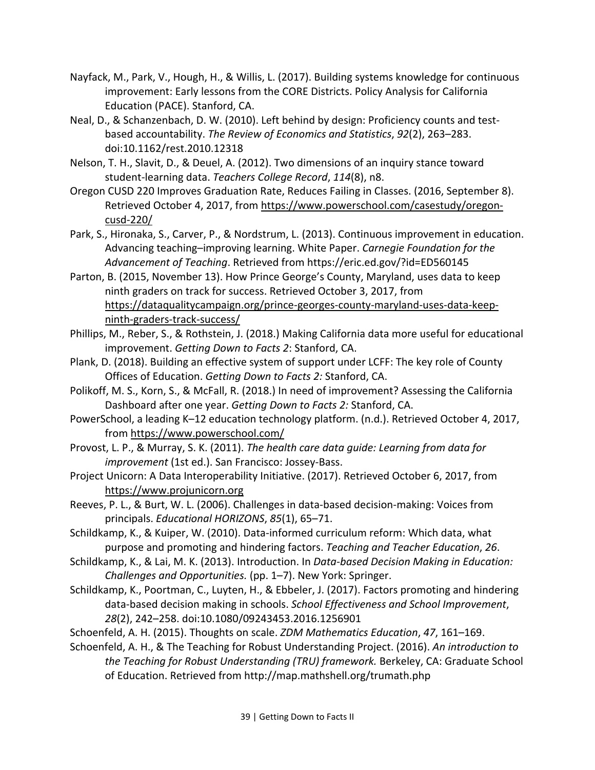Nayfack, M., Park, V., Hough, H., & Willis, L. (2017). Building systems knowledge for continuous improvement: Early lessons from the CORE Districts. Policy Analysis for California Education (PACE). Stanford, CA.

Neal, D., & Schanzenbach, D. W. (2010). Left behind by design: Proficiency counts and test-based accountability. *The Review of Economics and Statistics*, *92*(2), 263–283. doi:10.1162/rest.2010.12318

Nelson, T. H., Slavit, D., & Deuel, A. (2012). Two dimensions of an inquiry stance toward student-learning data. *Teachers College Record*, *114*(8), n8.

Oregon CUSD 220 Improves Graduation Rate, Reduces Failing in Classes. (2016, September 8). Retrieved October 4, 2017, from https://www.powerschool.com/casestudy/oregon-cusd-220/

Park, S., Hironaka, S., Carver, P., & Nordstrum, L. (2013). Continuous improvement in education. Advancing teaching–improving learning. White Paper. *Carnegie Foundation for the Advancement of Teaching*. Retrieved from https://eric.ed.gov/?id=ED560145

Parton, B. (2015, November 13). How Prince George's County, Maryland, uses data to keep ninth graders on track for success. Retrieved October 3, 2017, from https://dataqualitycampaign.org/prince-georges-county-maryland-uses-data-keep-ninth-graders-track-success/

Phillips, M., Reber, S., & Rothstein, J. (2018.) Making California data more useful for educational improvement. *Getting Down to Facts 2*: Stanford, CA.

Plank, D. (2018). Building an effective system of support under LCFF: The key role of County Offices of Education. *Getting Down to Facts 2:* Stanford, CA.

Polikoff, M. S., Korn, S., & McFall, R. (2018.) In need of improvement? Assessing the California Dashboard after one year. *Getting Down to Facts 2:* Stanford, CA.

PowerSchool, a leading K–12 education technology platform. (n.d.). Retrieved October 4, 2017, from https://www.powerschool.com/

Provost, L. P., & Murray, S. K. (2011). *The health care data guide: Learning from data for improvement* (1st ed.). San Francisco: Jossey-Bass.

Project Unicorn: A Data Interoperability Initiative. (2017). Retrieved October 6, 2017, from https://www.projunicorn.org

Reeves, P. L., & Burt, W. L. (2006). Challenges in data-based decision-making: Voices from principals. *Educational HORIZONS*, *85*(1), 65–71.

Schildkamp, K., & Kuiper, W. (2010). Data-informed curriculum reform: Which data, what purpose and promoting and hindering factors. *Teaching and Teacher Education*, *26*.

Schildkamp, K., & Lai, M. K. (2013). Introduction. In *Data-based Decision Making in Education: Challenges and Opportunities.* (pp. 1–7). New York: Springer.

Schildkamp, K., Poortman, C., Luyten, H., & Ebbeler, J. (2017). Factors promoting and hindering data-based decision making in schools. *School Effectiveness and School Improvement*, *28*(2), 242–258. doi:10.1080/09243453.2016.1256901

Schoenfeld, A. H. (2015). Thoughts on scale. *ZDM Mathematics Education*, *47*, 161–169.

Schoenfeld, A. H., & The Teaching for Robust Understanding Project. (2016). *An introduction to the Teaching for Robust Understanding (TRU) framework.* Berkeley, CA: Graduate School of Education. Retrieved from http://map.mathshell.org/trumath.php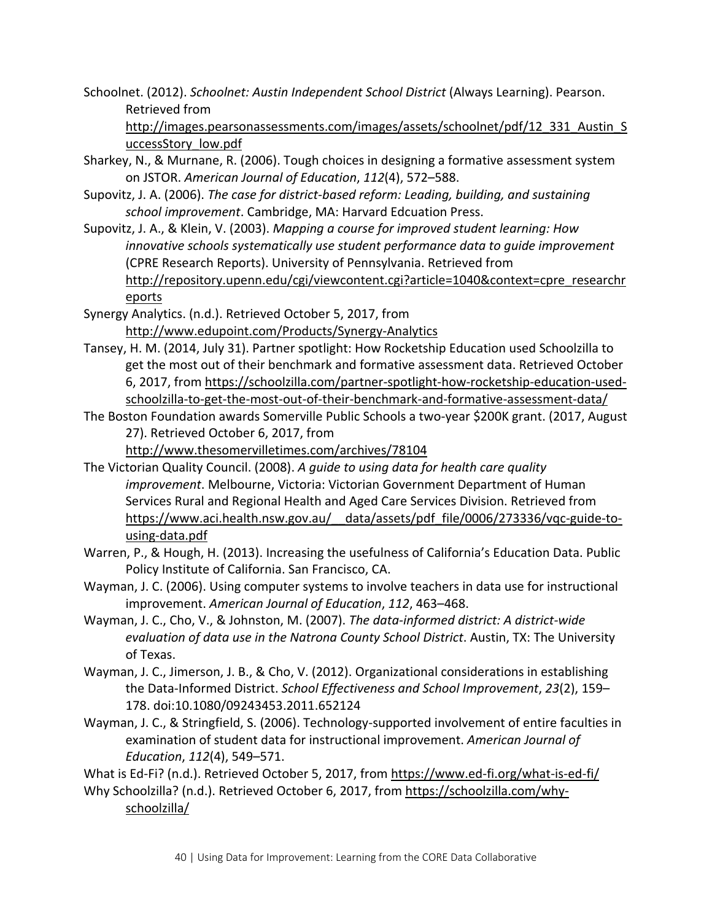Schoolnet. (2012). *Schoolnet: Austin Independent School District* (Always Learning). Pearson. Retrieved from http://images.pearsonassessments.com/images/assets/schoolnet/pdf/12_331_Austin_SuccessStory_low.pdf

Sharkey, N., & Murnane, R. (2006). Tough choices in designing a formative assessment system on JSTOR. *American Journal of Education*, *112*(4), 572–588.

Supovitz, J. A. (2006). *The case for district-based reform: Leading, building, and sustaining school improvement*. Cambridge, MA: Harvard Edcuation Press.

Supovitz, J. A., & Klein, V. (2003). *Mapping a course for improved student learning: How innovative schools systematically use student performance data to guide improvement* (CPRE Research Reports). University of Pennsylvania. Retrieved from http://repository.upenn.edu/cgi/viewcontent.cgi?article=1040&context=cpre_researchreports

Synergy Analytics. (n.d.). Retrieved October 5, 2017, from http://www.edupoint.com/Products/Synergy-Analytics

Tansey, H. M. (2014, July 31). Partner spotlight: How Rocketship Education used Schoolzilla to get the most out of their benchmark and formative assessment data. Retrieved October 6, 2017, from https://schoolzilla.com/partner-spotlight-how-rocketship-education-used-schoolzilla-to-get-the-most-out-of-their-benchmark-and-formative-assessment-data/

The Boston Foundation awards Somerville Public Schools a two-year $200K grant. (2017, August 27). Retrieved October 6, 2017, from http://www.thesomervilletimes.com/archives/78104

The Victorian Quality Council. (2008). *A guide to using data for health care quality improvement*. Melbourne, Victoria: Victorian Government Department of Human Services Rural and Regional Health and Aged Care Services Division. Retrieved from https://www.aci.health.nsw.gov.au/__data/assets/pdf_file/0006/273336/vqc-guide-to-using-data.pdf

Warren, P., & Hough, H. (2013). Increasing the usefulness of California's Education Data. Public Policy Institute of California. San Francisco, CA.

Wayman, J. C. (2006). Using computer systems to involve teachers in data use for instructional improvement. *American Journal of Education*, *112*, 463–468.

Wayman, J. C., Cho, V., & Johnston, M. (2007). *The data-informed district: A district-wide evaluation of data use in the Natrona County School District*. Austin, TX: The University of Texas.

Wayman, J. C., Jimerson, J. B., & Cho, V. (2012). Organizational considerations in establishing the Data-Informed District. *School Effectiveness and School Improvement*, *23*(2), 159–178. doi:10.1080/09243453.2011.652124

Wayman, J. C., & Stringfield, S. (2006). Technology-supported involvement of entire faculties in examination of student data for instructional improvement. *American Journal of Education*, *112*(4), 549–571.

What is Ed-Fi? (n.d.). Retrieved October 5, 2017, from https://www.ed-fi.org/what-is-ed-fi/

Why Schoolzilla? (n.d.). Retrieved October 6, 2017, from https://schoolzilla.com/why-schoolzilla/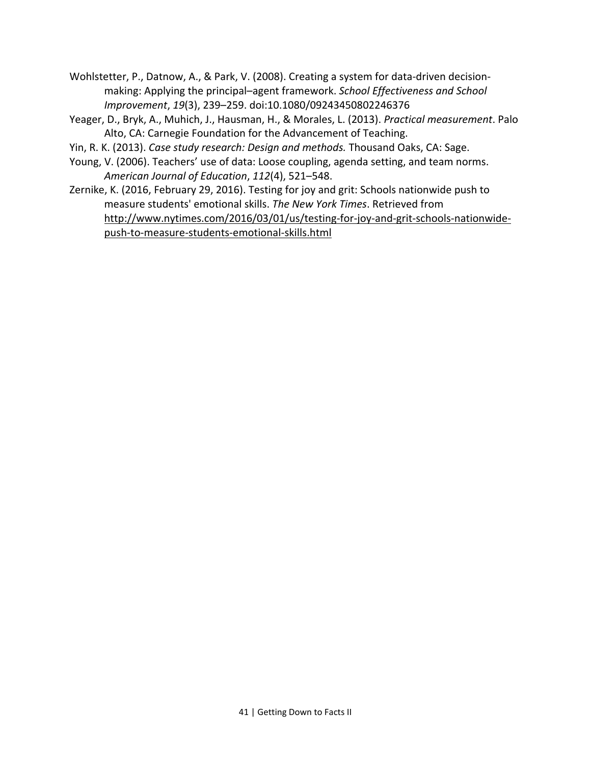Wohlstetter, P., Datnow, A., & Park, V. (2008). Creating a system for data-driven decision-making: Applying the principal–agent framework. *School Effectiveness and School Improvement*, *19*(3), 239–259. doi:10.1080/09243450802246376

Yeager, D., Bryk, A., Muhich, J., Hausman, H., & Morales, L. (2013). *Practical measurement*. Palo Alto, CA: Carnegie Foundation for the Advancement of Teaching.

Yin, R. K. (2013). *Case study research: Design and methods.* Thousand Oaks, CA: Sage.

Young, V. (2006). Teachers' use of data: Loose coupling, agenda setting, and team norms. *American Journal of Education*, *112*(4), 521–548.

Zernike, K. (2016, February 29, 2016). Testing for joy and grit: Schools nationwide push to measure students' emotional skills. *The New York Times*. Retrieved from http://www.nytimes.com/2016/03/01/us/testing-for-joy-and-grit-schools-nationwide-push-to-measure-students-emotional-skills.html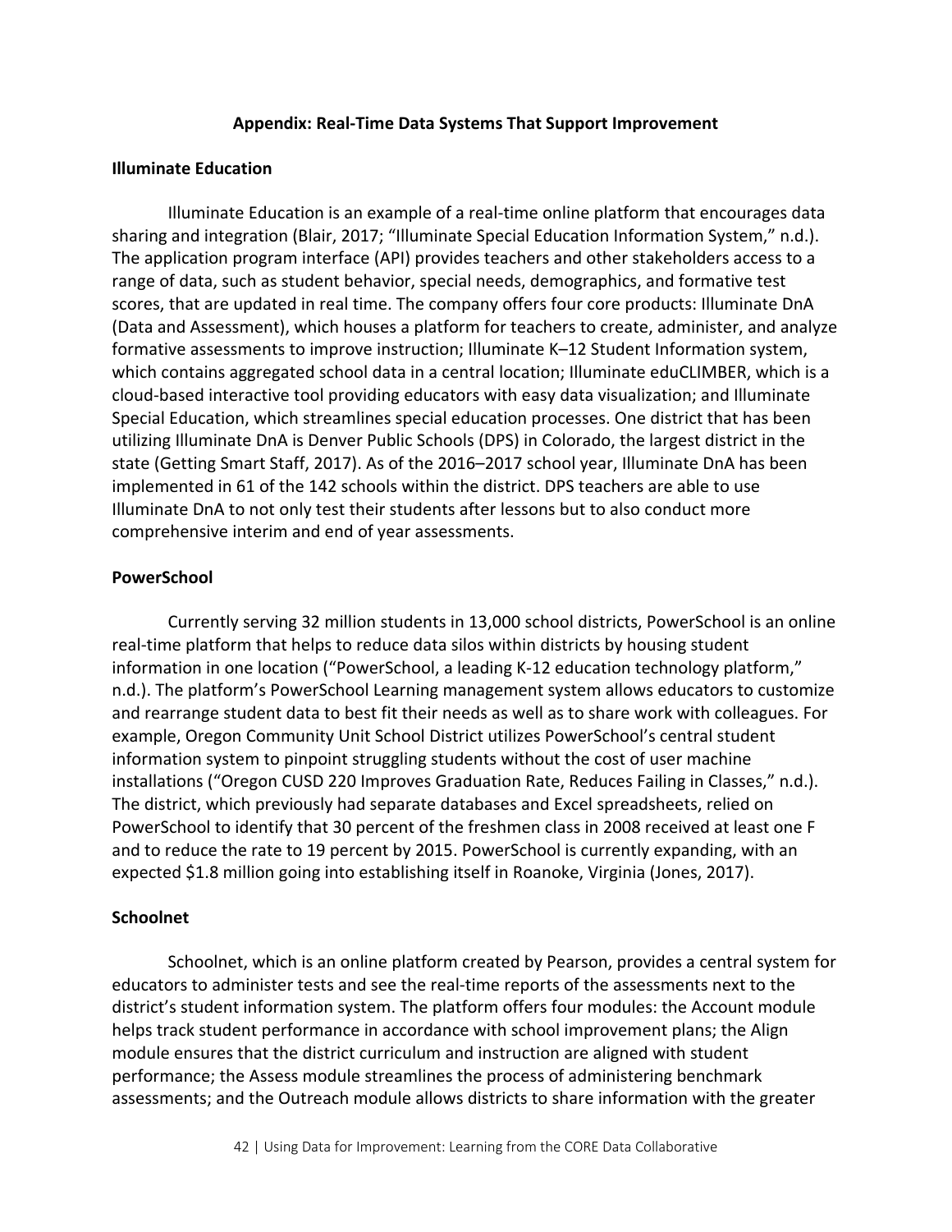## Appendix: Real-Time Data Systems That Support Improvement

### Illuminate Education

Illuminate Education is an example of a real-time online platform that encourages data sharing and integration (Blair, 2017; "Illuminate Special Education Information System," n.d.). The application program interface (API) provides teachers and other stakeholders access to a range of data, such as student behavior, special needs, demographics, and formative test scores, that are updated in real time. The company offers four core products: Illuminate DnA (Data and Assessment), which houses a platform for teachers to create, administer, and analyze formative assessments to improve instruction; Illuminate K–12 Student Information system, which contains aggregated school data in a central location; Illuminate eduCLIMBER, which is a cloud-based interactive tool providing educators with easy data visualization; and Illuminate Special Education, which streamlines special education processes. One district that has been utilizing Illuminate DnA is Denver Public Schools (DPS) in Colorado, the largest district in the state (Getting Smart Staff, 2017). As of the 2016–2017 school year, Illuminate DnA has been implemented in 61 of the 142 schools within the district. DPS teachers are able to use Illuminate DnA to not only test their students after lessons but to also conduct more comprehensive interim and end of year assessments.

### PowerSchool

Currently serving 32 million students in 13,000 school districts, PowerSchool is an online real-time platform that helps to reduce data silos within districts by housing student information in one location ("PowerSchool, a leading K-12 education technology platform," n.d.). The platform's PowerSchool Learning management system allows educators to customize and rearrange student data to best fit their needs as well as to share work with colleagues. For example, Oregon Community Unit School District utilizes PowerSchool's central student information system to pinpoint struggling students without the cost of user machine installations ("Oregon CUSD 220 Improves Graduation Rate, Reduces Failing in Classes," n.d.). The district, which previously had separate databases and Excel spreadsheets, relied on PowerSchool to identify that 30 percent of the freshmen class in 2008 received at least one F and to reduce the rate to 19 percent by 2015. PowerSchool is currently expanding, with an expected $1.8 million going into establishing itself in Roanoke, Virginia (Jones, 2017).

### Schoolnet

Schoolnet, which is an online platform created by Pearson, provides a central system for educators to administer tests and see the real-time reports of the assessments next to the district's student information system. The platform offers four modules: the Account module helps track student performance in accordance with school improvement plans; the Align module ensures that the district curriculum and instruction are aligned with student performance; the Assess module streamlines the process of administering benchmark assessments; and the Outreach module allows districts to share information with the greater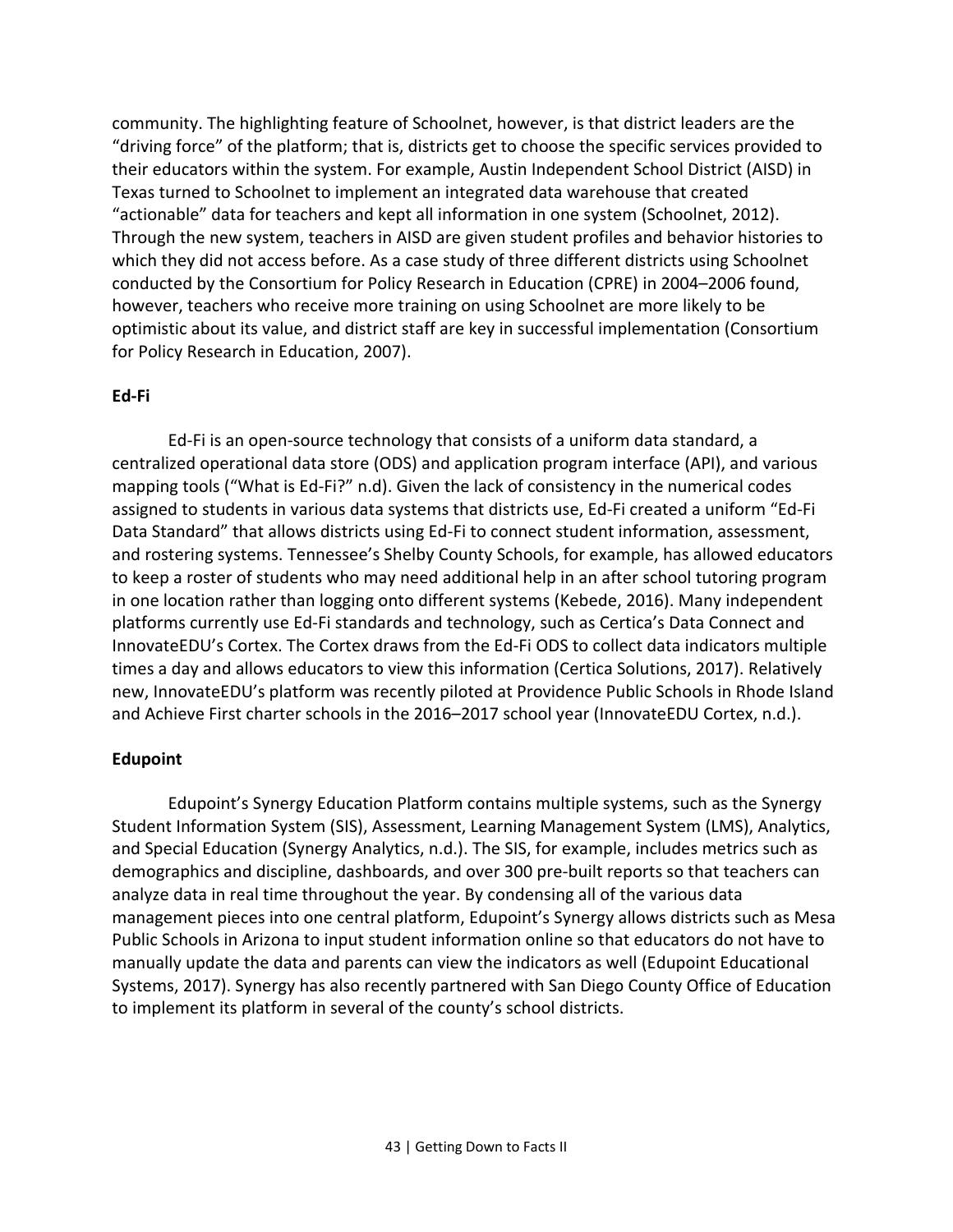community. The highlighting feature of Schoolnet, however, is that district leaders are the "driving force" of the platform; that is, districts get to choose the specific services provided to their educators within the system. For example, Austin Independent School District (AISD) in Texas turned to Schoolnet to implement an integrated data warehouse that created "actionable" data for teachers and kept all information in one system (Schoolnet, 2012). Through the new system, teachers in AISD are given student profiles and behavior histories to which they did not access before. As a case study of three different districts using Schoolnet conducted by the Consortium for Policy Research in Education (CPRE) in 2004–2006 found, however, teachers who receive more training on using Schoolnet are more likely to be optimistic about its value, and district staff are key in successful implementation (Consortium for Policy Research in Education, 2007).

### Ed-Fi

Ed-Fi is an open-source technology that consists of a uniform data standard, a centralized operational data store (ODS) and application program interface (API), and various mapping tools ("What is Ed-Fi?" n.d). Given the lack of consistency in the numerical codes assigned to students in various data systems that districts use, Ed-Fi created a uniform "Ed-Fi Data Standard" that allows districts using Ed-Fi to connect student information, assessment, and rostering systems. Tennessee's Shelby County Schools, for example, has allowed educators to keep a roster of students who may need additional help in an after school tutoring program in one location rather than logging onto different systems (Kebede, 2016). Many independent platforms currently use Ed-Fi standards and technology, such as Certica's Data Connect and InnovateEDU's Cortex. The Cortex draws from the Ed-Fi ODS to collect data indicators multiple times a day and allows educators to view this information (Certica Solutions, 2017). Relatively new, InnovateEDU's platform was recently piloted at Providence Public Schools in Rhode Island and Achieve First charter schools in the 2016–2017 school year (InnovateEDU Cortex, n.d.).

### Edupoint

Edupoint's Synergy Education Platform contains multiple systems, such as the Synergy Student Information System (SIS), Assessment, Learning Management System (LMS), Analytics, and Special Education (Synergy Analytics, n.d.). The SIS, for example, includes metrics such as demographics and discipline, dashboards, and over 300 pre-built reports so that teachers can analyze data in real time throughout the year. By condensing all of the various data management pieces into one central platform, Edupoint's Synergy allows districts such as Mesa Public Schools in Arizona to input student information online so that educators do not have to manually update the data and parents can view the indicators as well (Edupoint Educational Systems, 2017). Synergy has also recently partnered with San Diego County Office of Education to implement its platform in several of the county's school districts.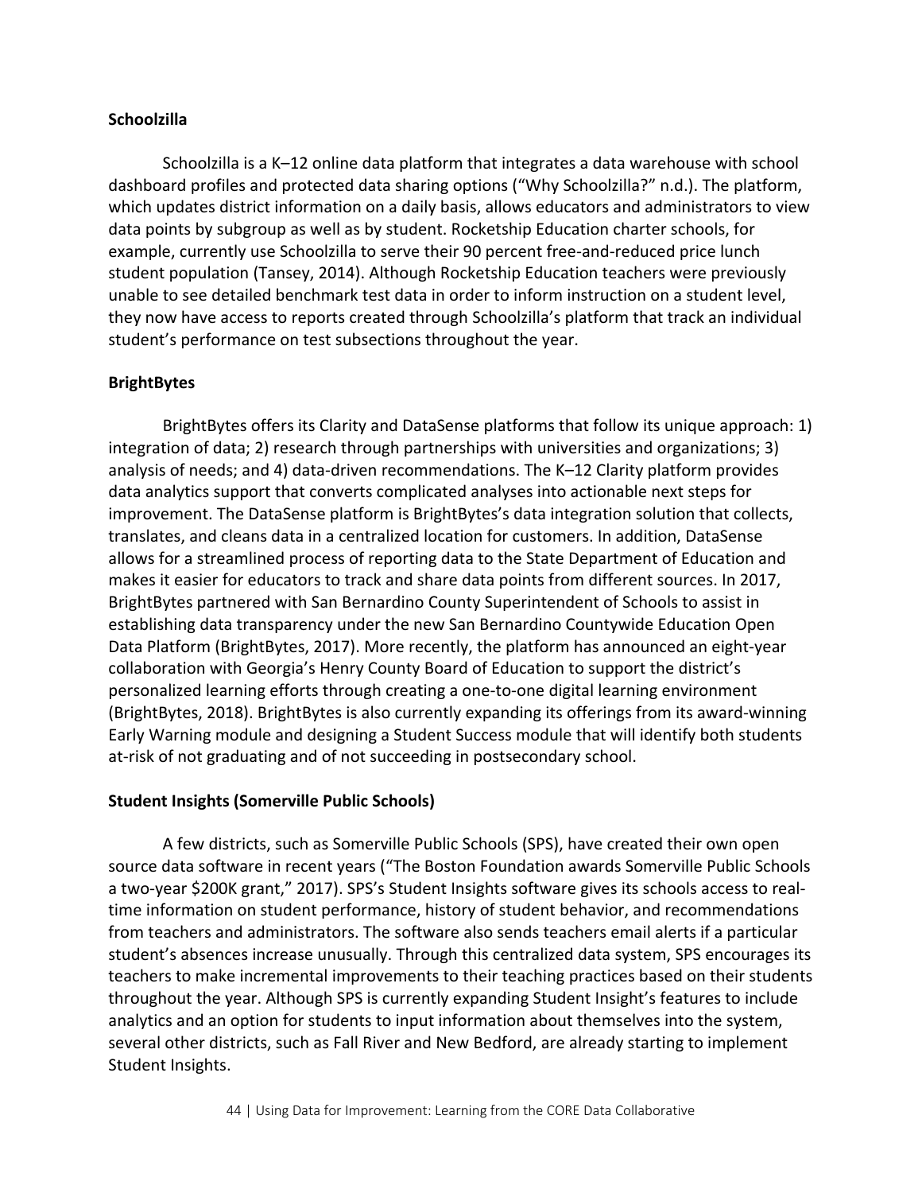### Schoolzilla

Schoolzilla is a K–12 online data platform that integrates a data warehouse with school dashboard profiles and protected data sharing options ("Why Schoolzilla?" n.d.). The platform, which updates district information on a daily basis, allows educators and administrators to view data points by subgroup as well as by student. Rocketship Education charter schools, for example, currently use Schoolzilla to serve their 90 percent free-and-reduced price lunch student population (Tansey, 2014). Although Rocketship Education teachers were previously unable to see detailed benchmark test data in order to inform instruction on a student level, they now have access to reports created through Schoolzilla's platform that track an individual student's performance on test subsections throughout the year.

### BrightBytes

BrightBytes offers its Clarity and DataSense platforms that follow its unique approach: 1) integration of data; 2) research through partnerships with universities and organizations; 3) analysis of needs; and 4) data-driven recommendations. The K–12 Clarity platform provides data analytics support that converts complicated analyses into actionable next steps for improvement. The DataSense platform is BrightBytes's data integration solution that collects, translates, and cleans data in a centralized location for customers. In addition, DataSense allows for a streamlined process of reporting data to the State Department of Education and makes it easier for educators to track and share data points from different sources. In 2017, BrightBytes partnered with San Bernardino County Superintendent of Schools to assist in establishing data transparency under the new San Bernardino Countywide Education Open Data Platform (BrightBytes, 2017). More recently, the platform has announced an eight-year collaboration with Georgia's Henry County Board of Education to support the district's personalized learning efforts through creating a one-to-one digital learning environment (BrightBytes, 2018). BrightBytes is also currently expanding its offerings from its award-winning Early Warning module and designing a Student Success module that will identify both students at-risk of not graduating and of not succeeding in postsecondary school.

### Student Insights (Somerville Public Schools)

A few districts, such as Somerville Public Schools (SPS), have created their own open source data software in recent years ("The Boston Foundation awards Somerville Public Schools a two-year $200K grant," 2017). SPS's Student Insights software gives its schools access to real-time information on student performance, history of student behavior, and recommendations from teachers and administrators. The software also sends teachers email alerts if a particular student's absences increase unusually. Through this centralized data system, SPS encourages its teachers to make incremental improvements to their teaching practices based on their students throughout the year. Although SPS is currently expanding Student Insight's features to include analytics and an option for students to input information about themselves into the system, several other districts, such as Fall River and New Bedford, are already starting to implement Student Insights.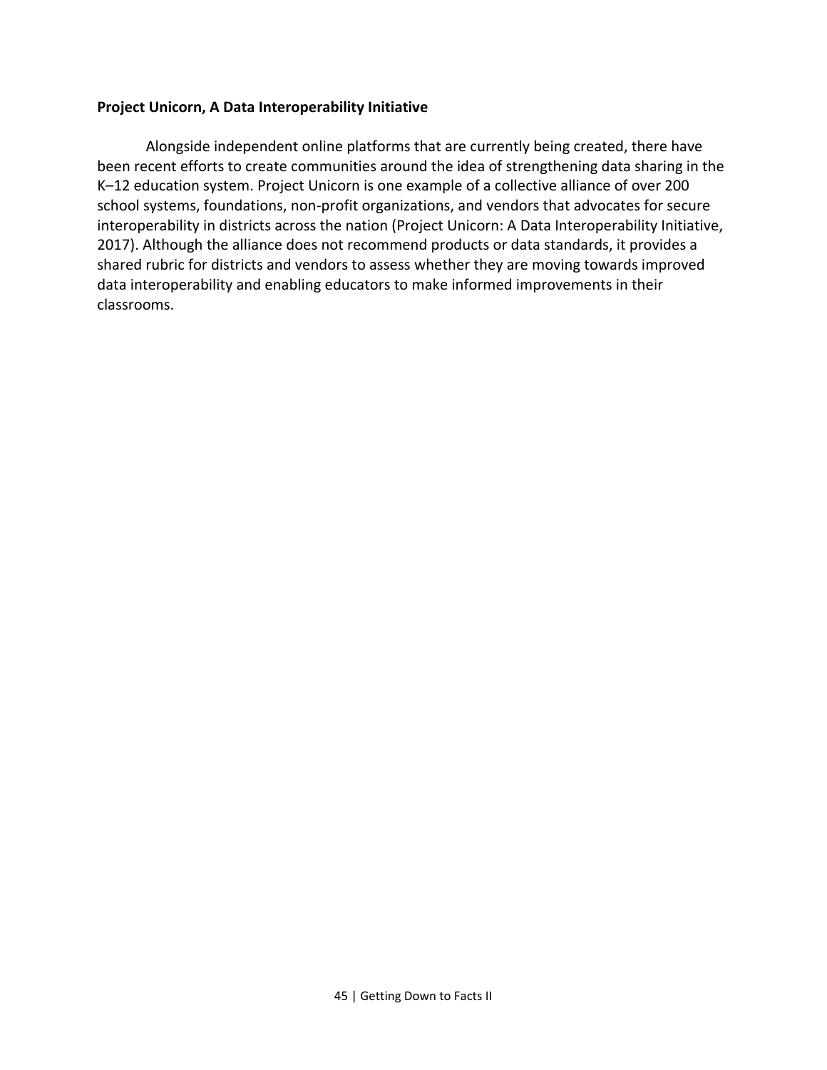**Project Unicorn, A Data Interoperability Initiative**

Alongside independent online platforms that are currently being created, there have been recent efforts to create communities around the idea of strengthening data sharing in the K–12 education system. Project Unicorn is one example of a collective alliance of over 200 school systems, foundations, non-profit organizations, and vendors that advocates for secure interoperability in districts across the nation (Project Unicorn: A Data Interoperability Initiative, 2017). Although the alliance does not recommend products or data standards, it provides a shared rubric for districts and vendors to assess whether they are moving towards improved data interoperability and enabling educators to make informed improvements in their classrooms.